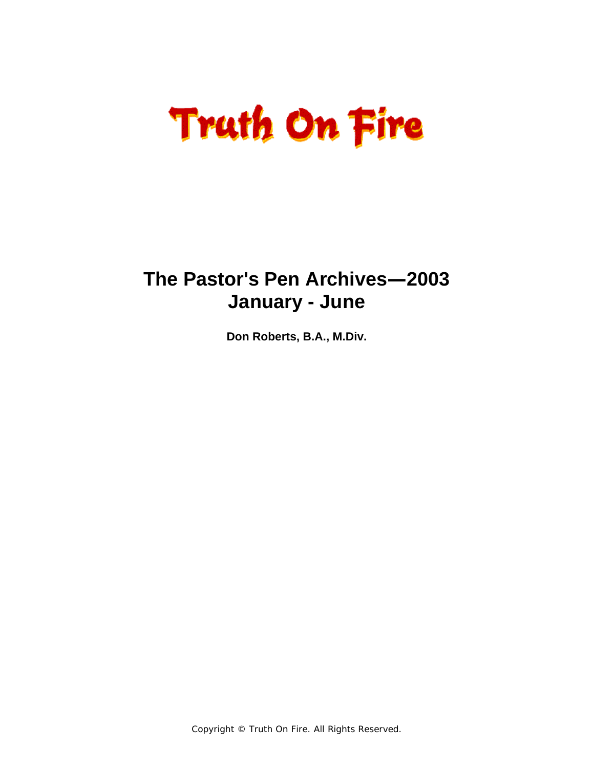# Truth On Fire

# The Pastor's Pen Archives—2003 January - June

**Don Roberts, B.A., M.Div.**

Copyright © Truth On Fire. All Rights Reserved.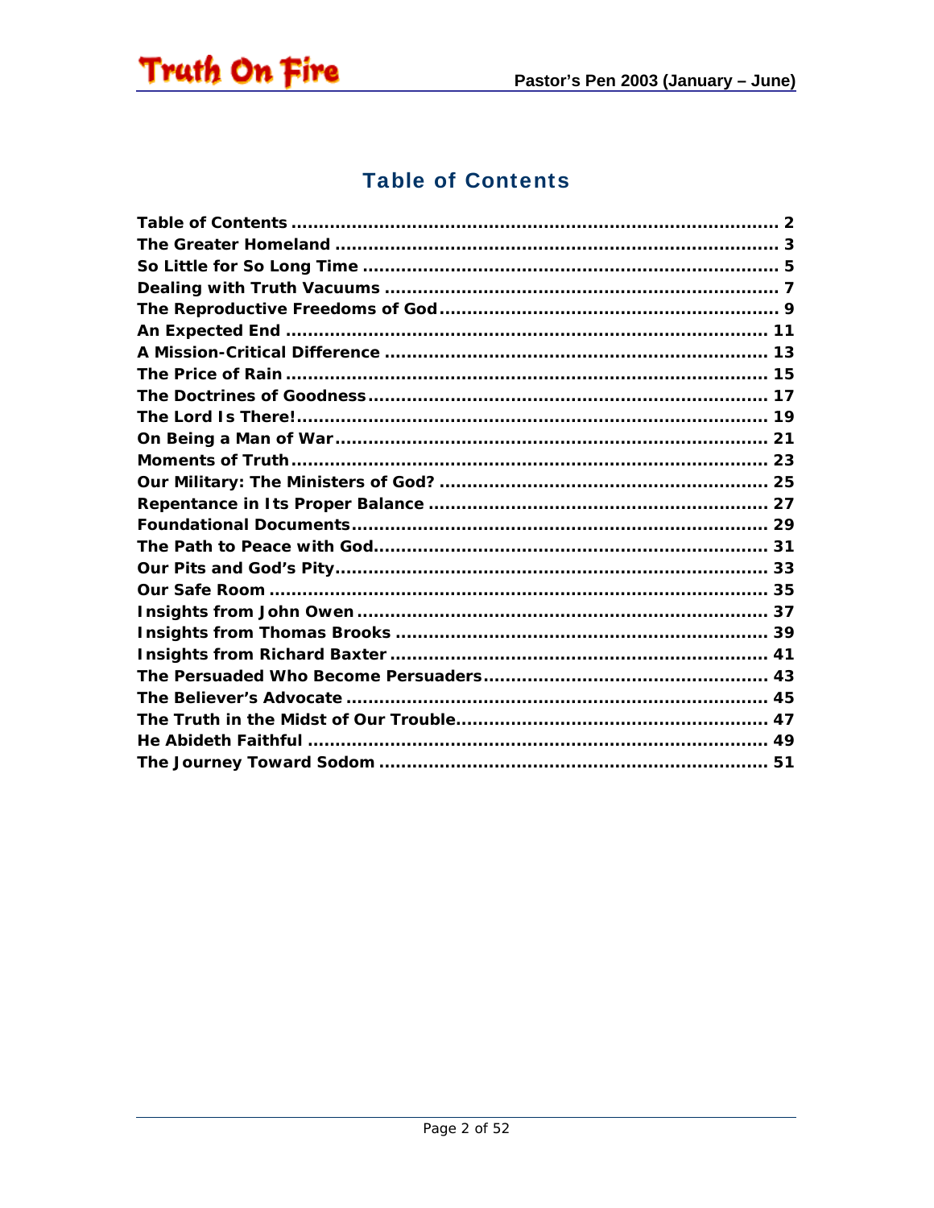# Table of Contents

Table of Contents .......................................................................................... 2
The Greater Homeland .................................................................................. 3
So Little for So Long Time ............................................................................. 5
Dealing with Truth Vacuums ......................................................................... 7
The Reproductive Freedoms of God ............................................................... 9
An Expected End ......................................................................................... 11
A Mission-Critical Difference ....................................................................... 13
The Price of Rain ......................................................................................... 15
The Doctrines of Goodness .......................................................................... 17
The Lord Is There! ....................................................................................... 19
On Being a Man of War ................................................................................ 21
Moments of Truth ........................................................................................ 23
Our Military: The Ministers of God? ............................................................. 25
Repentance in Its Proper Balance ................................................................ 27
Foundational Documents ............................................................................. 29
The Path to Peace with God ......................................................................... 31
Our Pits and God's Pity ................................................................................ 33
Our Safe Room ............................................................................................ 35
Insights from John Owen ............................................................................. 37
Insights from Thomas Brooks ...................................................................... 39
Insights from Richard Baxter ....................................................................... 41
The Persuaded Who Become Persuaders ..................................................... 43
The Believer's Advocate .............................................................................. 45
The Truth in the Midst of Our Trouble .......................................................... 47
He Abideth Faithful ...................................................................................... 49
The Journey Toward Sodom ......................................................................... 51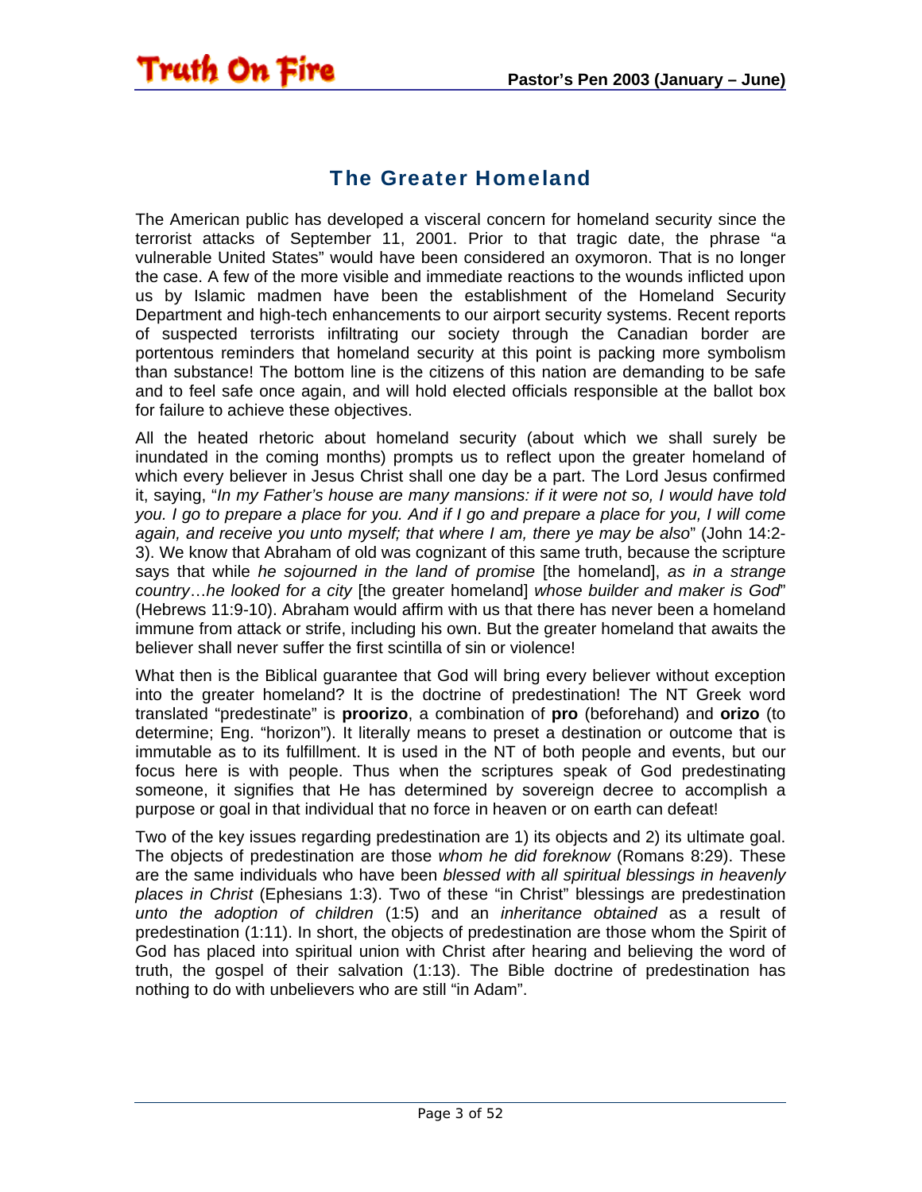## The Greater Homeland

The American public has developed a visceral concern for homeland security since the terrorist attacks of September 11, 2001. Prior to that tragic date, the phrase "a vulnerable United States" would have been considered an oxymoron. That is no longer the case. A few of the more visible and immediate reactions to the wounds inflicted upon us by Islamic madmen have been the establishment of the Homeland Security Department and high-tech enhancements to our airport security systems. Recent reports of suspected terrorists infiltrating our society through the Canadian border are portentous reminders that homeland security at this point is packing more symbolism than substance! The bottom line is the citizens of this nation are demanding to be safe and to feel safe once again, and will hold elected officials responsible at the ballot box for failure to achieve these objectives.

All the heated rhetoric about homeland security (about which we shall surely be inundated in the coming months) prompts us to reflect upon the greater homeland of which every believer in Jesus Christ shall one day be a part. The Lord Jesus confirmed it, saying, "*In my Father's house are many mansions: if it were not so, I would have told you. I go to prepare a place for you. And if I go and prepare a place for you, I will come again, and receive you unto myself; that where I am, there ye may be also*" (John 14:2-3). We know that Abraham of old was cognizant of this same truth, because the scripture says that while *he sojourned in the land of promise* [the homeland], *as in a strange country…he looked for a city* [the greater homeland] *whose builder and maker is God*" (Hebrews 11:9-10). Abraham would affirm with us that there has never been a homeland immune from attack or strife, including his own. But the greater homeland that awaits the believer shall never suffer the first scintilla of sin or violence!

What then is the Biblical guarantee that God will bring every believer without exception into the greater homeland? It is the doctrine of predestination! The NT Greek word translated "predestinate" is **proorizo**, a combination of **pro** (beforehand) and **orizo** (to determine; Eng. "horizon"). It literally means to preset a destination or outcome that is immutable as to its fulfillment. It is used in the NT of both people and events, but our focus here is with people. Thus when the scriptures speak of God predestinating someone, it signifies that He has determined by sovereign decree to accomplish a purpose or goal in that individual that no force in heaven or on earth can defeat!

Two of the key issues regarding predestination are 1) its objects and 2) its ultimate goal. The objects of predestination are those *whom he did foreknow* (Romans 8:29). These are the same individuals who have been *blessed with all spiritual blessings in heavenly places in Christ* (Ephesians 1:3). Two of these "in Christ" blessings are predestination *unto the adoption of children* (1:5) and an *inheritance obtained* as a result of predestination (1:11). In short, the objects of predestination are those whom the Spirit of God has placed into spiritual union with Christ after hearing and believing the word of truth, the gospel of their salvation (1:13). The Bible doctrine of predestination has nothing to do with unbelievers who are still "in Adam".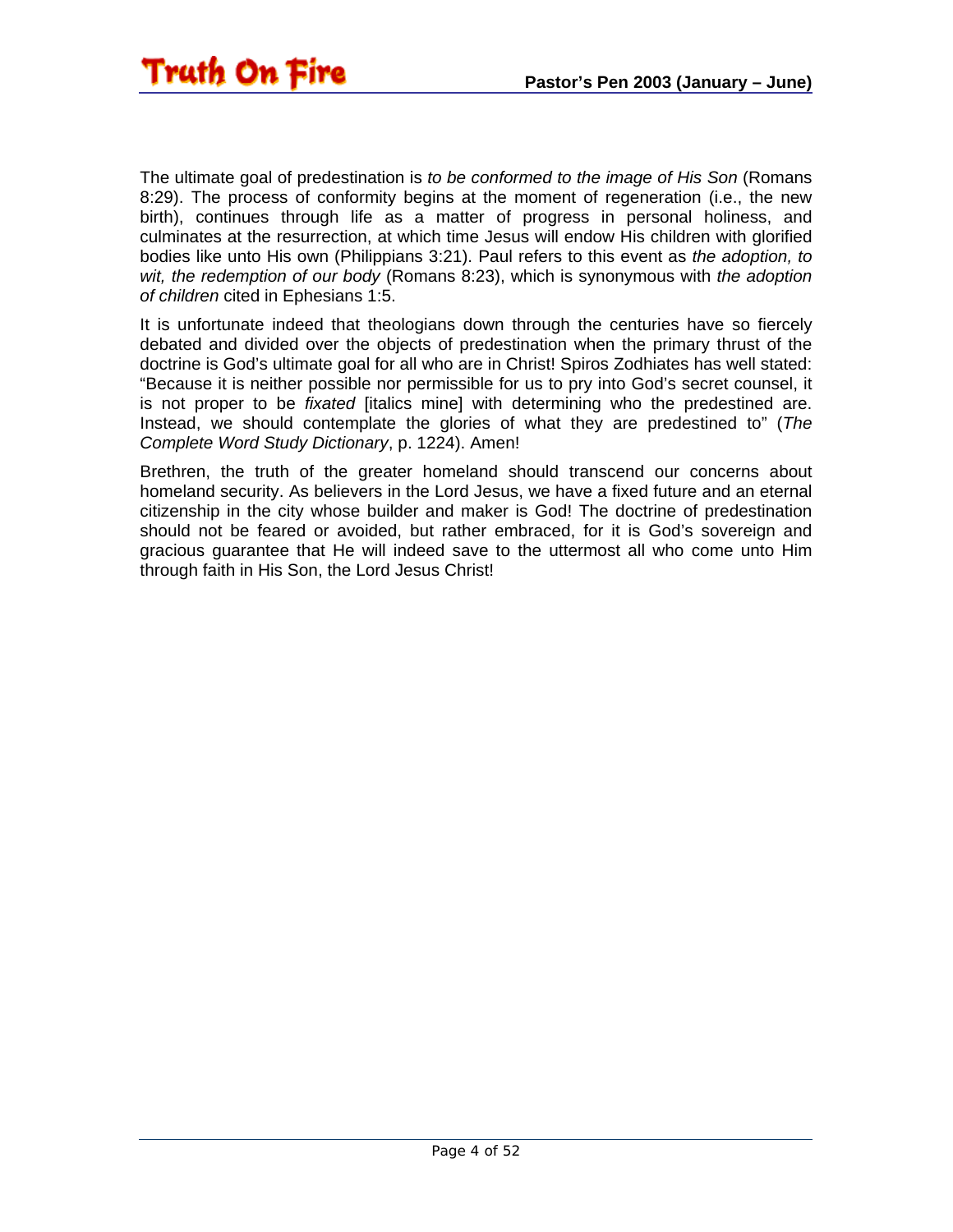The ultimate goal of predestination is *to be conformed to the image of His Son* (Romans 8:29). The process of conformity begins at the moment of regeneration (i.e., the new birth), continues through life as a matter of progress in personal holiness, and culminates at the resurrection, at which time Jesus will endow His children with glorified bodies like unto His own (Philippians 3:21). Paul refers to this event as *the adoption, to wit, the redemption of our body* (Romans 8:23), which is synonymous with *the adoption of children* cited in Ephesians 1:5.

It is unfortunate indeed that theologians down through the centuries have so fiercely debated and divided over the objects of predestination when the primary thrust of the doctrine is God's ultimate goal for all who are in Christ! Spiros Zodhiates has well stated: "Because it is neither possible nor permissible for us to pry into God's secret counsel, it is not proper to be *fixated* [italics mine] with determining who the predestined are. Instead, we should contemplate the glories of what they are predestined to" (*The Complete Word Study Dictionary*, p. 1224). Amen!

Brethren, the truth of the greater homeland should transcend our concerns about homeland security. As believers in the Lord Jesus, we have a fixed future and an eternal citizenship in the city whose builder and maker is God! The doctrine of predestination should not be feared or avoided, but rather embraced, for it is God's sovereign and gracious guarantee that He will indeed save to the uttermost all who come unto Him through faith in His Son, the Lord Jesus Christ!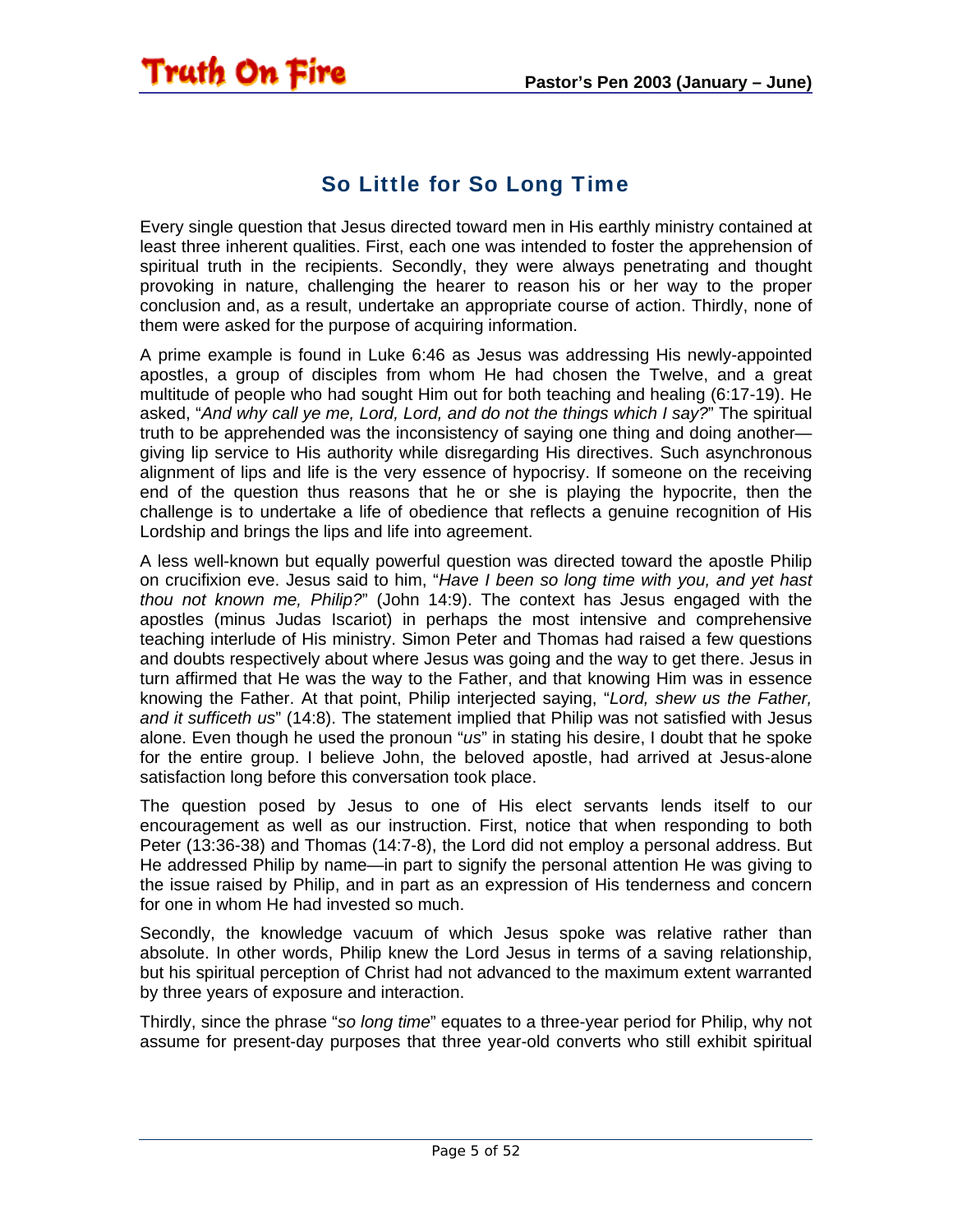## So Little for So Long Time

Every single question that Jesus directed toward men in His earthly ministry contained at least three inherent qualities. First, each one was intended to foster the apprehension of spiritual truth in the recipients. Secondly, they were always penetrating and thought provoking in nature, challenging the hearer to reason his or her way to the proper conclusion and, as a result, undertake an appropriate course of action. Thirdly, none of them were asked for the purpose of acquiring information.

A prime example is found in Luke 6:46 as Jesus was addressing His newly-appointed apostles, a group of disciples from whom He had chosen the Twelve, and a great multitude of people who had sought Him out for both teaching and healing (6:17-19). He asked, "*And why call ye me, Lord, Lord, and do not the things which I say?*" The spiritual truth to be apprehended was the inconsistency of saying one thing and doing another—giving lip service to His authority while disregarding His directives. Such asynchronous alignment of lips and life is the very essence of hypocrisy. If someone on the receiving end of the question thus reasons that he or she is playing the hypocrite, then the challenge is to undertake a life of obedience that reflects a genuine recognition of His Lordship and brings the lips and life into agreement.

A less well-known but equally powerful question was directed toward the apostle Philip on crucifixion eve. Jesus said to him, "*Have I been so long time with you, and yet hast thou not known me, Philip?*" (John 14:9). The context has Jesus engaged with the apostles (minus Judas Iscariot) in perhaps the most intensive and comprehensive teaching interlude of His ministry. Simon Peter and Thomas had raised a few questions and doubts respectively about where Jesus was going and the way to get there. Jesus in turn affirmed that He was the way to the Father, and that knowing Him was in essence knowing the Father. At that point, Philip interjected saying, "*Lord, shew us the Father, and it sufficeth us*" (14:8). The statement implied that Philip was not satisfied with Jesus alone. Even though he used the pronoun "*us*" in stating his desire, I doubt that he spoke for the entire group. I believe John, the beloved apostle, had arrived at Jesus-alone satisfaction long before this conversation took place.

The question posed by Jesus to one of His elect servants lends itself to our encouragement as well as our instruction. First, notice that when responding to both Peter (13:36-38) and Thomas (14:7-8), the Lord did not employ a personal address. But He addressed Philip by name—in part to signify the personal attention He was giving to the issue raised by Philip, and in part as an expression of His tenderness and concern for one in whom He had invested so much.

Secondly, the knowledge vacuum of which Jesus spoke was relative rather than absolute. In other words, Philip knew the Lord Jesus in terms of a saving relationship, but his spiritual perception of Christ had not advanced to the maximum extent warranted by three years of exposure and interaction.

Thirdly, since the phrase "*so long time*" equates to a three-year period for Philip, why not assume for present-day purposes that three year-old converts who still exhibit spiritual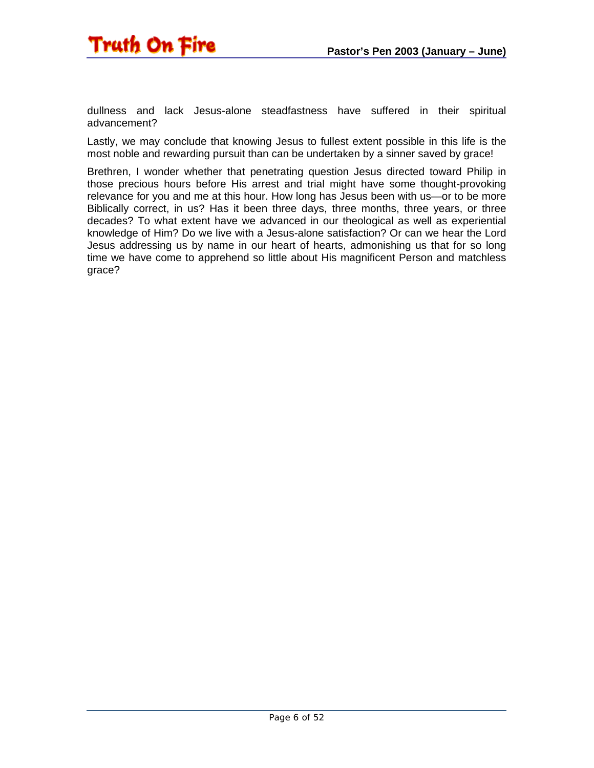dullness and lack Jesus-alone steadfastness have suffered in their spiritual advancement?

Lastly, we may conclude that knowing Jesus to fullest extent possible in this life is the most noble and rewarding pursuit than can be undertaken by a sinner saved by grace!

Brethren, I wonder whether that penetrating question Jesus directed toward Philip in those precious hours before His arrest and trial might have some thought-provoking relevance for you and me at this hour. How long has Jesus been with us—or to be more Biblically correct, in us? Has it been three days, three months, three years, or three decades? To what extent have we advanced in our theological as well as experiential knowledge of Him? Do we live with a Jesus-alone satisfaction? Or can we hear the Lord Jesus addressing us by name in our heart of hearts, admonishing us that for so long time we have come to apprehend so little about His magnificent Person and matchless grace?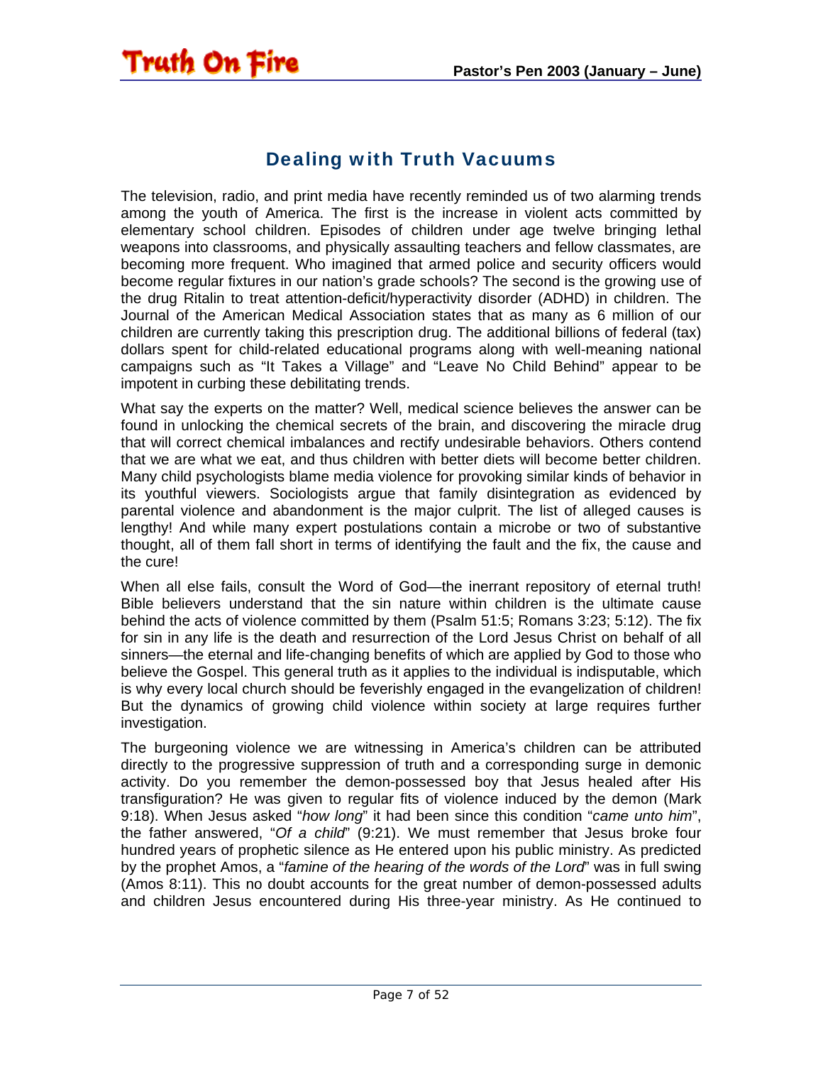## Dealing with Truth Vacuums

The television, radio, and print media have recently reminded us of two alarming trends among the youth of America. The first is the increase in violent acts committed by elementary school children. Episodes of children under age twelve bringing lethal weapons into classrooms, and physically assaulting teachers and fellow classmates, are becoming more frequent. Who imagined that armed police and security officers would become regular fixtures in our nation's grade schools? The second is the growing use of the drug Ritalin to treat attention-deficit/hyperactivity disorder (ADHD) in children. The Journal of the American Medical Association states that as many as 6 million of our children are currently taking this prescription drug. The additional billions of federal (tax) dollars spent for child-related educational programs along with well-meaning national campaigns such as "It Takes a Village" and "Leave No Child Behind" appear to be impotent in curbing these debilitating trends.

What say the experts on the matter? Well, medical science believes the answer can be found in unlocking the chemical secrets of the brain, and discovering the miracle drug that will correct chemical imbalances and rectify undesirable behaviors. Others contend that we are what we eat, and thus children with better diets will become better children. Many child psychologists blame media violence for provoking similar kinds of behavior in its youthful viewers. Sociologists argue that family disintegration as evidenced by parental violence and abandonment is the major culprit. The list of alleged causes is lengthy! And while many expert postulations contain a microbe or two of substantive thought, all of them fall short in terms of identifying the fault and the fix, the cause and the cure!

When all else fails, consult the Word of God—the inerrant repository of eternal truth! Bible believers understand that the sin nature within children is the ultimate cause behind the acts of violence committed by them (Psalm 51:5; Romans 3:23; 5:12). The fix for sin in any life is the death and resurrection of the Lord Jesus Christ on behalf of all sinners—the eternal and life-changing benefits of which are applied by God to those who believe the Gospel. This general truth as it applies to the individual is indisputable, which is why every local church should be feverishly engaged in the evangelization of children! But the dynamics of growing child violence within society at large requires further investigation.

The burgeoning violence we are witnessing in America's children can be attributed directly to the progressive suppression of truth and a corresponding surge in demonic activity. Do you remember the demon-possessed boy that Jesus healed after His transfiguration? He was given to regular fits of violence induced by the demon (Mark 9:18). When Jesus asked "*how long*" it had been since this condition "*came unto him*", the father answered, "*Of a child*" (9:21). We must remember that Jesus broke four hundred years of prophetic silence as He entered upon his public ministry. As predicted by the prophet Amos, a "*famine of the hearing of the words of the Lord*" was in full swing (Amos 8:11). This no doubt accounts for the great number of demon-possessed adults and children Jesus encountered during His three-year ministry. As He continued to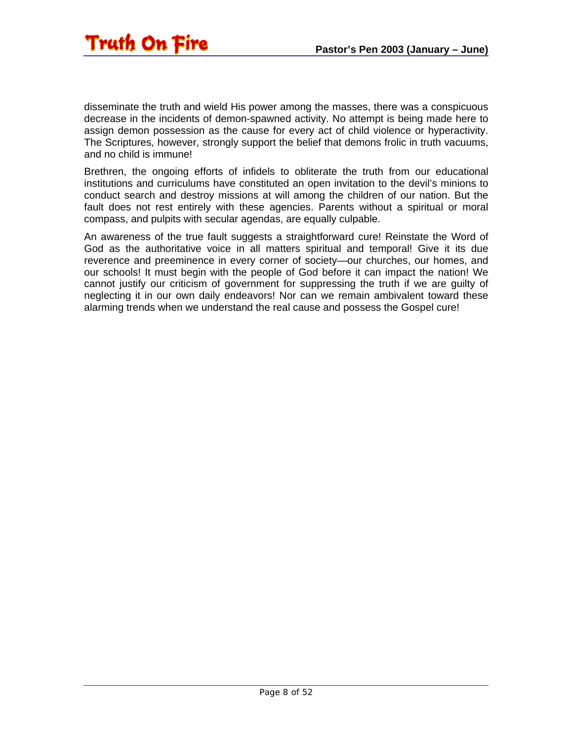disseminate the truth and wield His power among the masses, there was a conspicuous decrease in the incidents of demon-spawned activity. No attempt is being made here to assign demon possession as the cause for every act of child violence or hyperactivity. The Scriptures, however, strongly support the belief that demons frolic in truth vacuums, and no child is immune!

Brethren, the ongoing efforts of infidels to obliterate the truth from our educational institutions and curriculums have constituted an open invitation to the devil's minions to conduct search and destroy missions at will among the children of our nation. But the fault does not rest entirely with these agencies. Parents without a spiritual or moral compass, and pulpits with secular agendas, are equally culpable.

An awareness of the true fault suggests a straightforward cure! Reinstate the Word of God as the authoritative voice in all matters spiritual and temporal! Give it its due reverence and preeminence in every corner of society—our churches, our homes, and our schools! It must begin with the people of God before it can impact the nation! We cannot justify our criticism of government for suppressing the truth if we are guilty of neglecting it in our own daily endeavors! Nor can we remain ambivalent toward these alarming trends when we understand the real cause and possess the Gospel cure!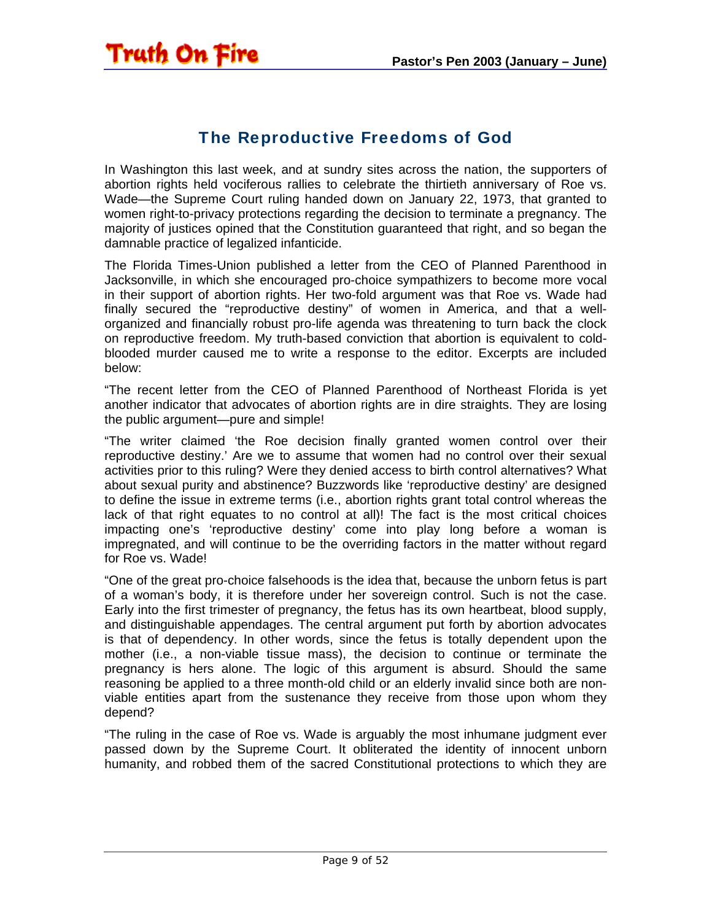## The Reproductive Freedoms of God

In Washington this last week, and at sundry sites across the nation, the supporters of abortion rights held vociferous rallies to celebrate the thirtieth anniversary of Roe vs. Wade—the Supreme Court ruling handed down on January 22, 1973, that granted to women right-to-privacy protections regarding the decision to terminate a pregnancy. The majority of justices opined that the Constitution guaranteed that right, and so began the damnable practice of legalized infanticide.

The Florida Times-Union published a letter from the CEO of Planned Parenthood in Jacksonville, in which she encouraged pro-choice sympathizers to become more vocal in their support of abortion rights. Her two-fold argument was that Roe vs. Wade had finally secured the "reproductive destiny" of women in America, and that a well-organized and financially robust pro-life agenda was threatening to turn back the clock on reproductive freedom. My truth-based conviction that abortion is equivalent to cold-blooded murder caused me to write a response to the editor. Excerpts are included below:

"The recent letter from the CEO of Planned Parenthood of Northeast Florida is yet another indicator that advocates of abortion rights are in dire straights. They are losing the public argument—pure and simple!

"The writer claimed 'the Roe decision finally granted women control over their reproductive destiny.' Are we to assume that women had no control over their sexual activities prior to this ruling? Were they denied access to birth control alternatives? What about sexual purity and abstinence? Buzzwords like 'reproductive destiny' are designed to define the issue in extreme terms (i.e., abortion rights grant total control whereas the lack of that right equates to no control at all)! The fact is the most critical choices impacting one's 'reproductive destiny' come into play long before a woman is impregnated, and will continue to be the overriding factors in the matter without regard for Roe vs. Wade!

"One of the great pro-choice falsehoods is the idea that, because the unborn fetus is part of a woman's body, it is therefore under her sovereign control. Such is not the case. Early into the first trimester of pregnancy, the fetus has its own heartbeat, blood supply, and distinguishable appendages. The central argument put forth by abortion advocates is that of dependency. In other words, since the fetus is totally dependent upon the mother (i.e., a non-viable tissue mass), the decision to continue or terminate the pregnancy is hers alone. The logic of this argument is absurd. Should the same reasoning be applied to a three month-old child or an elderly invalid since both are non-viable entities apart from the sustenance they receive from those upon whom they depend?

"The ruling in the case of Roe vs. Wade is arguably the most inhumane judgment ever passed down by the Supreme Court. It obliterated the identity of innocent unborn humanity, and robbed them of the sacred Constitutional protections to which they are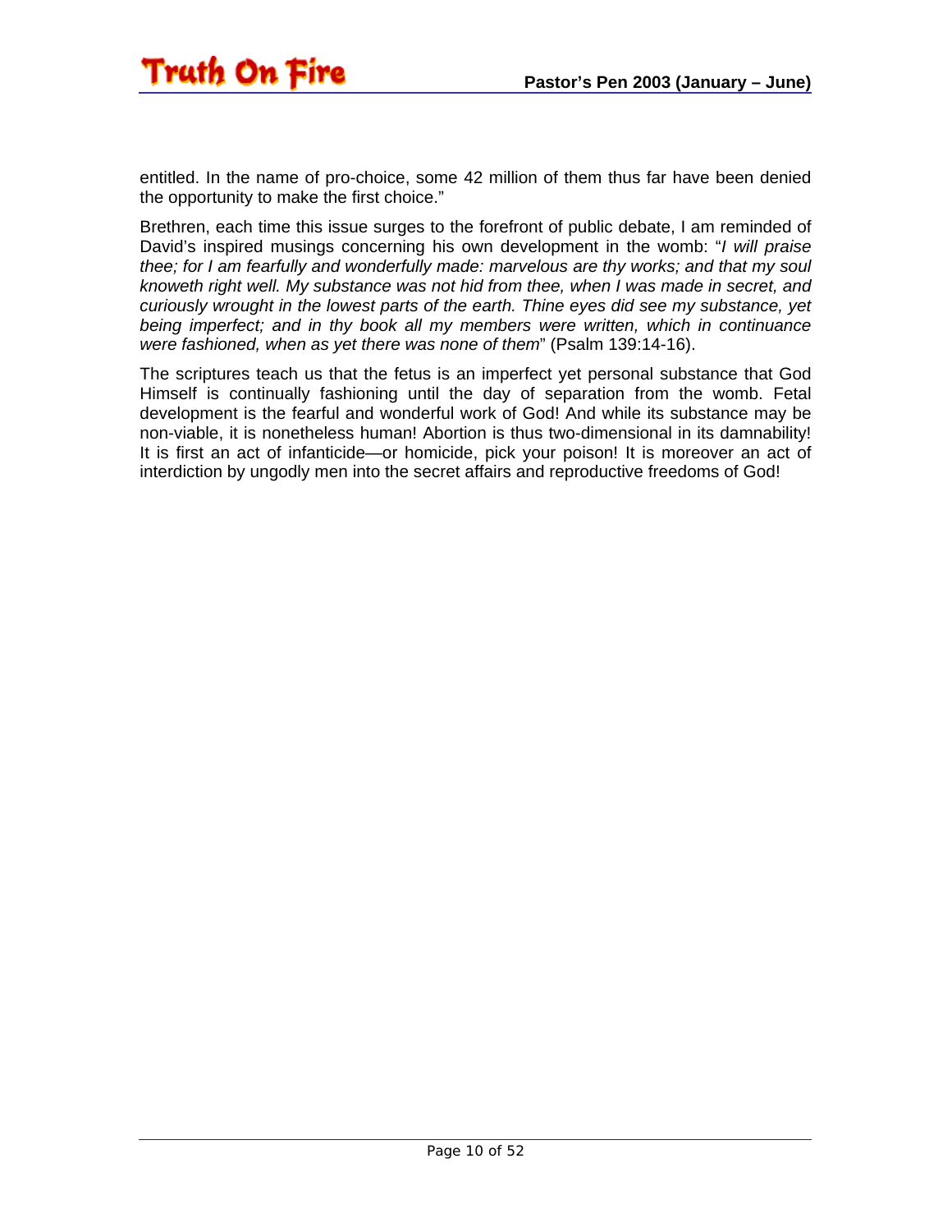entitled. In the name of pro-choice, some 42 million of them thus far have been denied the opportunity to make the first choice."

Brethren, each time this issue surges to the forefront of public debate, I am reminded of David's inspired musings concerning his own development in the womb: "*I will praise thee; for I am fearfully and wonderfully made: marvelous are thy works; and that my soul knoweth right well. My substance was not hid from thee, when I was made in secret, and curiously wrought in the lowest parts of the earth. Thine eyes did see my substance, yet being imperfect; and in thy book all my members were written, which in continuance were fashioned, when as yet there was none of them*" (Psalm 139:14-16).

The scriptures teach us that the fetus is an imperfect yet personal substance that God Himself is continually fashioning until the day of separation from the womb. Fetal development is the fearful and wonderful work of God! And while its substance may be non-viable, it is nonetheless human! Abortion is thus two-dimensional in its damnability! It is first an act of infanticide—or homicide, pick your poison! It is moreover an act of interdiction by ungodly men into the secret affairs and reproductive freedoms of God!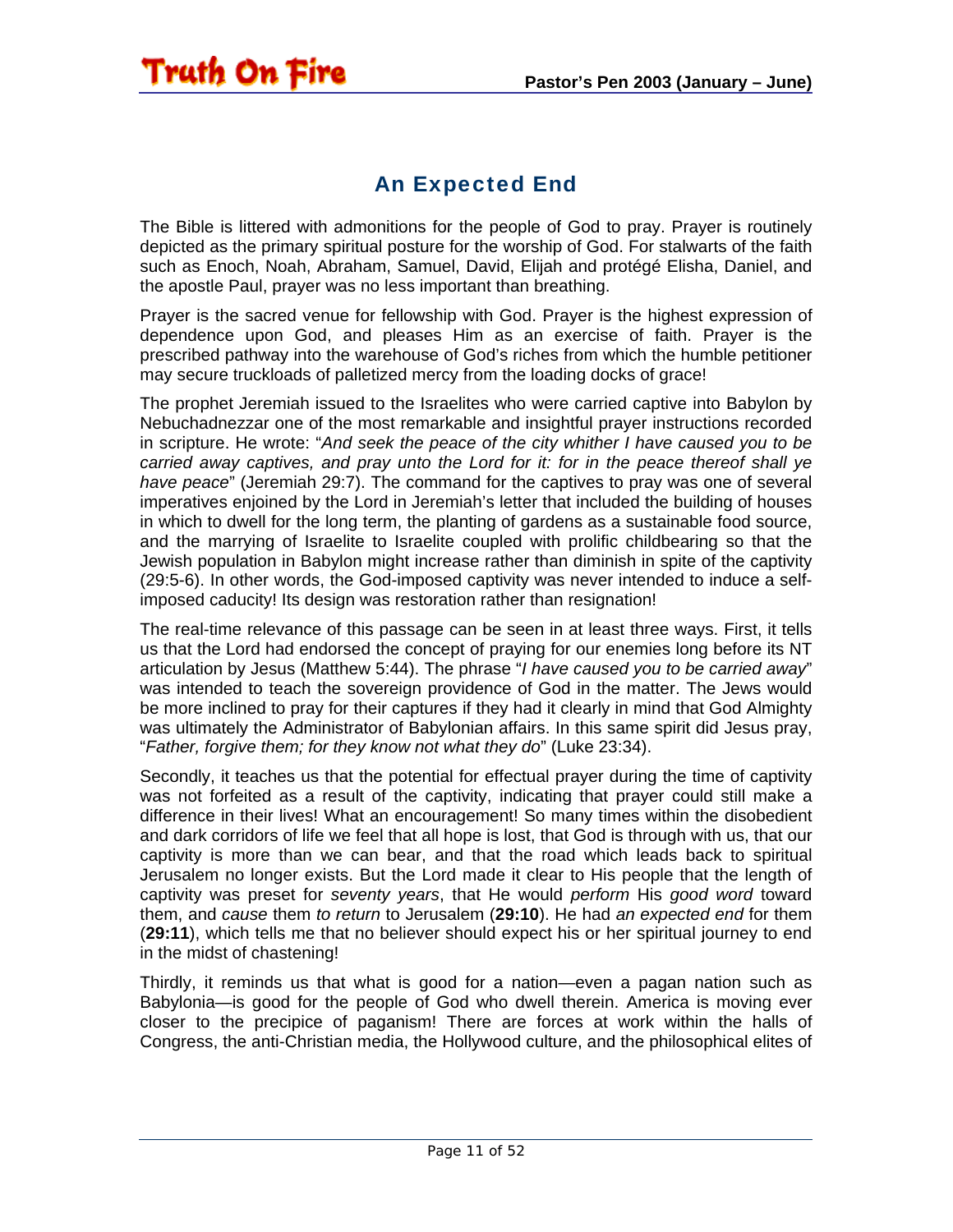## An Expected End

The Bible is littered with admonitions for the people of God to pray. Prayer is routinely depicted as the primary spiritual posture for the worship of God. For stalwarts of the faith such as Enoch, Noah, Abraham, Samuel, David, Elijah and protégé Elisha, Daniel, and the apostle Paul, prayer was no less important than breathing.

Prayer is the sacred venue for fellowship with God. Prayer is the highest expression of dependence upon God, and pleases Him as an exercise of faith. Prayer is the prescribed pathway into the warehouse of God's riches from which the humble petitioner may secure truckloads of palletized mercy from the loading docks of grace!

The prophet Jeremiah issued to the Israelites who were carried captive into Babylon by Nebuchadnezzar one of the most remarkable and insightful prayer instructions recorded in scripture. He wrote: "*And seek the peace of the city whither I have caused you to be carried away captives, and pray unto the Lord for it: for in the peace thereof shall ye have peace*" (Jeremiah 29:7). The command for the captives to pray was one of several imperatives enjoined by the Lord in Jeremiah's letter that included the building of houses in which to dwell for the long term, the planting of gardens as a sustainable food source, and the marrying of Israelite to Israelite coupled with prolific childbearing so that the Jewish population in Babylon might increase rather than diminish in spite of the captivity (29:5-6). In other words, the God-imposed captivity was never intended to induce a self-imposed caducity! Its design was restoration rather than resignation!

The real-time relevance of this passage can be seen in at least three ways. First, it tells us that the Lord had endorsed the concept of praying for our enemies long before its NT articulation by Jesus (Matthew 5:44). The phrase "*I have caused you to be carried away*" was intended to teach the sovereign providence of God in the matter. The Jews would be more inclined to pray for their captures if they had it clearly in mind that God Almighty was ultimately the Administrator of Babylonian affairs. In this same spirit did Jesus pray, "*Father, forgive them; for they know not what they do*" (Luke 23:34).

Secondly, it teaches us that the potential for effectual prayer during the time of captivity was not forfeited as a result of the captivity, indicating that prayer could still make a difference in their lives! What an encouragement! So many times within the disobedient and dark corridors of life we feel that all hope is lost, that God is through with us, that our captivity is more than we can bear, and that the road which leads back to spiritual Jerusalem no longer exists. But the Lord made it clear to His people that the length of captivity was preset for *seventy years*, that He would *perform* His *good word* toward them, and *cause* them *to return* to Jerusalem (**29:10**). He had *an expected end* for them (**29:11**), which tells me that no believer should expect his or her spiritual journey to end in the midst of chastening!

Thirdly, it reminds us that what is good for a nation—even a pagan nation such as Babylonia—is good for the people of God who dwell therein. America is moving ever closer to the precipice of paganism! There are forces at work within the halls of Congress, the anti-Christian media, the Hollywood culture, and the philosophical elites of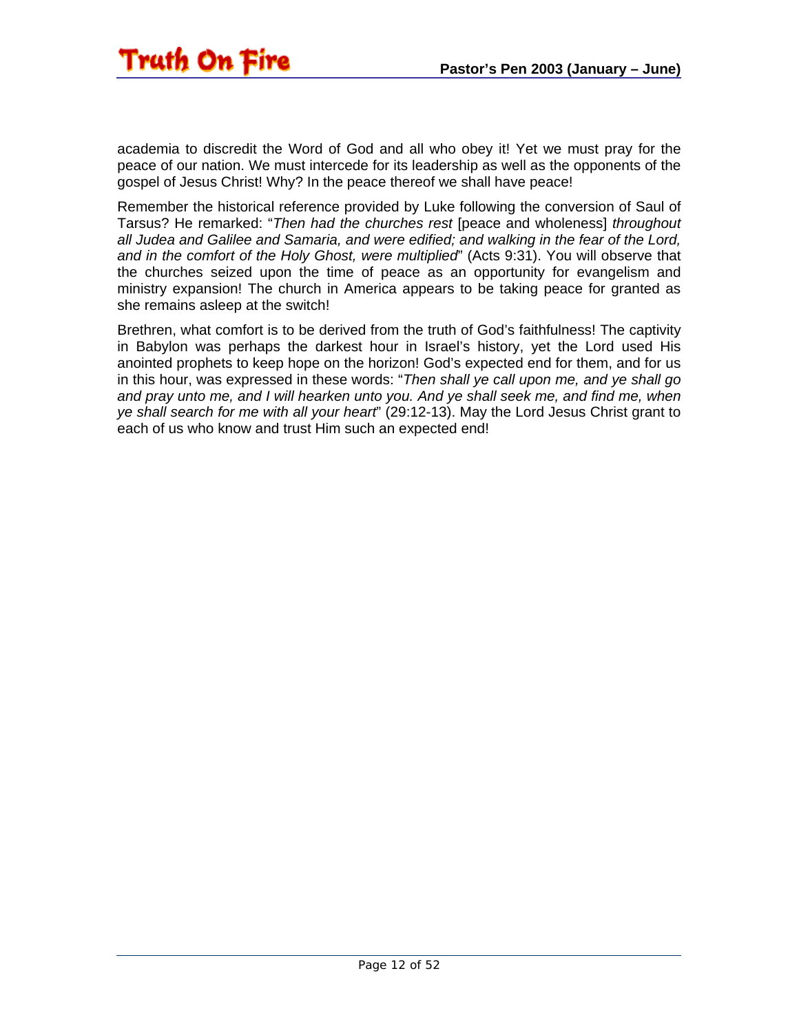academia to discredit the Word of God and all who obey it! Yet we must pray for the peace of our nation. We must intercede for its leadership as well as the opponents of the gospel of Jesus Christ! Why? In the peace thereof we shall have peace!

Remember the historical reference provided by Luke following the conversion of Saul of Tarsus? He remarked: "*Then had the churches rest* [peace and wholeness] *throughout all Judea and Galilee and Samaria, and were edified; and walking in the fear of the Lord, and in the comfort of the Holy Ghost, were multiplied*" (Acts 9:31). You will observe that the churches seized upon the time of peace as an opportunity for evangelism and ministry expansion! The church in America appears to be taking peace for granted as she remains asleep at the switch!

Brethren, what comfort is to be derived from the truth of God's faithfulness! The captivity in Babylon was perhaps the darkest hour in Israel's history, yet the Lord used His anointed prophets to keep hope on the horizon! God's expected end for them, and for us in this hour, was expressed in these words: "*Then shall ye call upon me, and ye shall go and pray unto me, and I will hearken unto you. And ye shall seek me, and find me, when ye shall search for me with all your heart*" (29:12-13). May the Lord Jesus Christ grant to each of us who know and trust Him such an expected end!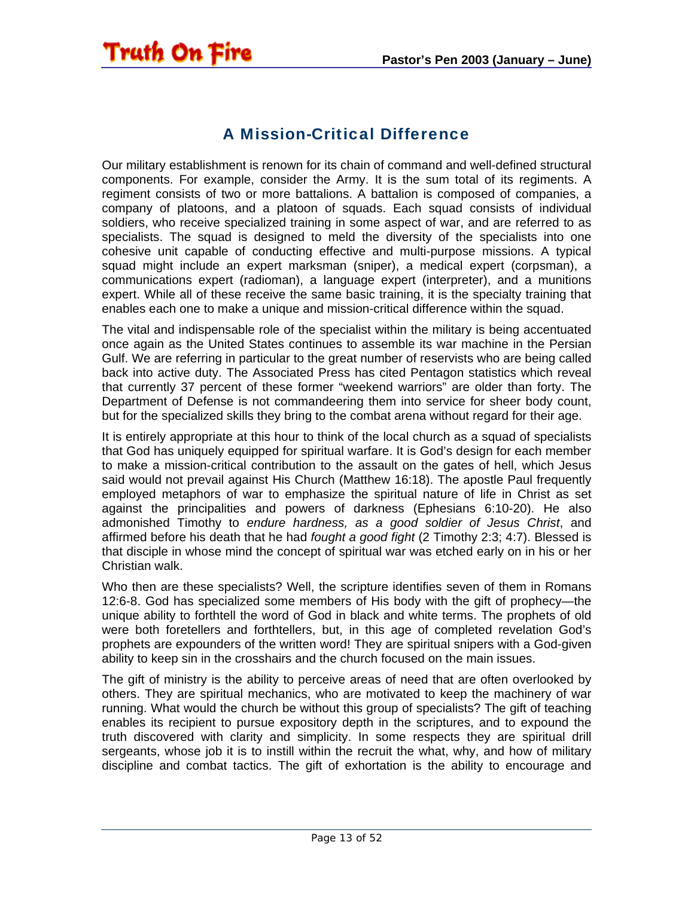## A Mission-Critical Difference

Our military establishment is renown for its chain of command and well-defined structural components. For example, consider the Army. It is the sum total of its regiments. A regiment consists of two or more battalions. A battalion is composed of companies, a company of platoons, and a platoon of squads. Each squad consists of individual soldiers, who receive specialized training in some aspect of war, and are referred to as specialists. The squad is designed to meld the diversity of the specialists into one cohesive unit capable of conducting effective and multi-purpose missions. A typical squad might include an expert marksman (sniper), a medical expert (corpsman), a communications expert (radioman), a language expert (interpreter), and a munitions expert. While all of these receive the same basic training, it is the specialty training that enables each one to make a unique and mission-critical difference within the squad.

The vital and indispensable role of the specialist within the military is being accentuated once again as the United States continues to assemble its war machine in the Persian Gulf. We are referring in particular to the great number of reservists who are being called back into active duty. The Associated Press has cited Pentagon statistics which reveal that currently 37 percent of these former "weekend warriors" are older than forty. The Department of Defense is not commandeering them into service for sheer body count, but for the specialized skills they bring to the combat arena without regard for their age.

It is entirely appropriate at this hour to think of the local church as a squad of specialists that God has uniquely equipped for spiritual warfare. It is God's design for each member to make a mission-critical contribution to the assault on the gates of hell, which Jesus said would not prevail against His Church (Matthew 16:18). The apostle Paul frequently employed metaphors of war to emphasize the spiritual nature of life in Christ as set against the principalities and powers of darkness (Ephesians 6:10-20). He also admonished Timothy to *endure hardness, as a good soldier of Jesus Christ*, and affirmed before his death that he had *fought a good fight* (2 Timothy 2:3; 4:7). Blessed is that disciple in whose mind the concept of spiritual war was etched early on in his or her Christian walk.

Who then are these specialists? Well, the scripture identifies seven of them in Romans 12:6-8. God has specialized some members of His body with the gift of prophecy—the unique ability to forthtell the word of God in black and white terms. The prophets of old were both foretellers and forthtellers, but, in this age of completed revelation God's prophets are expounders of the written word! They are spiritual snipers with a God-given ability to keep sin in the crosshairs and the church focused on the main issues.

The gift of ministry is the ability to perceive areas of need that are often overlooked by others. They are spiritual mechanics, who are motivated to keep the machinery of war running. What would the church be without this group of specialists? The gift of teaching enables its recipient to pursue expository depth in the scriptures, and to expound the truth discovered with clarity and simplicity. In some respects they are spiritual drill sergeants, whose job it is to instill within the recruit the what, why, and how of military discipline and combat tactics. The gift of exhortation is the ability to encourage and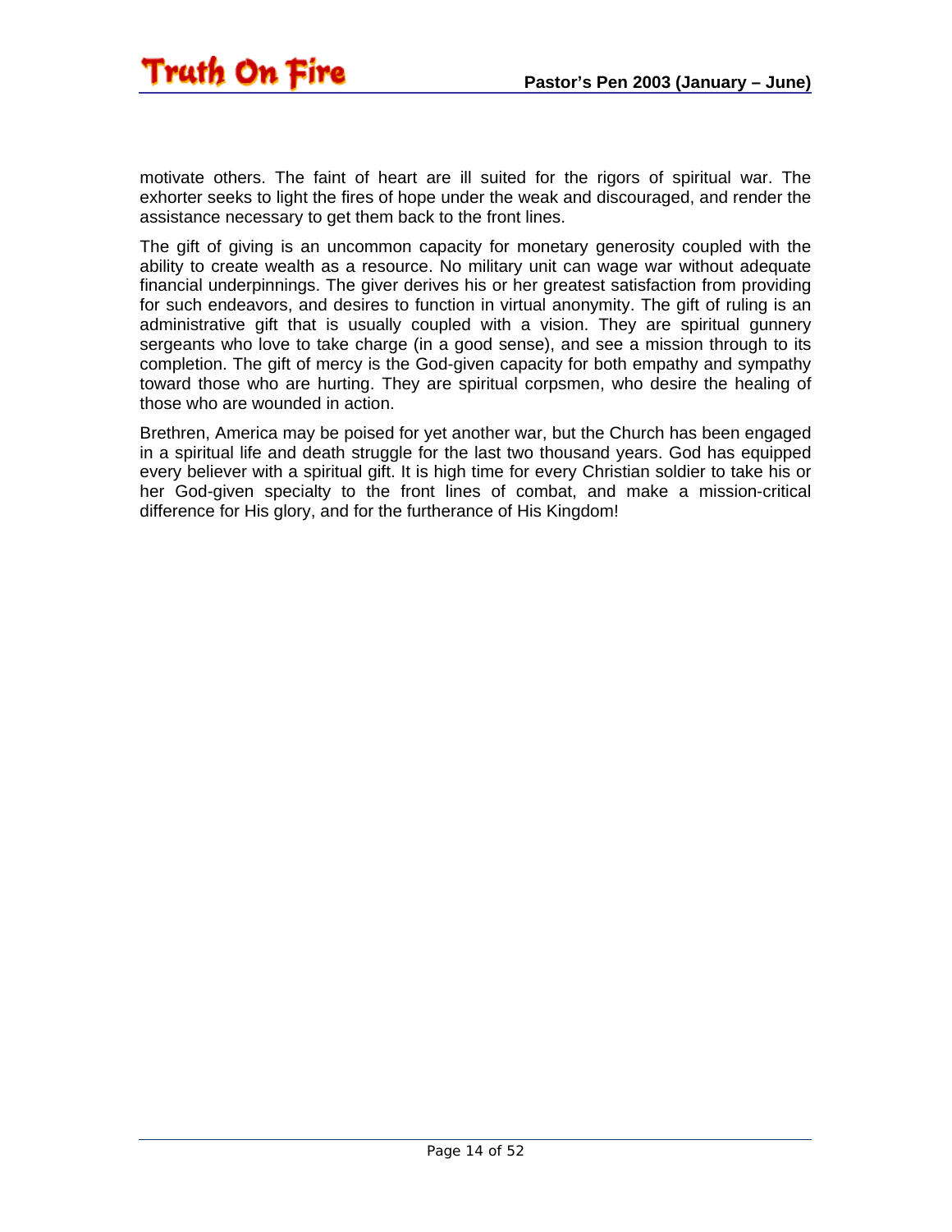motivate others. The faint of heart are ill suited for the rigors of spiritual war. The exhorter seeks to light the fires of hope under the weak and discouraged, and render the assistance necessary to get them back to the front lines.

The gift of giving is an uncommon capacity for monetary generosity coupled with the ability to create wealth as a resource. No military unit can wage war without adequate financial underpinnings. The giver derives his or her greatest satisfaction from providing for such endeavors, and desires to function in virtual anonymity. The gift of ruling is an administrative gift that is usually coupled with a vision. They are spiritual gunnery sergeants who love to take charge (in a good sense), and see a mission through to its completion. The gift of mercy is the God-given capacity for both empathy and sympathy toward those who are hurting. They are spiritual corpsmen, who desire the healing of those who are wounded in action.

Brethren, America may be poised for yet another war, but the Church has been engaged in a spiritual life and death struggle for the last two thousand years. God has equipped every believer with a spiritual gift. It is high time for every Christian soldier to take his or her God-given specialty to the front lines of combat, and make a mission-critical difference for His glory, and for the furtherance of His Kingdom!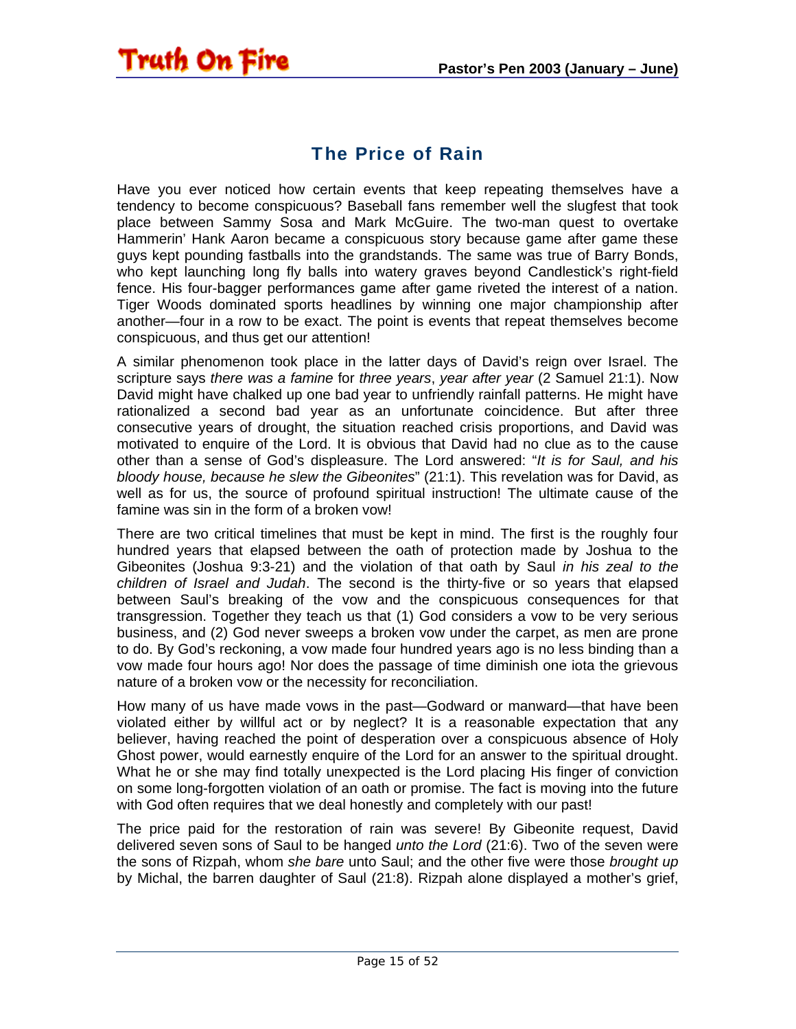## The Price of Rain

Have you ever noticed how certain events that keep repeating themselves have a tendency to become conspicuous? Baseball fans remember well the slugfest that took place between Sammy Sosa and Mark McGuire. The two-man quest to overtake Hammerin' Hank Aaron became a conspicuous story because game after game these guys kept pounding fastballs into the grandstands. The same was true of Barry Bonds, who kept launching long fly balls into watery graves beyond Candlestick's right-field fence. His four-bagger performances game after game riveted the interest of a nation. Tiger Woods dominated sports headlines by winning one major championship after another—four in a row to be exact. The point is events that repeat themselves become conspicuous, and thus get our attention!

A similar phenomenon took place in the latter days of David's reign over Israel. The scripture says *there was a famine* for *three years*, *year after year* (2 Samuel 21:1). Now David might have chalked up one bad year to unfriendly rainfall patterns. He might have rationalized a second bad year as an unfortunate coincidence. But after three consecutive years of drought, the situation reached crisis proportions, and David was motivated to enquire of the Lord. It is obvious that David had no clue as to the cause other than a sense of God's displeasure. The Lord answered: "*It is for Saul, and his bloody house, because he slew the Gibeonites*" (21:1). This revelation was for David, as well as for us, the source of profound spiritual instruction! The ultimate cause of the famine was sin in the form of a broken vow!

There are two critical timelines that must be kept in mind. The first is the roughly four hundred years that elapsed between the oath of protection made by Joshua to the Gibeonites (Joshua 9:3-21) and the violation of that oath by Saul *in his zeal to the children of Israel and Judah*. The second is the thirty-five or so years that elapsed between Saul's breaking of the vow and the conspicuous consequences for that transgression. Together they teach us that (1) God considers a vow to be very serious business, and (2) God never sweeps a broken vow under the carpet, as men are prone to do. By God's reckoning, a vow made four hundred years ago is no less binding than a vow made four hours ago! Nor does the passage of time diminish one iota the grievous nature of a broken vow or the necessity for reconciliation.

How many of us have made vows in the past—Godward or manward—that have been violated either by willful act or by neglect? It is a reasonable expectation that any believer, having reached the point of desperation over a conspicuous absence of Holy Ghost power, would earnestly enquire of the Lord for an answer to the spiritual drought. What he or she may find totally unexpected is the Lord placing His finger of conviction on some long-forgotten violation of an oath or promise. The fact is moving into the future with God often requires that we deal honestly and completely with our past!

The price paid for the restoration of rain was severe! By Gibeonite request, David delivered seven sons of Saul to be hanged *unto the Lord* (21:6). Two of the seven were the sons of Rizpah, whom *she bare* unto Saul; and the other five were those *brought up* by Michal, the barren daughter of Saul (21:8). Rizpah alone displayed a mother's grief,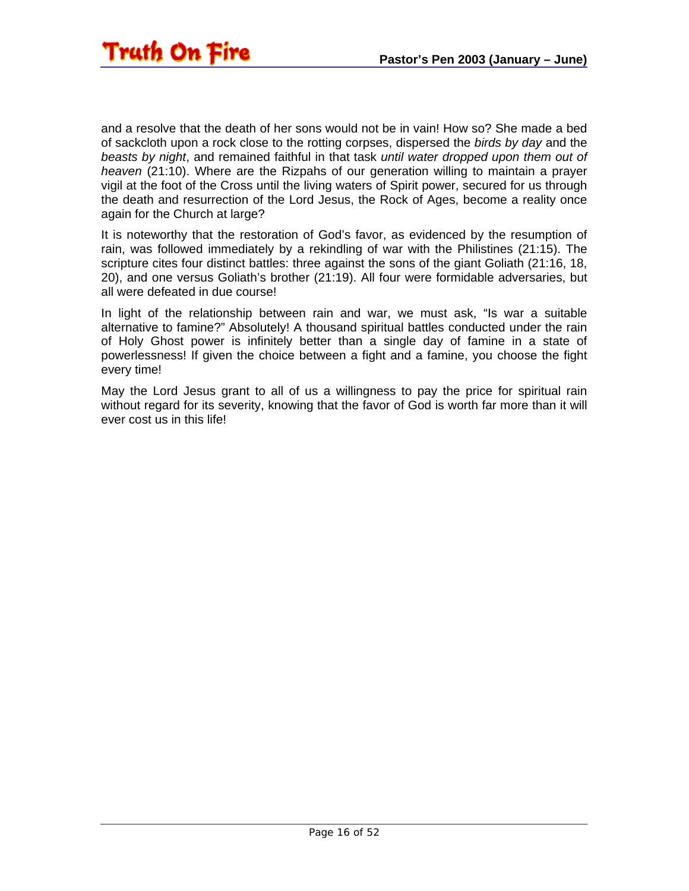and a resolve that the death of her sons would not be in vain! How so? She made a bed of sackcloth upon a rock close to the rotting corpses, dispersed the *birds by day* and the *beasts by night*, and remained faithful in that task *until water dropped upon them out of heaven* (21:10). Where are the Rizpahs of our generation willing to maintain a prayer vigil at the foot of the Cross until the living waters of Spirit power, secured for us through the death and resurrection of the Lord Jesus, the Rock of Ages, become a reality once again for the Church at large?

It is noteworthy that the restoration of God's favor, as evidenced by the resumption of rain, was followed immediately by a rekindling of war with the Philistines (21:15). The scripture cites four distinct battles: three against the sons of the giant Goliath (21:16, 18, 20), and one versus Goliath's brother (21:19). All four were formidable adversaries, but all were defeated in due course!

In light of the relationship between rain and war, we must ask, "Is war a suitable alternative to famine?" Absolutely! A thousand spiritual battles conducted under the rain of Holy Ghost power is infinitely better than a single day of famine in a state of powerlessness! If given the choice between a fight and a famine, you choose the fight every time!

May the Lord Jesus grant to all of us a willingness to pay the price for spiritual rain without regard for its severity, knowing that the favor of God is worth far more than it will ever cost us in this life!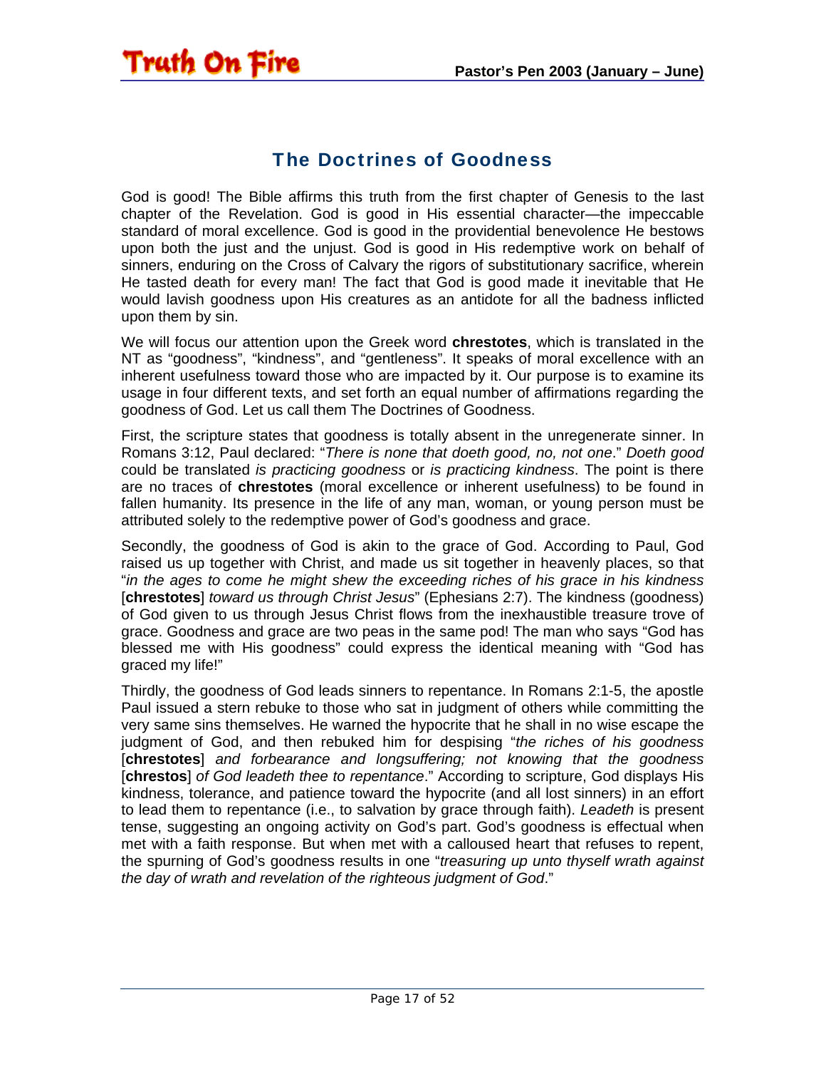## The Doctrines of Goodness

God is good! The Bible affirms this truth from the first chapter of Genesis to the last chapter of the Revelation. God is good in His essential character—the impeccable standard of moral excellence. God is good in the providential benevolence He bestows upon both the just and the unjust. God is good in His redemptive work on behalf of sinners, enduring on the Cross of Calvary the rigors of substitutionary sacrifice, wherein He tasted death for every man! The fact that God is good made it inevitable that He would lavish goodness upon His creatures as an antidote for all the badness inflicted upon them by sin.

We will focus our attention upon the Greek word **chrestotes**, which is translated in the NT as "goodness", "kindness", and "gentleness". It speaks of moral excellence with an inherent usefulness toward those who are impacted by it. Our purpose is to examine its usage in four different texts, and set forth an equal number of affirmations regarding the goodness of God. Let us call them The Doctrines of Goodness.

First, the scripture states that goodness is totally absent in the unregenerate sinner. In Romans 3:12, Paul declared: "*There is none that doeth good, no, not one*." *Doeth good* could be translated *is practicing goodness* or *is practicing kindness*. The point is there are no traces of **chrestotes** (moral excellence or inherent usefulness) to be found in fallen humanity. Its presence in the life of any man, woman, or young person must be attributed solely to the redemptive power of God's goodness and grace.

Secondly, the goodness of God is akin to the grace of God. According to Paul, God raised us up together with Christ, and made us sit together in heavenly places, so that "*in the ages to come he might shew the exceeding riches of his grace in his kindness* [**chrestotes**] *toward us through Christ Jesus*" (Ephesians 2:7). The kindness (goodness) of God given to us through Jesus Christ flows from the inexhaustible treasure trove of grace. Goodness and grace are two peas in the same pod! The man who says "God has blessed me with His goodness" could express the identical meaning with "God has graced my life!"

Thirdly, the goodness of God leads sinners to repentance. In Romans 2:1-5, the apostle Paul issued a stern rebuke to those who sat in judgment of others while committing the very same sins themselves. He warned the hypocrite that he shall in no wise escape the judgment of God, and then rebuked him for despising "*the riches of his goodness* [**chrestotes**] *and forbearance and longsuffering; not knowing that the goodness* [**chrestos**] *of God leadeth thee to repentance*." According to scripture, God displays His kindness, tolerance, and patience toward the hypocrite (and all lost sinners) in an effort to lead them to repentance (i.e., to salvation by grace through faith). *Leadeth* is present tense, suggesting an ongoing activity on God's part. God's goodness is effectual when met with a faith response. But when met with a calloused heart that refuses to repent, the spurning of God's goodness results in one "*treasuring up unto thyself wrath against the day of wrath and revelation of the righteous judgment of God*."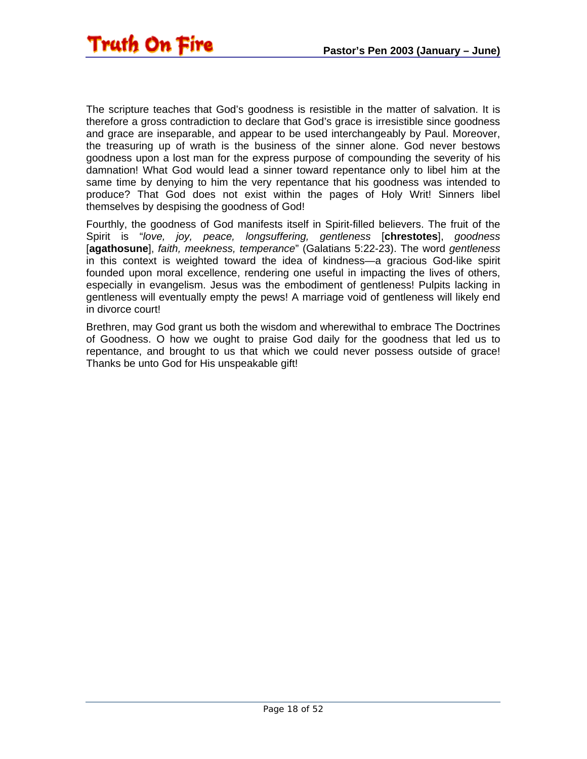The scripture teaches that God's goodness is resistible in the matter of salvation. It is therefore a gross contradiction to declare that God's grace is irresistible since goodness and grace are inseparable, and appear to be used interchangeably by Paul. Moreover, the treasuring up of wrath is the business of the sinner alone. God never bestows goodness upon a lost man for the express purpose of compounding the severity of his damnation! What God would lead a sinner toward repentance only to libel him at the same time by denying to him the very repentance that his goodness was intended to produce? That God does not exist within the pages of Holy Writ! Sinners libel themselves by despising the goodness of God!

Fourthly, the goodness of God manifests itself in Spirit-filled believers. The fruit of the Spirit is "*love, joy, peace, longsuffering, gentleness* [**chrestotes**], *goodness* [**agathosune**], *faith, meekness, temperance*" (Galatians 5:22-23). The word *gentleness* in this context is weighted toward the idea of kindness—a gracious God-like spirit founded upon moral excellence, rendering one useful in impacting the lives of others, especially in evangelism. Jesus was the embodiment of gentleness! Pulpits lacking in gentleness will eventually empty the pews! A marriage void of gentleness will likely end in divorce court!

Brethren, may God grant us both the wisdom and wherewithal to embrace The Doctrines of Goodness. O how we ought to praise God daily for the goodness that led us to repentance, and brought to us that which we could never possess outside of grace! Thanks be unto God for His unspeakable gift!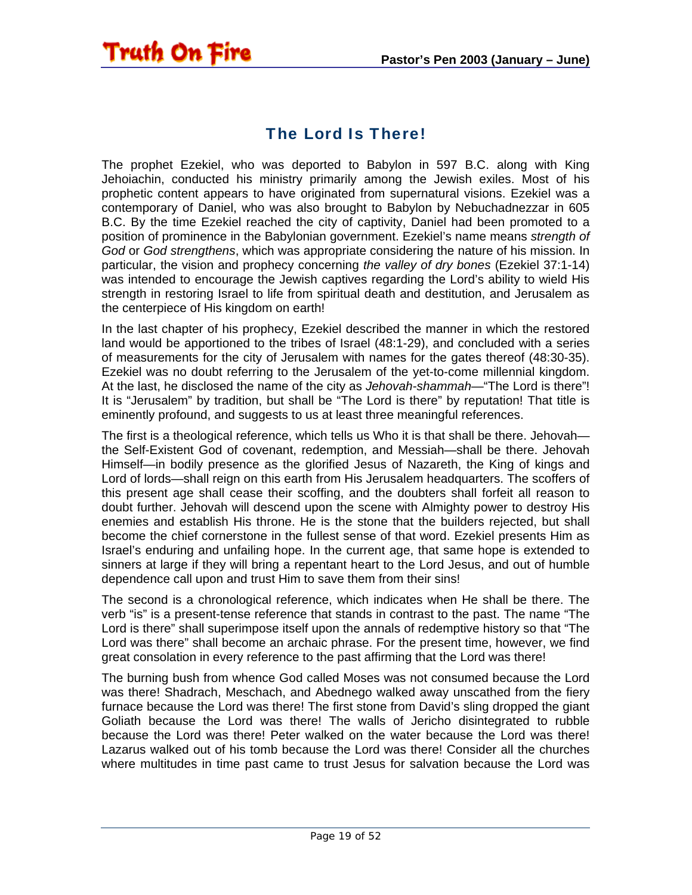## The Lord Is There!

The prophet Ezekiel, who was deported to Babylon in 597 B.C. along with King Jehoiachin, conducted his ministry primarily among the Jewish exiles. Most of his prophetic content appears to have originated from supernatural visions. Ezekiel was a contemporary of Daniel, who was also brought to Babylon by Nebuchadnezzar in 605 B.C. By the time Ezekiel reached the city of captivity, Daniel had been promoted to a position of prominence in the Babylonian government. Ezekiel's name means *strength of God* or *God strengthens*, which was appropriate considering the nature of his mission. In particular, the vision and prophecy concerning *the valley of dry bones* (Ezekiel 37:1-14) was intended to encourage the Jewish captives regarding the Lord's ability to wield His strength in restoring Israel to life from spiritual death and destitution, and Jerusalem as the centerpiece of His kingdom on earth!

In the last chapter of his prophecy, Ezekiel described the manner in which the restored land would be apportioned to the tribes of Israel (48:1-29), and concluded with a series of measurements for the city of Jerusalem with names for the gates thereof (48:30-35). Ezekiel was no doubt referring to the Jerusalem of the yet-to-come millennial kingdom. At the last, he disclosed the name of the city as *Jehovah-shammah*—"The Lord is there"! It is "Jerusalem" by tradition, but shall be "The Lord is there" by reputation! That title is eminently profound, and suggests to us at least three meaningful references.

The first is a theological reference, which tells us Who it is that shall be there. Jehovah—the Self-Existent God of covenant, redemption, and Messiah—shall be there. Jehovah Himself—in bodily presence as the glorified Jesus of Nazareth, the King of kings and Lord of lords—shall reign on this earth from His Jerusalem headquarters. The scoffers of this present age shall cease their scoffing, and the doubters shall forfeit all reason to doubt further. Jehovah will descend upon the scene with Almighty power to destroy His enemies and establish His throne. He is the stone that the builders rejected, but shall become the chief cornerstone in the fullest sense of that word. Ezekiel presents Him as Israel's enduring and unfailing hope. In the current age, that same hope is extended to sinners at large if they will bring a repentant heart to the Lord Jesus, and out of humble dependence call upon and trust Him to save them from their sins!

The second is a chronological reference, which indicates when He shall be there. The verb "is" is a present-tense reference that stands in contrast to the past. The name "The Lord is there" shall superimpose itself upon the annals of redemptive history so that "The Lord was there" shall become an archaic phrase. For the present time, however, we find great consolation in every reference to the past affirming that the Lord was there!

The burning bush from whence God called Moses was not consumed because the Lord was there! Shadrach, Meschach, and Abednego walked away unscathed from the fiery furnace because the Lord was there! The first stone from David's sling dropped the giant Goliath because the Lord was there! The walls of Jericho disintegrated to rubble because the Lord was there! Peter walked on the water because the Lord was there! Lazarus walked out of his tomb because the Lord was there! Consider all the churches where multitudes in time past came to trust Jesus for salvation because the Lord was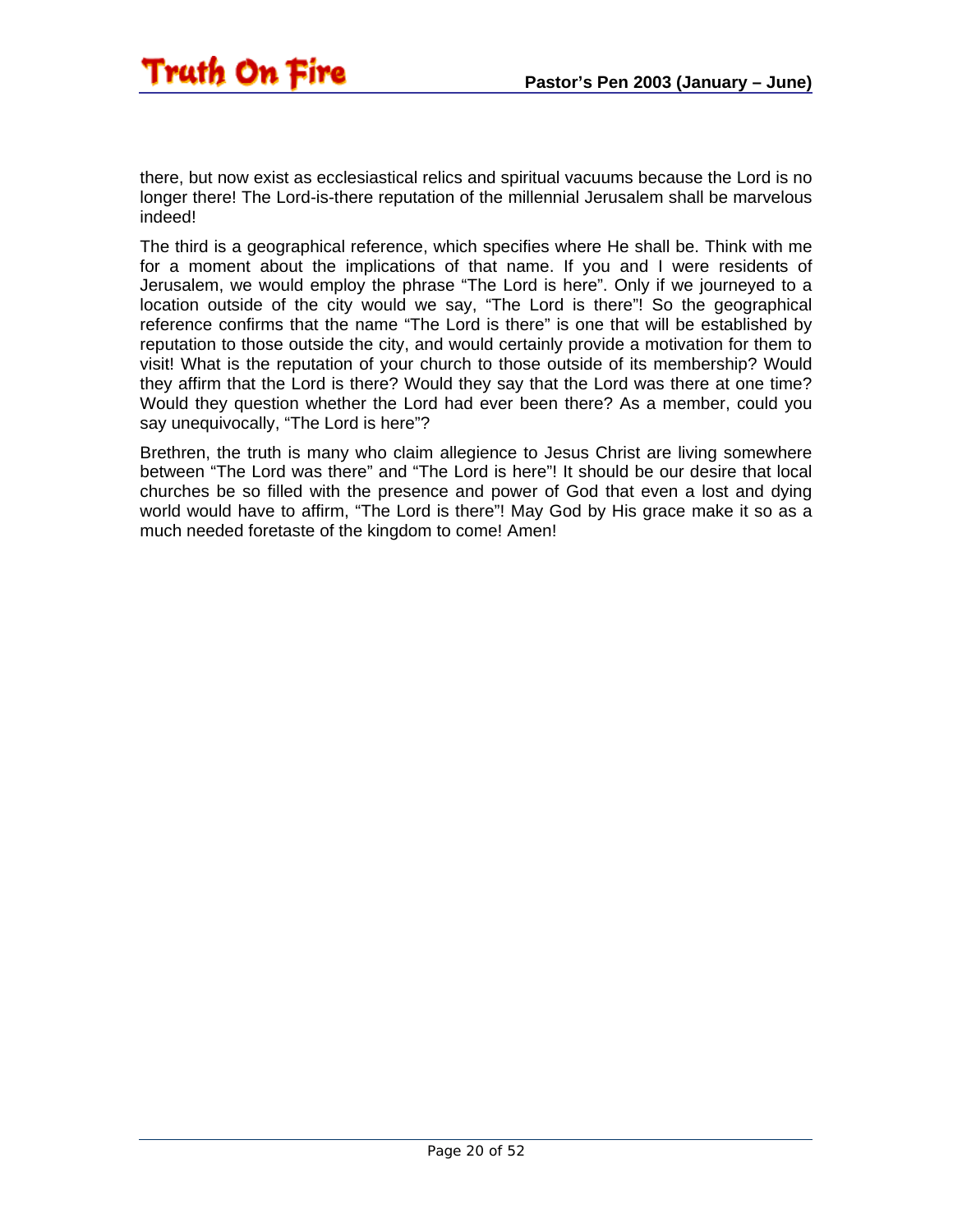there, but now exist as ecclesiastical relics and spiritual vacuums because the Lord is no longer there! The Lord-is-there reputation of the millennial Jerusalem shall be marvelous indeed!

The third is a geographical reference, which specifies where He shall be. Think with me for a moment about the implications of that name. If you and I were residents of Jerusalem, we would employ the phrase “The Lord is here”. Only if we journeyed to a location outside of the city would we say, “The Lord is there”! So the geographical reference confirms that the name “The Lord is there” is one that will be established by reputation to those outside the city, and would certainly provide a motivation for them to visit! What is the reputation of your church to those outside of its membership? Would they affirm that the Lord is there? Would they say that the Lord was there at one time? Would they question whether the Lord had ever been there? As a member, could you say unequivocally, “The Lord is here”?

Brethren, the truth is many who claim allegience to Jesus Christ are living somewhere between “The Lord was there” and “The Lord is here”! It should be our desire that local churches be so filled with the presence and power of God that even a lost and dying world would have to affirm, “The Lord is there”! May God by His grace make it so as a much needed foretaste of the kingdom to come! Amen!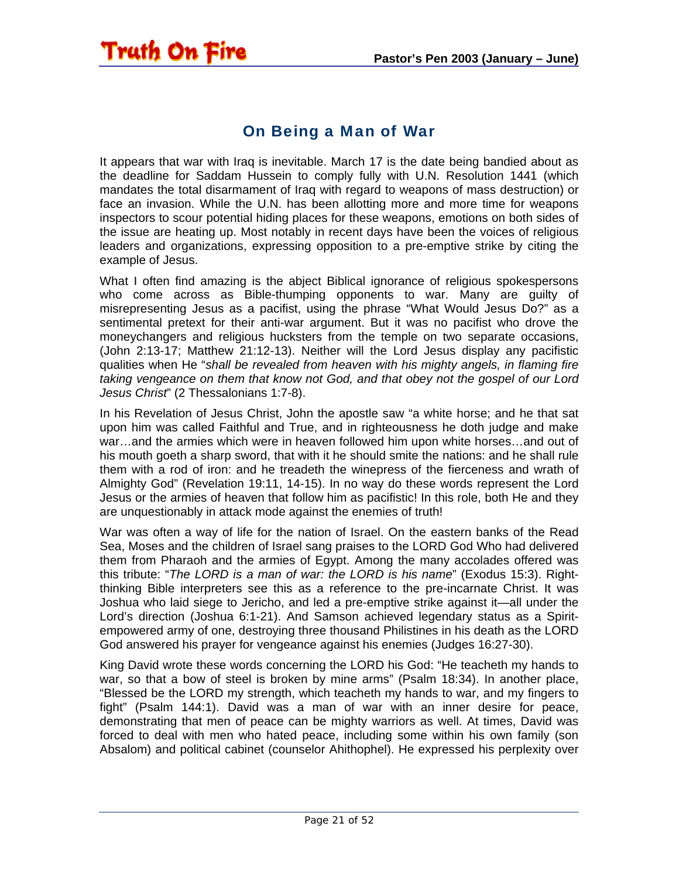## On Being a Man of War

It appears that war with Iraq is inevitable. March 17 is the date being bandied about as the deadline for Saddam Hussein to comply fully with U.N. Resolution 1441 (which mandates the total disarmament of Iraq with regard to weapons of mass destruction) or face an invasion. While the U.N. has been allotting more and more time for weapons inspectors to scour potential hiding places for these weapons, emotions on both sides of the issue are heating up. Most notably in recent days have been the voices of religious leaders and organizations, expressing opposition to a pre-emptive strike by citing the example of Jesus.

What I often find amazing is the abject Biblical ignorance of religious spokespersons who come across as Bible-thumping opponents to war. Many are guilty of misrepresenting Jesus as a pacifist, using the phrase "What Would Jesus Do?" as a sentimental pretext for their anti-war argument. But it was no pacifist who drove the moneychangers and religious hucksters from the temple on two separate occasions, (John 2:13-17; Matthew 21:12-13). Neither will the Lord Jesus display any pacifistic qualities when He "*shall be revealed from heaven with his mighty angels, in flaming fire taking vengeance on them that know not God, and that obey not the gospel of our Lord Jesus Christ*" (2 Thessalonians 1:7-8).

In his Revelation of Jesus Christ, John the apostle saw "a white horse; and he that sat upon him was called Faithful and True, and in righteousness he doth judge and make war…and the armies which were in heaven followed him upon white horses…and out of his mouth goeth a sharp sword, that with it he should smite the nations: and he shall rule them with a rod of iron: and he treadeth the winepress of the fierceness and wrath of Almighty God" (Revelation 19:11, 14-15). In no way do these words represent the Lord Jesus or the armies of heaven that follow him as pacifistic! In this role, both He and they are unquestionably in attack mode against the enemies of truth!

War was often a way of life for the nation of Israel. On the eastern banks of the Read Sea, Moses and the children of Israel sang praises to the LORD God Who had delivered them from Pharaoh and the armies of Egypt. Among the many accolades offered was this tribute: "*The LORD is a man of war: the LORD is his name*" (Exodus 15:3). Right-thinking Bible interpreters see this as a reference to the pre-incarnate Christ. It was Joshua who laid siege to Jericho, and led a pre-emptive strike against it—all under the Lord's direction (Joshua 6:1-21). And Samson achieved legendary status as a Spirit-empowered army of one, destroying three thousand Philistines in his death as the LORD God answered his prayer for vengeance against his enemies (Judges 16:27-30).

King David wrote these words concerning the LORD his God: "He teacheth my hands to war, so that a bow of steel is broken by mine arms" (Psalm 18:34). In another place, "Blessed be the LORD my strength, which teacheth my hands to war, and my fingers to fight" (Psalm 144:1). David was a man of war with an inner desire for peace, demonstrating that men of peace can be mighty warriors as well. At times, David was forced to deal with men who hated peace, including some within his own family (son Absalom) and political cabinet (counselor Ahithophel). He expressed his perplexity over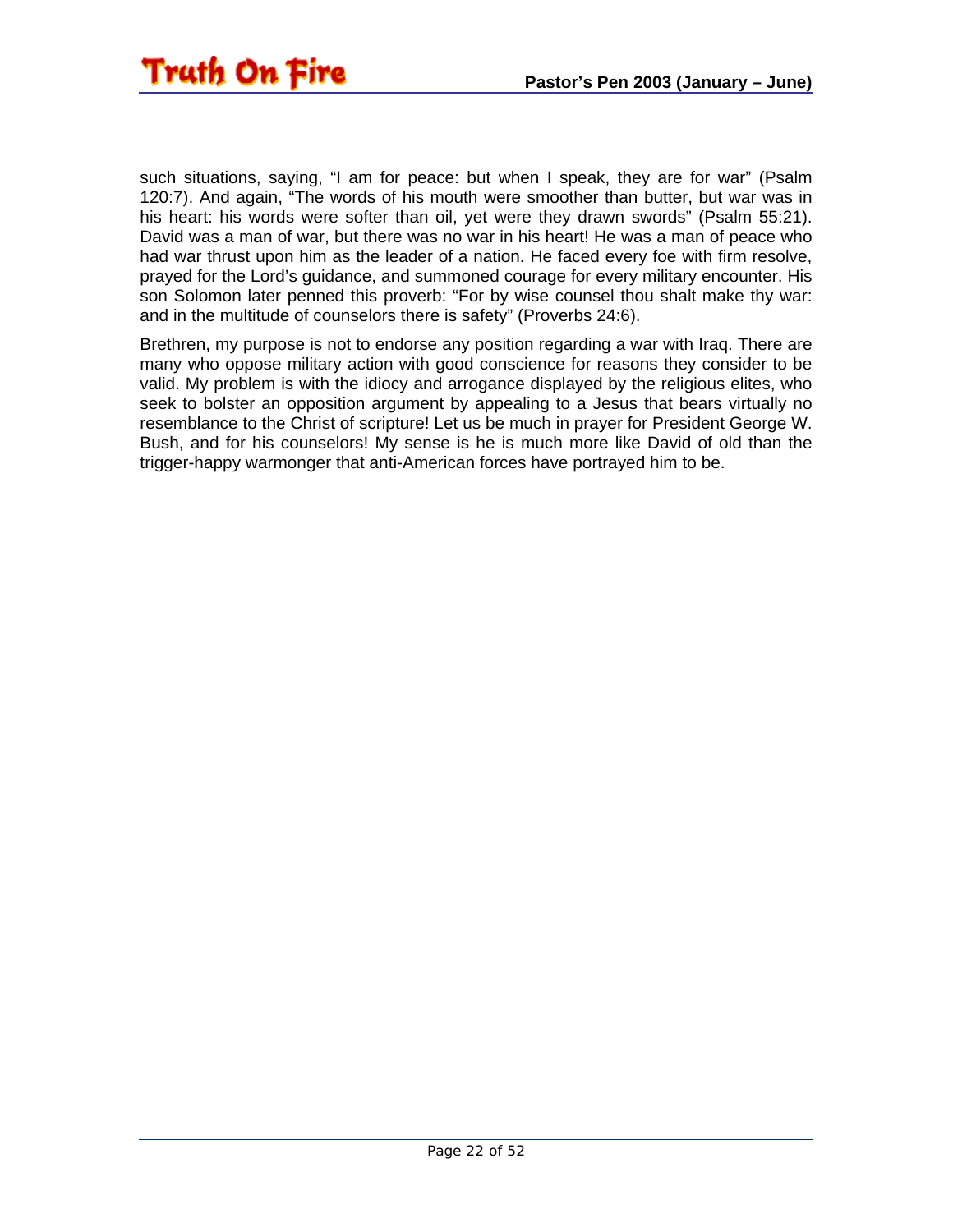such situations, saying, “I am for peace: but when I speak, they are for war” (Psalm 120:7). And again, “The words of his mouth were smoother than butter, but war was in his heart: his words were softer than oil, yet were they drawn swords” (Psalm 55:21). David was a man of war, but there was no war in his heart! He was a man of peace who had war thrust upon him as the leader of a nation. He faced every foe with firm resolve, prayed for the Lord’s guidance, and summoned courage for every military encounter. His son Solomon later penned this proverb: “For by wise counsel thou shalt make thy war: and in the multitude of counselors there is safety” (Proverbs 24:6).

Brethren, my purpose is not to endorse any position regarding a war with Iraq. There are many who oppose military action with good conscience for reasons they consider to be valid. My problem is with the idiocy and arrogance displayed by the religious elites, who seek to bolster an opposition argument by appealing to a Jesus that bears virtually no resemblance to the Christ of scripture! Let us be much in prayer for President George W. Bush, and for his counselors! My sense is he is much more like David of old than the trigger-happy warmonger that anti-American forces have portrayed him to be.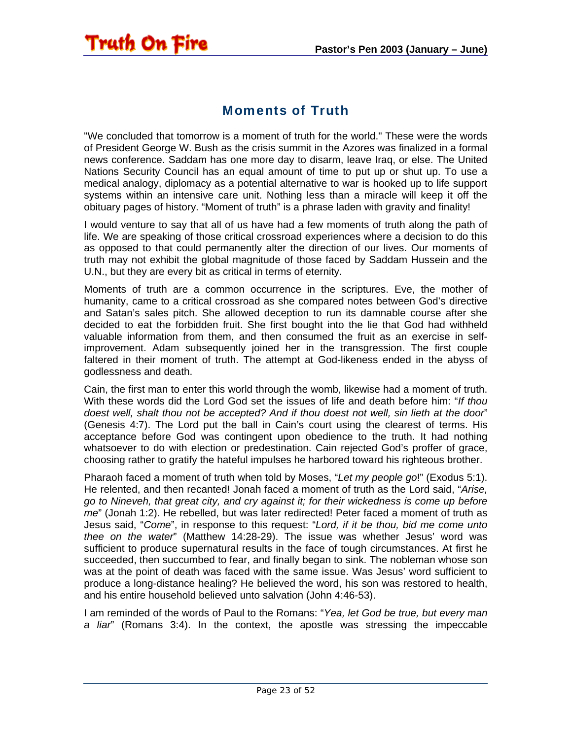## Moments of Truth

"We concluded that tomorrow is a moment of truth for the world." These were the words of President George W. Bush as the crisis summit in the Azores was finalized in a formal news conference. Saddam has one more day to disarm, leave Iraq, or else. The United Nations Security Council has an equal amount of time to put up or shut up. To use a medical analogy, diplomacy as a potential alternative to war is hooked up to life support systems within an intensive care unit. Nothing less than a miracle will keep it off the obituary pages of history. "Moment of truth" is a phrase laden with gravity and finality!

I would venture to say that all of us have had a few moments of truth along the path of life. We are speaking of those critical crossroad experiences where a decision to do this as opposed to that could permanently alter the direction of our lives. Our moments of truth may not exhibit the global magnitude of those faced by Saddam Hussein and the U.N., but they are every bit as critical in terms of eternity.

Moments of truth are a common occurrence in the scriptures. Eve, the mother of humanity, came to a critical crossroad as she compared notes between God's directive and Satan's sales pitch. She allowed deception to run its damnable course after she decided to eat the forbidden fruit. She first bought into the lie that God had withheld valuable information from them, and then consumed the fruit as an exercise in self-improvement. Adam subsequently joined her in the transgression. The first couple faltered in their moment of truth. The attempt at God-likeness ended in the abyss of godlessness and death.

Cain, the first man to enter this world through the womb, likewise had a moment of truth. With these words did the Lord God set the issues of life and death before him: "*If thou doest well, shalt thou not be accepted? And if thou doest not well, sin lieth at the door*" (Genesis 4:7). The Lord put the ball in Cain's court using the clearest of terms. His acceptance before God was contingent upon obedience to the truth. It had nothing whatsoever to do with election or predestination. Cain rejected God's proffer of grace, choosing rather to gratify the hateful impulses he harbored toward his righteous brother.

Pharaoh faced a moment of truth when told by Moses, "*Let my people go*!" (Exodus 5:1). He relented, and then recanted! Jonah faced a moment of truth as the Lord said, "*Arise, go to Nineveh, that great city, and cry against it; for their wickedness is come up before me*" (Jonah 1:2). He rebelled, but was later redirected! Peter faced a moment of truth as Jesus said, "*Come*", in response to this request: "*Lord, if it be thou, bid me come unto thee on the water*" (Matthew 14:28-29). The issue was whether Jesus' word was sufficient to produce supernatural results in the face of tough circumstances. At first he succeeded, then succumbed to fear, and finally began to sink. The nobleman whose son was at the point of death was faced with the same issue. Was Jesus' word sufficient to produce a long-distance healing? He believed the word, his son was restored to health, and his entire household believed unto salvation (John 4:46-53).

I am reminded of the words of Paul to the Romans: "*Yea, let God be true, but every man a liar*" (Romans 3:4). In the context, the apostle was stressing the impeccable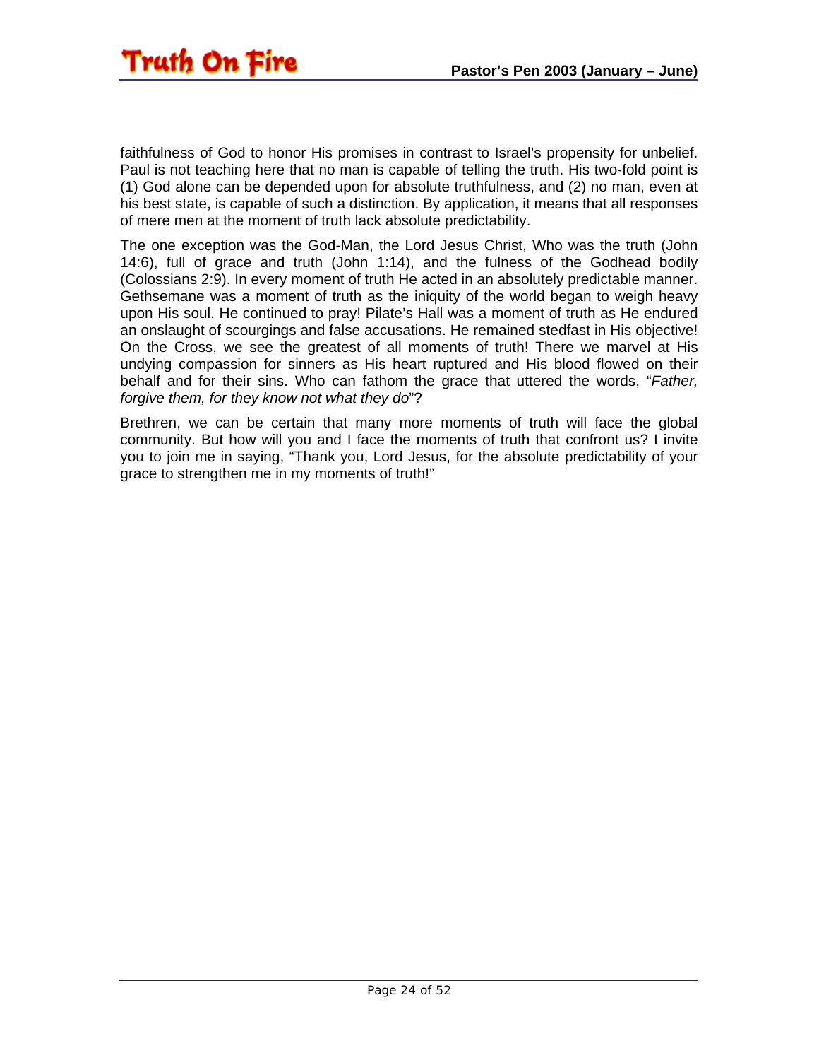faithfulness of God to honor His promises in contrast to Israel's propensity for unbelief. Paul is not teaching here that no man is capable of telling the truth. His two-fold point is (1) God alone can be depended upon for absolute truthfulness, and (2) no man, even at his best state, is capable of such a distinction. By application, it means that all responses of mere men at the moment of truth lack absolute predictability.

The one exception was the God-Man, the Lord Jesus Christ, Who was the truth (John 14:6), full of grace and truth (John 1:14), and the fulness of the Godhead bodily (Colossians 2:9). In every moment of truth He acted in an absolutely predictable manner. Gethsemane was a moment of truth as the iniquity of the world began to weigh heavy upon His soul. He continued to pray! Pilate's Hall was a moment of truth as He endured an onslaught of scourgings and false accusations. He remained stedfast in His objective! On the Cross, we see the greatest of all moments of truth! There we marvel at His undying compassion for sinners as His heart ruptured and His blood flowed on their behalf and for their sins. Who can fathom the grace that uttered the words, "*Father, forgive them, for they know not what they do*"?

Brethren, we can be certain that many more moments of truth will face the global community. But how will you and I face the moments of truth that confront us? I invite you to join me in saying, "Thank you, Lord Jesus, for the absolute predictability of your grace to strengthen me in my moments of truth!"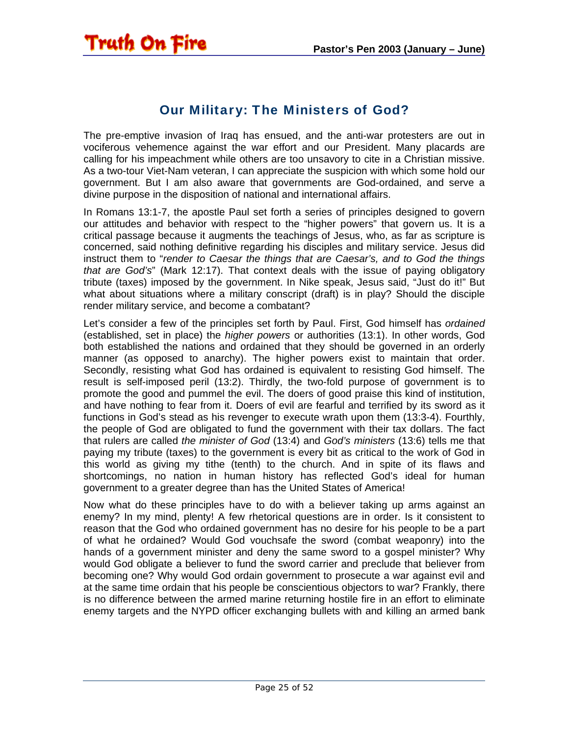## Our Military: The Ministers of God?

The pre-emptive invasion of Iraq has ensued, and the anti-war protesters are out in vociferous vehemence against the war effort and our President. Many placards are calling for his impeachment while others are too unsavory to cite in a Christian missive. As a two-tour Viet-Nam veteran, I can appreciate the suspicion with which some hold our government. But I am also aware that governments are God-ordained, and serve a divine purpose in the disposition of national and international affairs.

In Romans 13:1-7, the apostle Paul set forth a series of principles designed to govern our attitudes and behavior with respect to the "higher powers" that govern us. It is a critical passage because it augments the teachings of Jesus, who, as far as scripture is concerned, said nothing definitive regarding his disciples and military service. Jesus did instruct them to "*render to Caesar the things that are Caesar's, and to God the things that are God's*" (Mark 12:17). That context deals with the issue of paying obligatory tribute (taxes) imposed by the government. In Nike speak, Jesus said, "Just do it!" But what about situations where a military conscript (draft) is in play? Should the disciple render military service, and become a combatant?

Let's consider a few of the principles set forth by Paul. First, God himself has *ordained* (established, set in place) the *higher powers* or authorities (13:1). In other words, God both established the nations and ordained that they should be governed in an orderly manner (as opposed to anarchy). The higher powers exist to maintain that order. Secondly, resisting what God has ordained is equivalent to resisting God himself. The result is self-imposed peril (13:2). Thirdly, the two-fold purpose of government is to promote the good and pummel the evil. The doers of good praise this kind of institution, and have nothing to fear from it. Doers of evil are fearful and terrified by its sword as it functions in God's stead as his revenger to execute wrath upon them (13:3-4). Fourthly, the people of God are obligated to fund the government with their tax dollars. The fact that rulers are called *the minister of God* (13:4) and *God's ministers* (13:6) tells me that paying my tribute (taxes) to the government is every bit as critical to the work of God in this world as giving my tithe (tenth) to the church. And in spite of its flaws and shortcomings, no nation in human history has reflected God's ideal for human government to a greater degree than has the United States of America!

Now what do these principles have to do with a believer taking up arms against an enemy? In my mind, plenty! A few rhetorical questions are in order. Is it consistent to reason that the God who ordained government has no desire for his people to be a part of what he ordained? Would God vouchsafe the sword (combat weaponry) into the hands of a government minister and deny the same sword to a gospel minister? Why would God obligate a believer to fund the sword carrier and preclude that believer from becoming one? Why would God ordain government to prosecute a war against evil and at the same time ordain that his people be conscientious objectors to war? Frankly, there is no difference between the armed marine returning hostile fire in an effort to eliminate enemy targets and the NYPD officer exchanging bullets with and killing an armed bank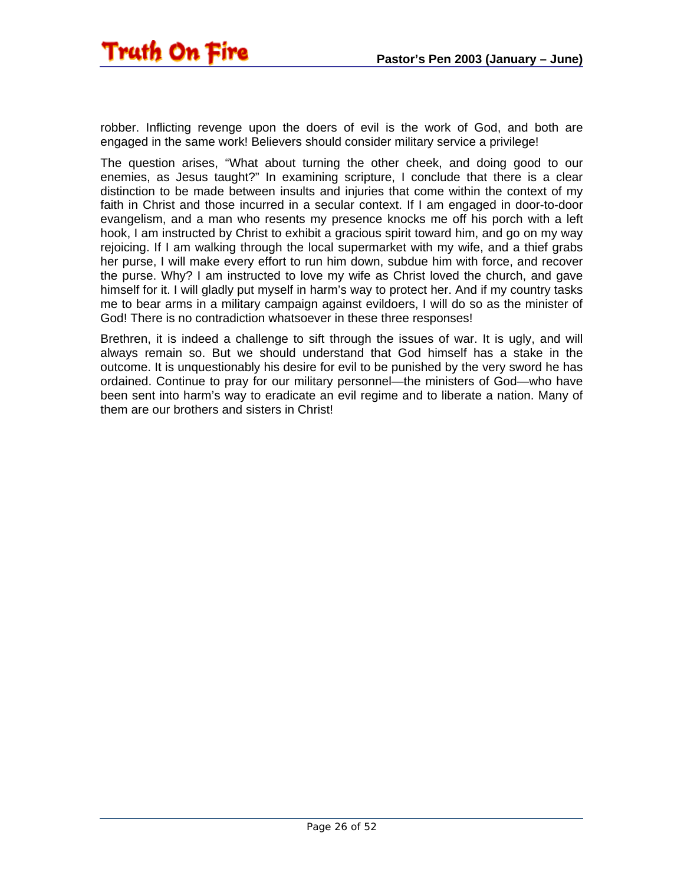robber. Inflicting revenge upon the doers of evil is the work of God, and both are engaged in the same work! Believers should consider military service a privilege!

The question arises, “What about turning the other cheek, and doing good to our enemies, as Jesus taught?” In examining scripture, I conclude that there is a clear distinction to be made between insults and injuries that come within the context of my faith in Christ and those incurred in a secular context. If I am engaged in door-to-door evangelism, and a man who resents my presence knocks me off his porch with a left hook, I am instructed by Christ to exhibit a gracious spirit toward him, and go on my way rejoicing. If I am walking through the local supermarket with my wife, and a thief grabs her purse, I will make every effort to run him down, subdue him with force, and recover the purse. Why? I am instructed to love my wife as Christ loved the church, and gave himself for it. I will gladly put myself in harm’s way to protect her. And if my country tasks me to bear arms in a military campaign against evildoers, I will do so as the minister of God! There is no contradiction whatsoever in these three responses!

Brethren, it is indeed a challenge to sift through the issues of war. It is ugly, and will always remain so. But we should understand that God himself has a stake in the outcome. It is unquestionably his desire for evil to be punished by the very sword he has ordained. Continue to pray for our military personnel—the ministers of God—who have been sent into harm’s way to eradicate an evil regime and to liberate a nation. Many of them are our brothers and sisters in Christ!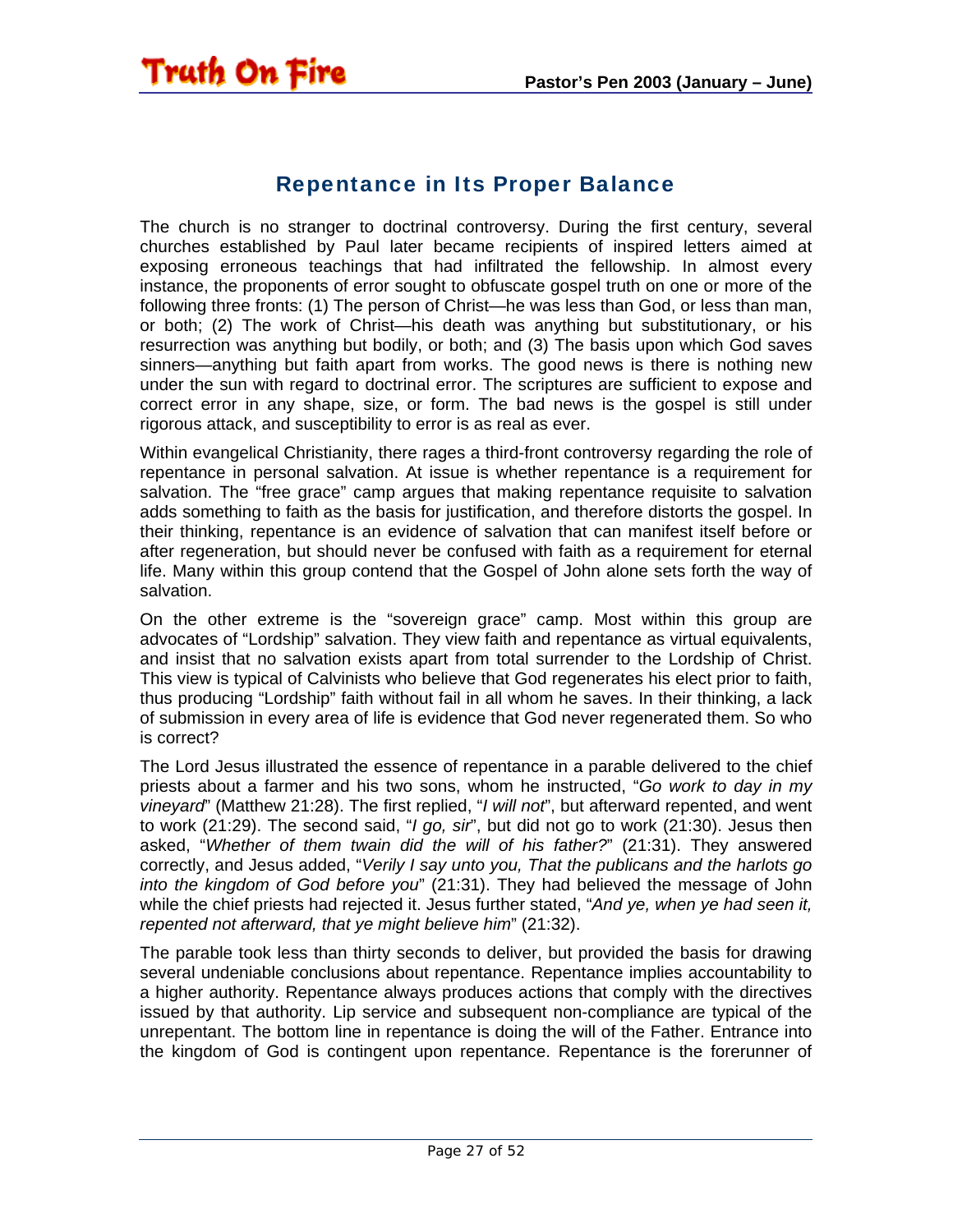## Repentance in Its Proper Balance

The church is no stranger to doctrinal controversy. During the first century, several churches established by Paul later became recipients of inspired letters aimed at exposing erroneous teachings that had infiltrated the fellowship. In almost every instance, the proponents of error sought to obfuscate gospel truth on one or more of the following three fronts: (1) The person of Christ—he was less than God, or less than man, or both; (2) The work of Christ—his death was anything but substitutionary, or his resurrection was anything but bodily, or both; and (3) The basis upon which God saves sinners—anything but faith apart from works. The good news is there is nothing new under the sun with regard to doctrinal error. The scriptures are sufficient to expose and correct error in any shape, size, or form. The bad news is the gospel is still under rigorous attack, and susceptibility to error is as real as ever.

Within evangelical Christianity, there rages a third-front controversy regarding the role of repentance in personal salvation. At issue is whether repentance is a requirement for salvation. The "free grace" camp argues that making repentance requisite to salvation adds something to faith as the basis for justification, and therefore distorts the gospel. In their thinking, repentance is an evidence of salvation that can manifest itself before or after regeneration, but should never be confused with faith as a requirement for eternal life. Many within this group contend that the Gospel of John alone sets forth the way of salvation.

On the other extreme is the "sovereign grace" camp. Most within this group are advocates of "Lordship" salvation. They view faith and repentance as virtual equivalents, and insist that no salvation exists apart from total surrender to the Lordship of Christ. This view is typical of Calvinists who believe that God regenerates his elect prior to faith, thus producing "Lordship" faith without fail in all whom he saves. In their thinking, a lack of submission in every area of life is evidence that God never regenerated them. So who is correct?

The Lord Jesus illustrated the essence of repentance in a parable delivered to the chief priests about a farmer and his two sons, whom he instructed, "*Go work to day in my vineyard*" (Matthew 21:28). The first replied, "*I will not*", but afterward repented, and went to work (21:29). The second said, "*I go, sir*", but did not go to work (21:30). Jesus then asked, "*Whether of them twain did the will of his father?*" (21:31). They answered correctly, and Jesus added, "*Verily I say unto you, That the publicans and the harlots go into the kingdom of God before you*" (21:31). They had believed the message of John while the chief priests had rejected it. Jesus further stated, "*And ye, when ye had seen it, repented not afterward, that ye might believe him*" (21:32).

The parable took less than thirty seconds to deliver, but provided the basis for drawing several undeniable conclusions about repentance. Repentance implies accountability to a higher authority. Repentance always produces actions that comply with the directives issued by that authority. Lip service and subsequent non-compliance are typical of the unrepentant. The bottom line in repentance is doing the will of the Father. Entrance into the kingdom of God is contingent upon repentance. Repentance is the forerunner of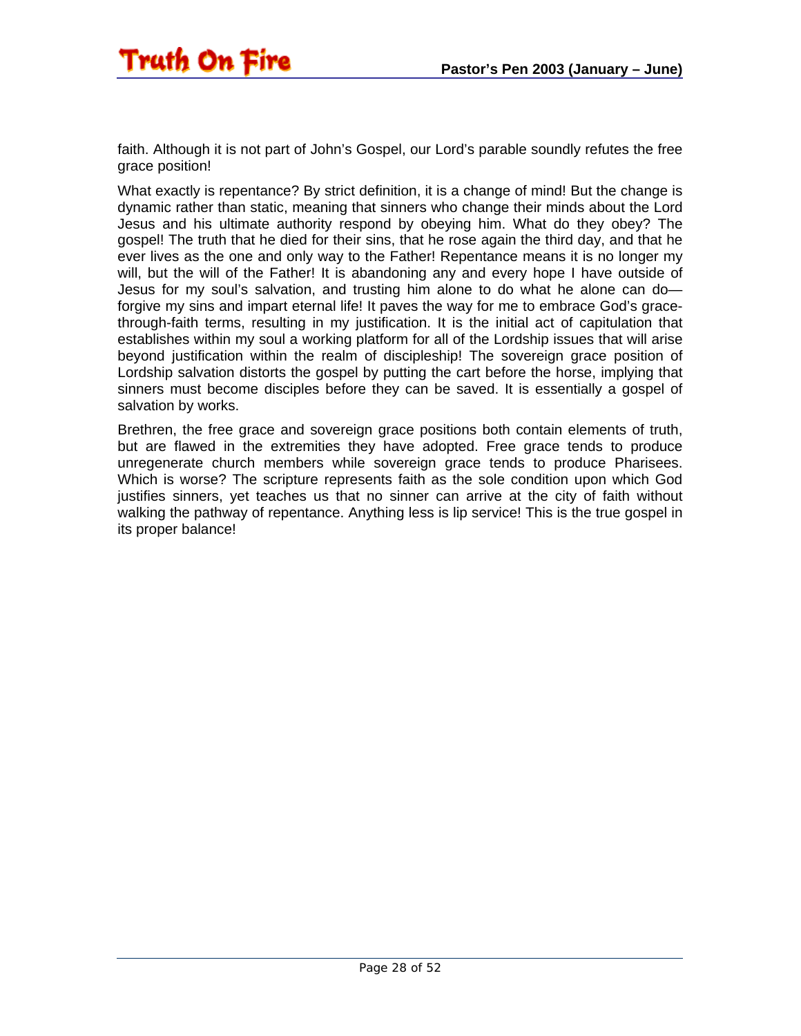faith. Although it is not part of John's Gospel, our Lord's parable soundly refutes the free grace position!

What exactly is repentance? By strict definition, it is a change of mind! But the change is dynamic rather than static, meaning that sinners who change their minds about the Lord Jesus and his ultimate authority respond by obeying him. What do they obey? The gospel! The truth that he died for their sins, that he rose again the third day, and that he ever lives as the one and only way to the Father! Repentance means it is no longer my will, but the will of the Father! It is abandoning any and every hope I have outside of Jesus for my soul's salvation, and trusting him alone to do what he alone can do—forgive my sins and impart eternal life! It paves the way for me to embrace God's grace-through-faith terms, resulting in my justification. It is the initial act of capitulation that establishes within my soul a working platform for all of the Lordship issues that will arise beyond justification within the realm of discipleship! The sovereign grace position of Lordship salvation distorts the gospel by putting the cart before the horse, implying that sinners must become disciples before they can be saved. It is essentially a gospel of salvation by works.

Brethren, the free grace and sovereign grace positions both contain elements of truth, but are flawed in the extremities they have adopted. Free grace tends to produce unregenerate church members while sovereign grace tends to produce Pharisees. Which is worse? The scripture represents faith as the sole condition upon which God justifies sinners, yet teaches us that no sinner can arrive at the city of faith without walking the pathway of repentance. Anything less is lip service! This is the true gospel in its proper balance!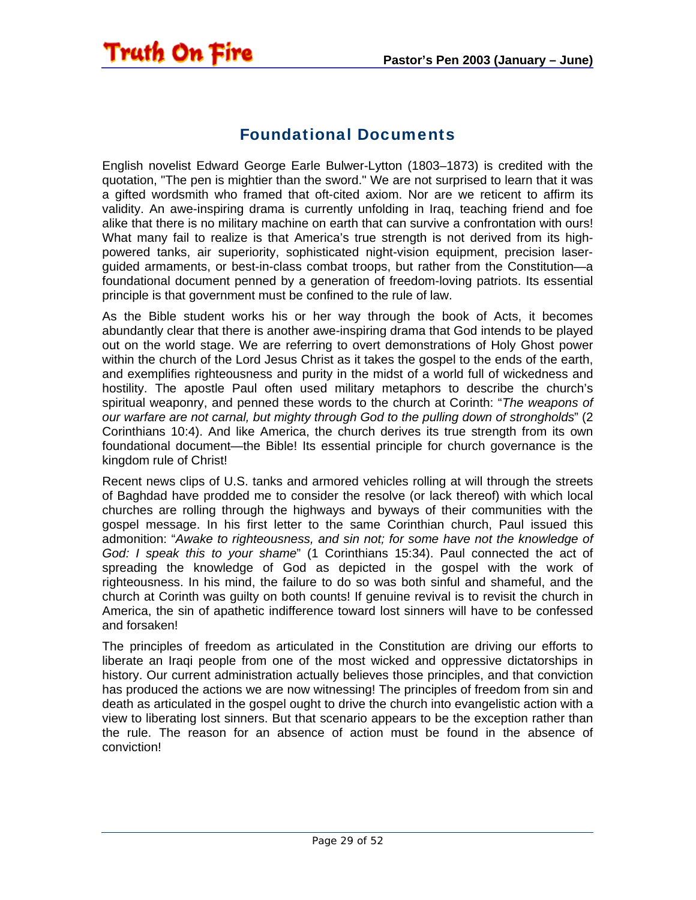## Foundational Documents

English novelist Edward George Earle Bulwer-Lytton (1803–1873) is credited with the quotation, "The pen is mightier than the sword." We are not surprised to learn that it was a gifted wordsmith who framed that oft-cited axiom. Nor are we reticent to affirm its validity. An awe-inspiring drama is currently unfolding in Iraq, teaching friend and foe alike that there is no military machine on earth that can survive a confrontation with ours! What many fail to realize is that America's true strength is not derived from its high-powered tanks, air superiority, sophisticated night-vision equipment, precision laser-guided armaments, or best-in-class combat troops, but rather from the Constitution—a foundational document penned by a generation of freedom-loving patriots. Its essential principle is that government must be confined to the rule of law.

As the Bible student works his or her way through the book of Acts, it becomes abundantly clear that there is another awe-inspiring drama that God intends to be played out on the world stage. We are referring to overt demonstrations of Holy Ghost power within the church of the Lord Jesus Christ as it takes the gospel to the ends of the earth, and exemplifies righteousness and purity in the midst of a world full of wickedness and hostility. The apostle Paul often used military metaphors to describe the church's spiritual weaponry, and penned these words to the church at Corinth: "*The weapons of our warfare are not carnal, but mighty through God to the pulling down of strongholds*" (2 Corinthians 10:4). And like America, the church derives its true strength from its own foundational document—the Bible! Its essential principle for church governance is the kingdom rule of Christ!

Recent news clips of U.S. tanks and armored vehicles rolling at will through the streets of Baghdad have prodded me to consider the resolve (or lack thereof) with which local churches are rolling through the highways and byways of their communities with the gospel message. In his first letter to the same Corinthian church, Paul issued this admonition: "*Awake to righteousness, and sin not; for some have not the knowledge of God: I speak this to your shame*" (1 Corinthians 15:34). Paul connected the act of spreading the knowledge of God as depicted in the gospel with the work of righteousness. In his mind, the failure to do so was both sinful and shameful, and the church at Corinth was guilty on both counts! If genuine revival is to revisit the church in America, the sin of apathetic indifference toward lost sinners will have to be confessed and forsaken!

The principles of freedom as articulated in the Constitution are driving our efforts to liberate an Iraqi people from one of the most wicked and oppressive dictatorships in history. Our current administration actually believes those principles, and that conviction has produced the actions we are now witnessing! The principles of freedom from sin and death as articulated in the gospel ought to drive the church into evangelistic action with a view to liberating lost sinners. But that scenario appears to be the exception rather than the rule. The reason for an absence of action must be found in the absence of conviction!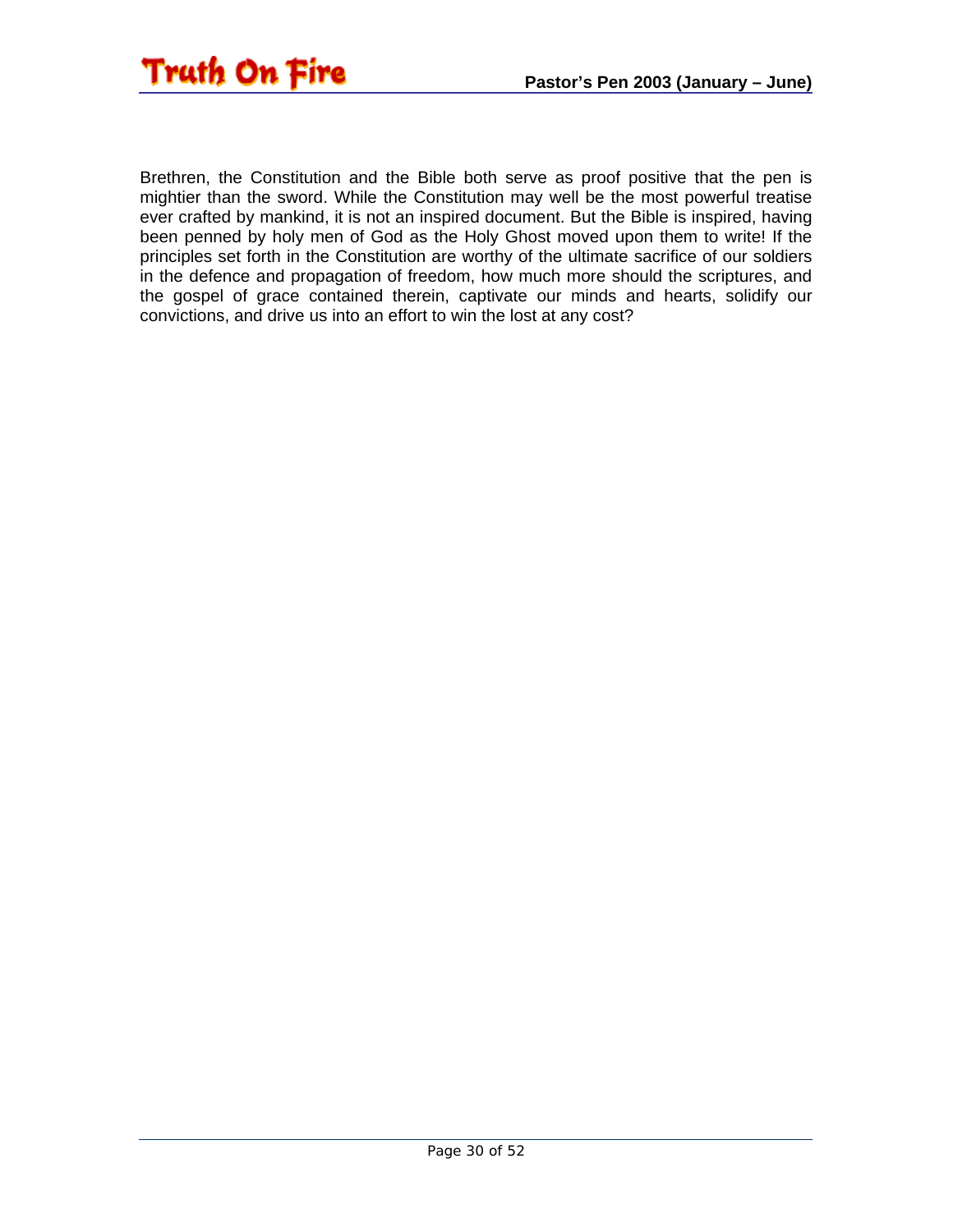Brethren, the Constitution and the Bible both serve as proof positive that the pen is mightier than the sword. While the Constitution may well be the most powerful treatise ever crafted by mankind, it is not an inspired document. But the Bible is inspired, having been penned by holy men of God as the Holy Ghost moved upon them to write! If the principles set forth in the Constitution are worthy of the ultimate sacrifice of our soldiers in the defence and propagation of freedom, how much more should the scriptures, and the gospel of grace contained therein, captivate our minds and hearts, solidify our convictions, and drive us into an effort to win the lost at any cost?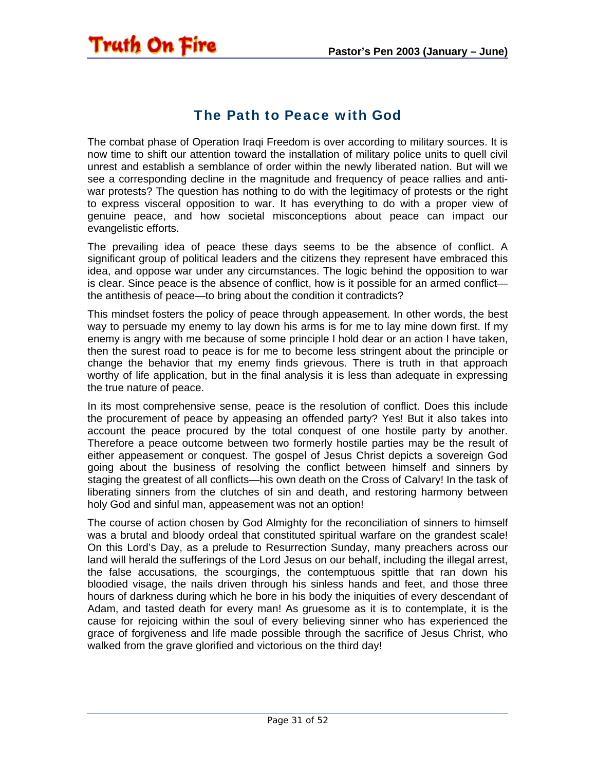# The Path to Peace with God

The combat phase of Operation Iraqi Freedom is over according to military sources. It is now time to shift our attention toward the installation of military police units to quell civil unrest and establish a semblance of order within the newly liberated nation. But will we see a corresponding decline in the magnitude and frequency of peace rallies and anti-war protests? The question has nothing to do with the legitimacy of protests or the right to express visceral opposition to war. It has everything to do with a proper view of genuine peace, and how societal misconceptions about peace can impact our evangelistic efforts.

The prevailing idea of peace these days seems to be the absence of conflict. A significant group of political leaders and the citizens they represent have embraced this idea, and oppose war under any circumstances. The logic behind the opposition to war is clear. Since peace is the absence of conflict, how is it possible for an armed conflict—the antithesis of peace—to bring about the condition it contradicts?

This mindset fosters the policy of peace through appeasement. In other words, the best way to persuade my enemy to lay down his arms is for me to lay mine down first. If my enemy is angry with me because of some principle I hold dear or an action I have taken, then the surest road to peace is for me to become less stringent about the principle or change the behavior that my enemy finds grievous. There is truth in that approach worthy of life application, but in the final analysis it is less than adequate in expressing the true nature of peace.

In its most comprehensive sense, peace is the resolution of conflict. Does this include the procurement of peace by appeasing an offended party? Yes! But it also takes into account the peace procured by the total conquest of one hostile party by another. Therefore a peace outcome between two formerly hostile parties may be the result of either appeasement or conquest. The gospel of Jesus Christ depicts a sovereign God going about the business of resolving the conflict between himself and sinners by staging the greatest of all conflicts—his own death on the Cross of Calvary! In the task of liberating sinners from the clutches of sin and death, and restoring harmony between holy God and sinful man, appeasement was not an option!

The course of action chosen by God Almighty for the reconciliation of sinners to himself was a brutal and bloody ordeal that constituted spiritual warfare on the grandest scale! On this Lord's Day, as a prelude to Resurrection Sunday, many preachers across our land will herald the sufferings of the Lord Jesus on our behalf, including the illegal arrest, the false accusations, the scourgings, the contemptuous spittle that ran down his bloodied visage, the nails driven through his sinless hands and feet, and those three hours of darkness during which he bore in his body the iniquities of every descendant of Adam, and tasted death for every man! As gruesome as it is to contemplate, it is the cause for rejoicing within the soul of every believing sinner who has experienced the grace of forgiveness and life made possible through the sacrifice of Jesus Christ, who walked from the grave glorified and victorious on the third day!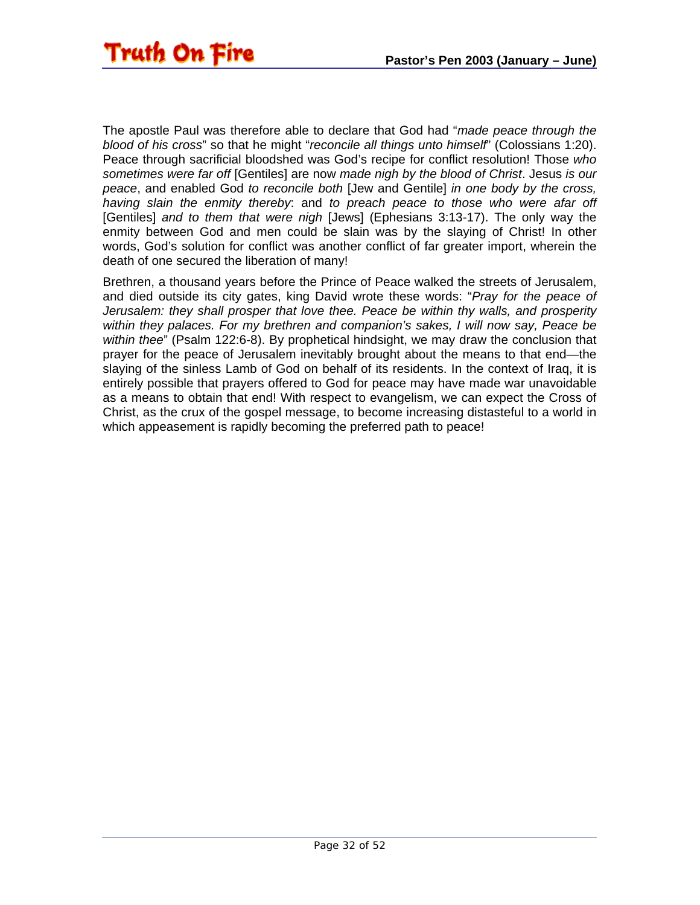The apostle Paul was therefore able to declare that God had "*made peace through the blood of his cross*" so that he might "*reconcile all things unto himself*" (Colossians 1:20). Peace through sacrificial bloodshed was God's recipe for conflict resolution! Those *who sometimes were far off* [Gentiles] are now *made nigh by the blood of Christ*. Jesus *is our peace*, and enabled God *to reconcile both* [Jew and Gentile] *in one body by the cross, having slain the enmity thereby*: and *to preach peace to those who were afar off* [Gentiles] *and to them that were nigh* [Jews] (Ephesians 3:13-17). The only way the enmity between God and men could be slain was by the slaying of Christ! In other words, God's solution for conflict was another conflict of far greater import, wherein the death of one secured the liberation of many!

Brethren, a thousand years before the Prince of Peace walked the streets of Jerusalem, and died outside its city gates, king David wrote these words: "*Pray for the peace of Jerusalem: they shall prosper that love thee. Peace be within thy walls, and prosperity within they palaces. For my brethren and companion's sakes, I will now say, Peace be within thee*" (Psalm 122:6-8). By prophetical hindsight, we may draw the conclusion that prayer for the peace of Jerusalem inevitably brought about the means to that end—the slaying of the sinless Lamb of God on behalf of its residents. In the context of Iraq, it is entirely possible that prayers offered to God for peace may have made war unavoidable as a means to obtain that end! With respect to evangelism, we can expect the Cross of Christ, as the crux of the gospel message, to become increasing distasteful to a world in which appeasement is rapidly becoming the preferred path to peace!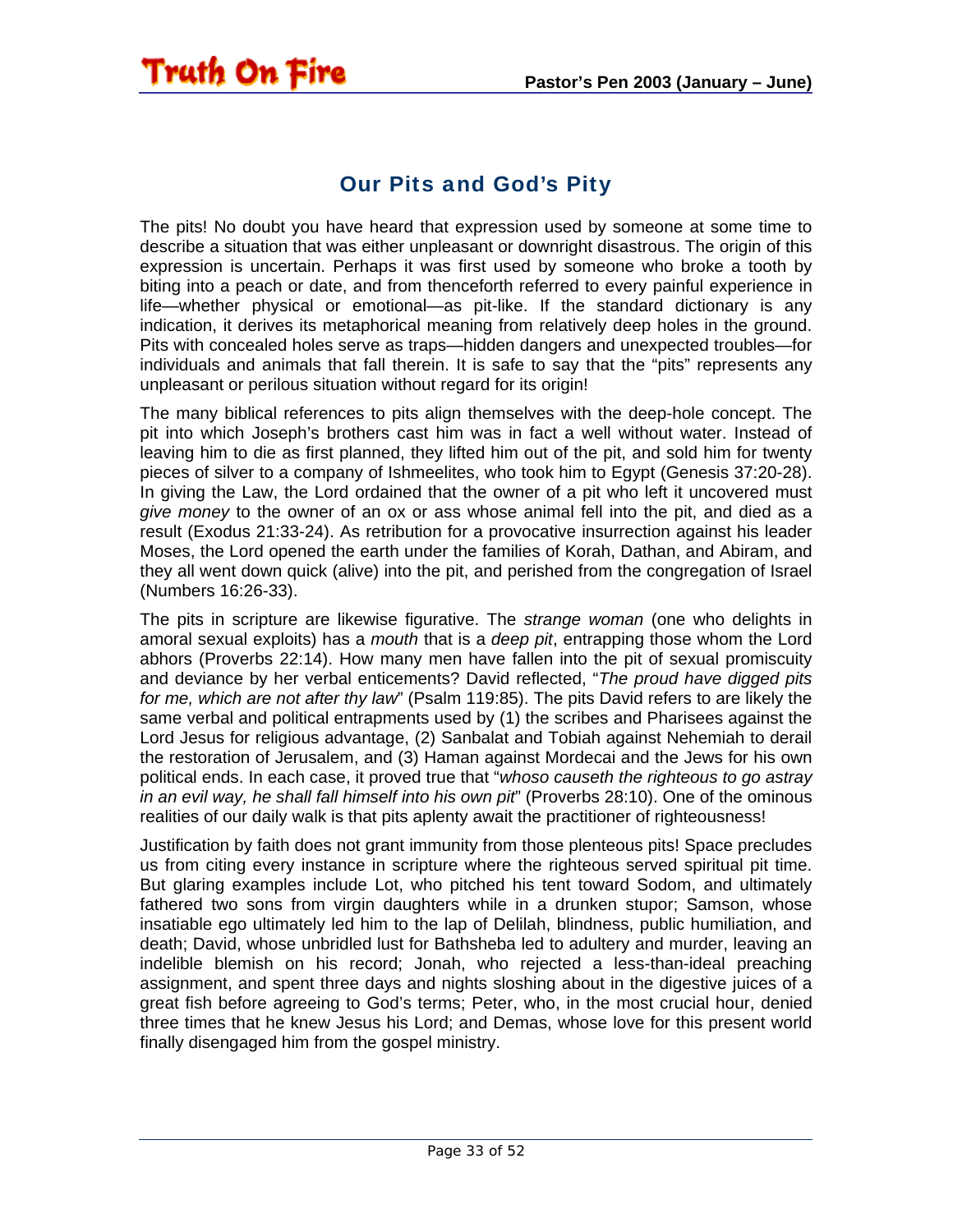## Our Pits and God's Pity

The pits! No doubt you have heard that expression used by someone at some time to describe a situation that was either unpleasant or downright disastrous. The origin of this expression is uncertain. Perhaps it was first used by someone who broke a tooth by biting into a peach or date, and from thenceforth referred to every painful experience in life—whether physical or emotional—as pit-like. If the standard dictionary is any indication, it derives its metaphorical meaning from relatively deep holes in the ground. Pits with concealed holes serve as traps—hidden dangers and unexpected troubles—for individuals and animals that fall therein. It is safe to say that the "pits" represents any unpleasant or perilous situation without regard for its origin!

The many biblical references to pits align themselves with the deep-hole concept. The pit into which Joseph's brothers cast him was in fact a well without water. Instead of leaving him to die as first planned, they lifted him out of the pit, and sold him for twenty pieces of silver to a company of Ishmeelites, who took him to Egypt (Genesis 37:20-28). In giving the Law, the Lord ordained that the owner of a pit who left it uncovered must *give money* to the owner of an ox or ass whose animal fell into the pit, and died as a result (Exodus 21:33-24). As retribution for a provocative insurrection against his leader Moses, the Lord opened the earth under the families of Korah, Dathan, and Abiram, and they all went down quick (alive) into the pit, and perished from the congregation of Israel (Numbers 16:26-33).

The pits in scripture are likewise figurative. The *strange woman* (one who delights in amoral sexual exploits) has a *mouth* that is a *deep pit*, entrapping those whom the Lord abhors (Proverbs 22:14). How many men have fallen into the pit of sexual promiscuity and deviance by her verbal enticements? David reflected, "*The proud have digged pits for me, which are not after thy law*" (Psalm 119:85). The pits David refers to are likely the same verbal and political entrapments used by (1) the scribes and Pharisees against the Lord Jesus for religious advantage, (2) Sanbalat and Tobiah against Nehemiah to derail the restoration of Jerusalem, and (3) Haman against Mordecai and the Jews for his own political ends. In each case, it proved true that "*whoso causeth the righteous to go astray in an evil way, he shall fall himself into his own pit*" (Proverbs 28:10). One of the ominous realities of our daily walk is that pits aplenty await the practitioner of righteousness!

Justification by faith does not grant immunity from those plenteous pits! Space precludes us from citing every instance in scripture where the righteous served spiritual pit time. But glaring examples include Lot, who pitched his tent toward Sodom, and ultimately fathered two sons from virgin daughters while in a drunken stupor; Samson, whose insatiable ego ultimately led him to the lap of Delilah, blindness, public humiliation, and death; David, whose unbridled lust for Bathsheba led to adultery and murder, leaving an indelible blemish on his record; Jonah, who rejected a less-than-ideal preaching assignment, and spent three days and nights sloshing about in the digestive juices of a great fish before agreeing to God's terms; Peter, who, in the most crucial hour, denied three times that he knew Jesus his Lord; and Demas, whose love for this present world finally disengaged him from the gospel ministry.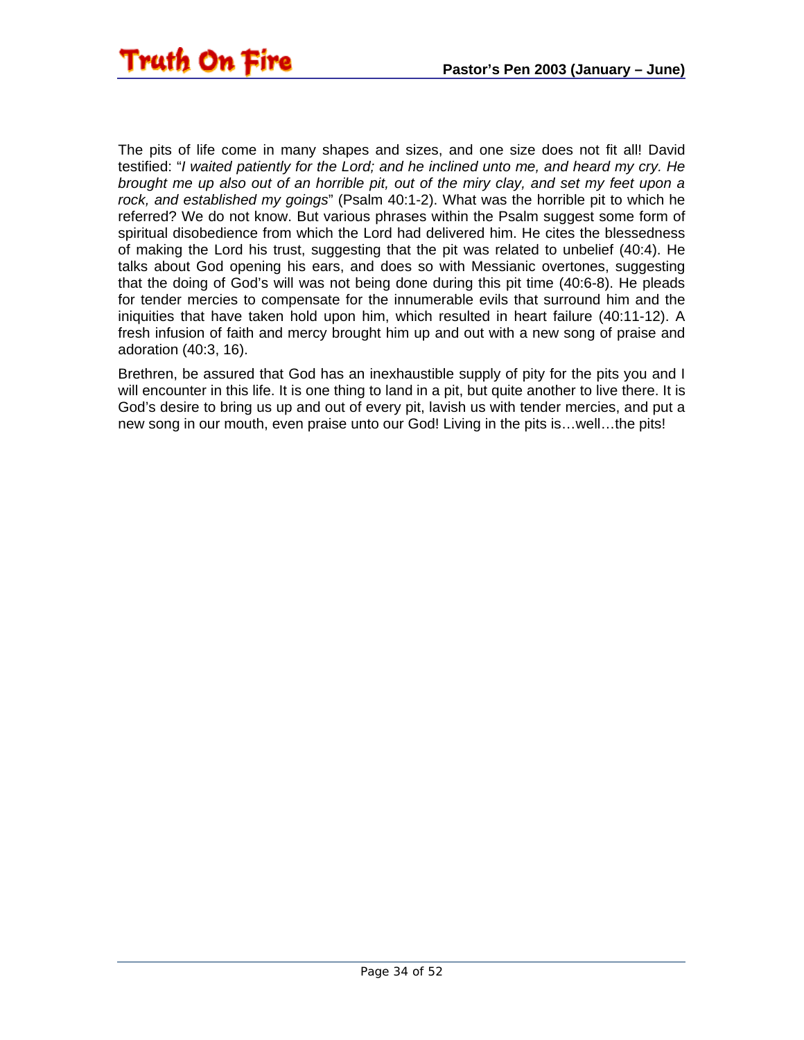The pits of life come in many shapes and sizes, and one size does not fit all! David testified: "*I waited patiently for the Lord; and he inclined unto me, and heard my cry. He brought me up also out of an horrible pit, out of the miry clay, and set my feet upon a rock, and established my goings*" (Psalm 40:1-2). What was the horrible pit to which he referred? We do not know. But various phrases within the Psalm suggest some form of spiritual disobedience from which the Lord had delivered him. He cites the blessedness of making the Lord his trust, suggesting that the pit was related to unbelief (40:4). He talks about God opening his ears, and does so with Messianic overtones, suggesting that the doing of God's will was not being done during this pit time (40:6-8). He pleads for tender mercies to compensate for the innumerable evils that surround him and the iniquities that have taken hold upon him, which resulted in heart failure (40:11-12). A fresh infusion of faith and mercy brought him up and out with a new song of praise and adoration (40:3, 16).

Brethren, be assured that God has an inexhaustible supply of pity for the pits you and I will encounter in this life. It is one thing to land in a pit, but quite another to live there. It is God's desire to bring us up and out of every pit, lavish us with tender mercies, and put a new song in our mouth, even praise unto our God! Living in the pits is…well…the pits!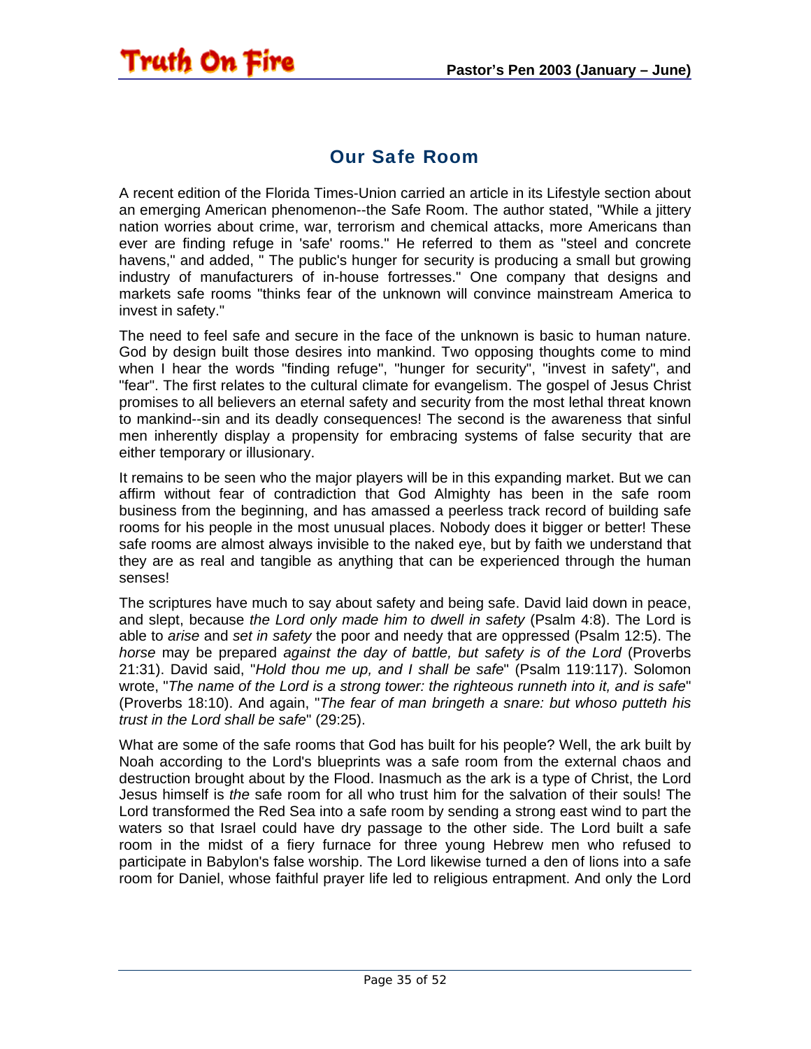## Our Safe Room

A recent edition of the Florida Times-Union carried an article in its Lifestyle section about an emerging American phenomenon--the Safe Room. The author stated, "While a jittery nation worries about crime, war, terrorism and chemical attacks, more Americans than ever are finding refuge in 'safe' rooms." He referred to them as "steel and concrete havens," and added, " The public's hunger for security is producing a small but growing industry of manufacturers of in-house fortresses." One company that designs and markets safe rooms "thinks fear of the unknown will convince mainstream America to invest in safety."

The need to feel safe and secure in the face of the unknown is basic to human nature. God by design built those desires into mankind. Two opposing thoughts come to mind when I hear the words "finding refuge", "hunger for security", "invest in safety", and "fear". The first relates to the cultural climate for evangelism. The gospel of Jesus Christ promises to all believers an eternal safety and security from the most lethal threat known to mankind--sin and its deadly consequences! The second is the awareness that sinful men inherently display a propensity for embracing systems of false security that are either temporary or illusionary.

It remains to be seen who the major players will be in this expanding market. But we can affirm without fear of contradiction that God Almighty has been in the safe room business from the beginning, and has amassed a peerless track record of building safe rooms for his people in the most unusual places. Nobody does it bigger or better! These safe rooms are almost always invisible to the naked eye, but by faith we understand that they are as real and tangible as anything that can be experienced through the human senses!

The scriptures have much to say about safety and being safe. David laid down in peace, and slept, because *the Lord only made him to dwell in safety* (Psalm 4:8). The Lord is able to *arise* and *set in safety* the poor and needy that are oppressed (Psalm 12:5). The *horse* may be prepared *against the day of battle, but safety is of the Lord* (Proverbs 21:31). David said, "*Hold thou me up, and I shall be safe*" (Psalm 119:117). Solomon wrote, "*The name of the Lord is a strong tower: the righteous runneth into it, and is safe*" (Proverbs 18:10). And again, "*The fear of man bringeth a snare: but whoso putteth his trust in the Lord shall be safe*" (29:25).

What are some of the safe rooms that God has built for his people? Well, the ark built by Noah according to the Lord's blueprints was a safe room from the external chaos and destruction brought about by the Flood. Inasmuch as the ark is a type of Christ, the Lord Jesus himself is *the* safe room for all who trust him for the salvation of their souls! The Lord transformed the Red Sea into a safe room by sending a strong east wind to part the waters so that Israel could have dry passage to the other side. The Lord built a safe room in the midst of a fiery furnace for three young Hebrew men who refused to participate in Babylon's false worship. The Lord likewise turned a den of lions into a safe room for Daniel, whose faithful prayer life led to religious entrapment. And only the Lord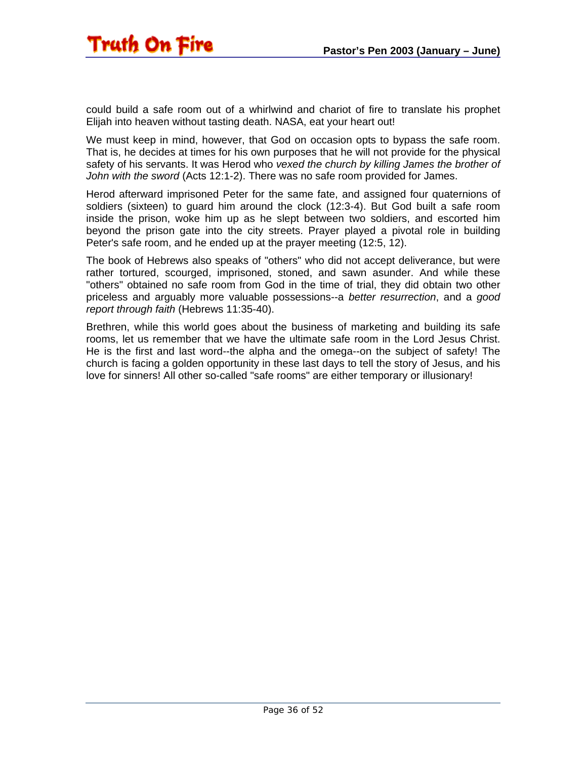could build a safe room out of a whirlwind and chariot of fire to translate his prophet Elijah into heaven without tasting death. NASA, eat your heart out!

We must keep in mind, however, that God on occasion opts to bypass the safe room. That is, he decides at times for his own purposes that he will not provide for the physical safety of his servants. It was Herod who *vexed the church by killing James the brother of John with the sword* (Acts 12:1-2). There was no safe room provided for James.

Herod afterward imprisoned Peter for the same fate, and assigned four quaternions of soldiers (sixteen) to guard him around the clock (12:3-4). But God built a safe room inside the prison, woke him up as he slept between two soldiers, and escorted him beyond the prison gate into the city streets. Prayer played a pivotal role in building Peter's safe room, and he ended up at the prayer meeting (12:5, 12).

The book of Hebrews also speaks of "others" who did not accept deliverance, but were rather tortured, scourged, imprisoned, stoned, and sawn asunder. And while these "others" obtained no safe room from God in the time of trial, they did obtain two other priceless and arguably more valuable possessions--a *better resurrection*, and a *good report through faith* (Hebrews 11:35-40).

Brethren, while this world goes about the business of marketing and building its safe rooms, let us remember that we have the ultimate safe room in the Lord Jesus Christ. He is the first and last word--the alpha and the omega--on the subject of safety! The church is facing a golden opportunity in these last days to tell the story of Jesus, and his love for sinners! All other so-called "safe rooms" are either temporary or illusionary!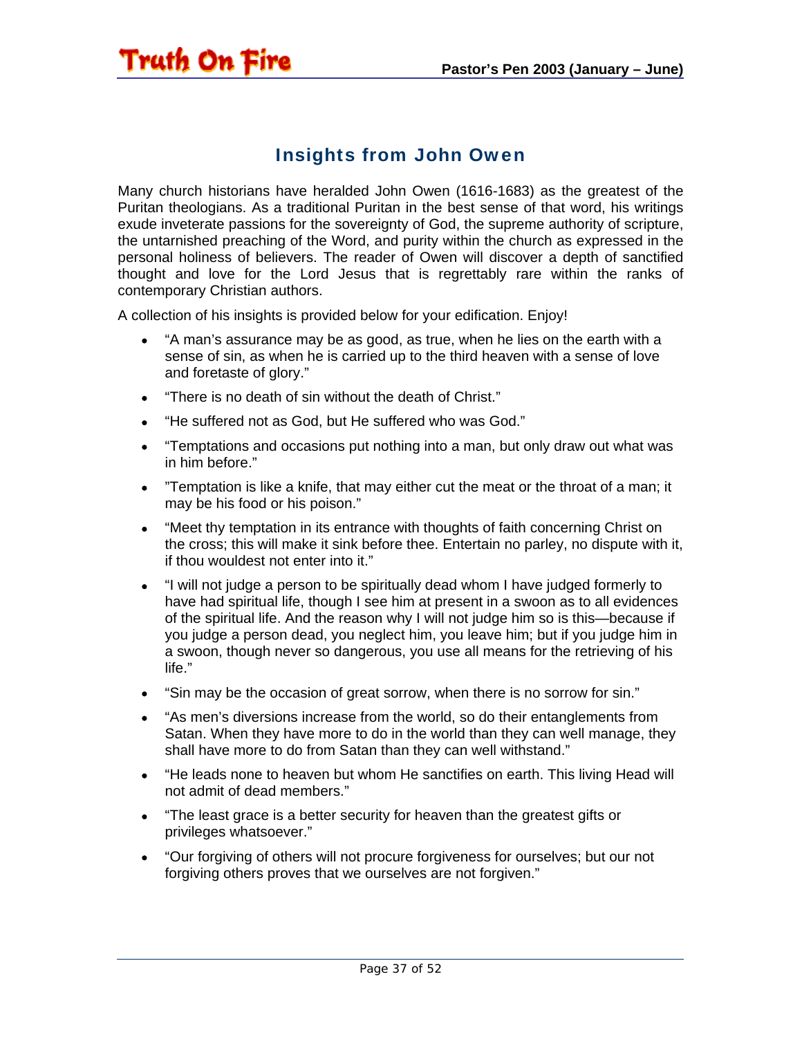## Insights from John Owen

Many church historians have heralded John Owen (1616-1683) as the greatest of the Puritan theologians. As a traditional Puritan in the best sense of that word, his writings exude inveterate passions for the sovereignty of God, the supreme authority of scripture, the untarnished preaching of the Word, and purity within the church as expressed in the personal holiness of believers. The reader of Owen will discover a depth of sanctified thought and love for the Lord Jesus that is regrettably rare within the ranks of contemporary Christian authors.

A collection of his insights is provided below for your edification. Enjoy!

- "A man's assurance may be as good, as true, when he lies on the earth with a sense of sin, as when he is carried up to the third heaven with a sense of love and foretaste of glory."
- "There is no death of sin without the death of Christ."
- "He suffered not as God, but He suffered who was God."
- "Temptations and occasions put nothing into a man, but only draw out what was in him before."
- "Temptation is like a knife, that may either cut the meat or the throat of a man; it may be his food or his poison."
- "Meet thy temptation in its entrance with thoughts of faith concerning Christ on the cross; this will make it sink before thee. Entertain no parley, no dispute with it, if thou wouldest not enter into it."
- "I will not judge a person to be spiritually dead whom I have judged formerly to have had spiritual life, though I see him at present in a swoon as to all evidences of the spiritual life. And the reason why I will not judge him so is this—because if you judge a person dead, you neglect him, you leave him; but if you judge him in a swoon, though never so dangerous, you use all means for the retrieving of his life."
- "Sin may be the occasion of great sorrow, when there is no sorrow for sin."
- "As men's diversions increase from the world, so do their entanglements from Satan. When they have more to do in the world than they can well manage, they shall have more to do from Satan than they can well withstand."
- "He leads none to heaven but whom He sanctifies on earth. This living Head will not admit of dead members."
- "The least grace is a better security for heaven than the greatest gifts or privileges whatsoever."
- "Our forgiving of others will not procure forgiveness for ourselves; but our not forgiving others proves that we ourselves are not forgiven."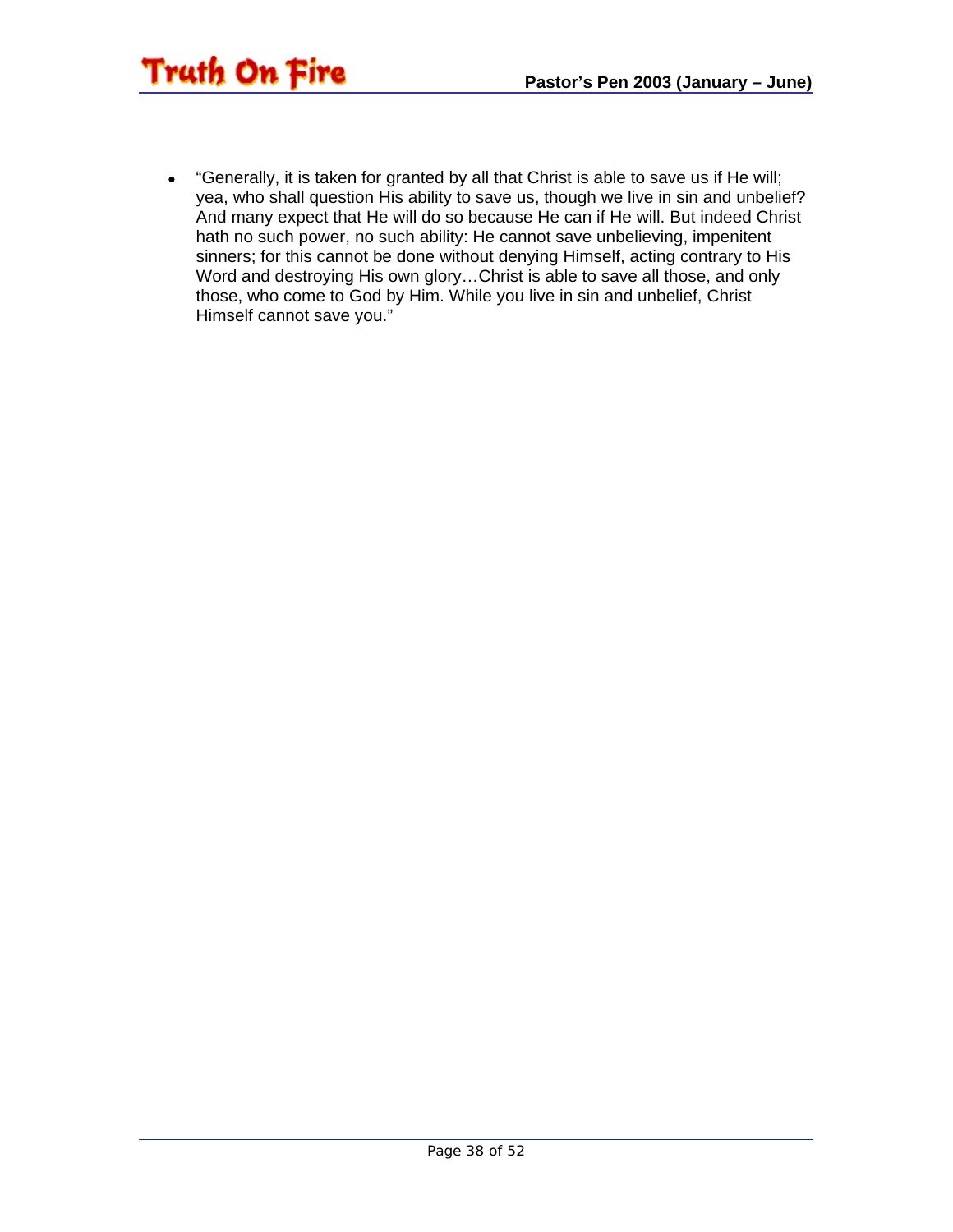- "Generally, it is taken for granted by all that Christ is able to save us if He will; yea, who shall question His ability to save us, though we live in sin and unbelief? And many expect that He will do so because He can if He will. But indeed Christ hath no such power, no such ability: He cannot save unbelieving, impenitent sinners; for this cannot be done without denying Himself, acting contrary to His Word and destroying His own glory…Christ is able to save all those, and only those, who come to God by Him. While you live in sin and unbelief, Christ Himself cannot save you."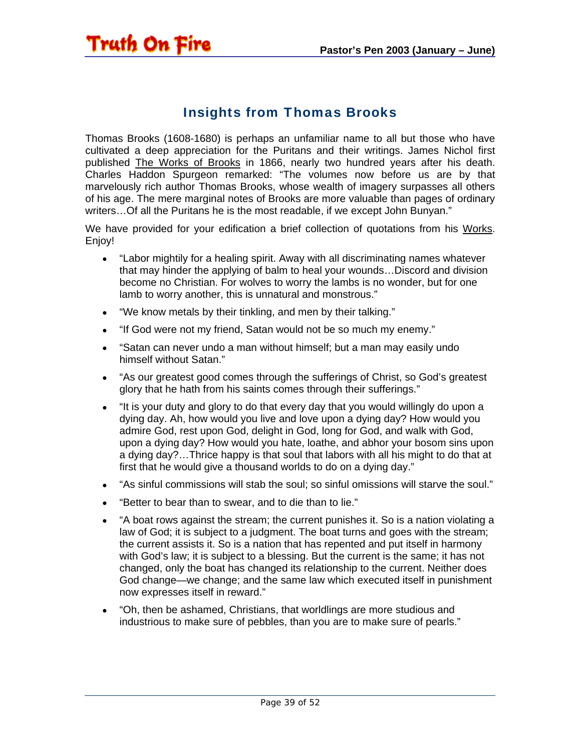## Insights from Thomas Brooks

Thomas Brooks (1608-1680) is perhaps an unfamiliar name to all but those who have cultivated a deep appreciation for the Puritans and their writings. James Nichol first published The Works of Brooks in 1866, nearly two hundred years after his death. Charles Haddon Spurgeon remarked: "The volumes now before us are by that marvelously rich author Thomas Brooks, whose wealth of imagery surpasses all others of his age. The mere marginal notes of Brooks are more valuable than pages of ordinary writers…Of all the Puritans he is the most readable, if we except John Bunyan."

We have provided for your edification a brief collection of quotations from his Works. Enjoy!

- "Labor mightily for a healing spirit. Away with all discriminating names whatever that may hinder the applying of balm to heal your wounds…Discord and division become no Christian. For wolves to worry the lambs is no wonder, but for one lamb to worry another, this is unnatural and monstrous."
- "We know metals by their tinkling, and men by their talking."
- "If God were not my friend, Satan would not be so much my enemy."
- "Satan can never undo a man without himself; but a man may easily undo himself without Satan."
- "As our greatest good comes through the sufferings of Christ, so God's greatest glory that he hath from his saints comes through their sufferings."
- "It is your duty and glory to do that every day that you would willingly do upon a dying day. Ah, how would you live and love upon a dying day? How would you admire God, rest upon God, delight in God, long for God, and walk with God, upon a dying day? How would you hate, loathe, and abhor your bosom sins upon a dying day?…Thrice happy is that soul that labors with all his might to do that at first that he would give a thousand worlds to do on a dying day."
- "As sinful commissions will stab the soul; so sinful omissions will starve the soul."
- "Better to bear than to swear, and to die than to lie."
- "A boat rows against the stream; the current punishes it. So is a nation violating a law of God; it is subject to a judgment. The boat turns and goes with the stream; the current assists it. So is a nation that has repented and put itself in harmony with God's law; it is subject to a blessing. But the current is the same; it has not changed, only the boat has changed its relationship to the current. Neither does God change—we change; and the same law which executed itself in punishment now expresses itself in reward."
- "Oh, then be ashamed, Christians, that worldlings are more studious and industrious to make sure of pebbles, than you are to make sure of pearls."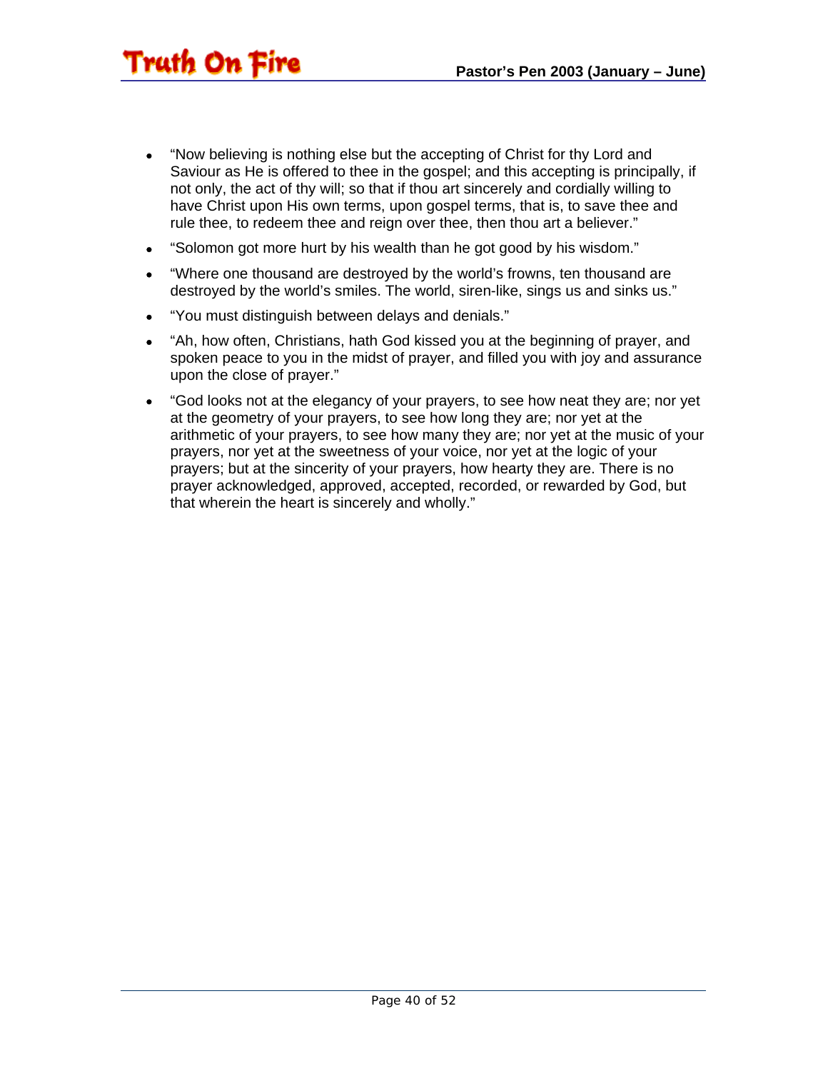- "Now believing is nothing else but the accepting of Christ for thy Lord and Saviour as He is offered to thee in the gospel; and this accepting is principally, if not only, the act of thy will; so that if thou art sincerely and cordially willing to have Christ upon His own terms, upon gospel terms, that is, to save thee and rule thee, to redeem thee and reign over thee, then thou art a believer."
- "Solomon got more hurt by his wealth than he got good by his wisdom."
- "Where one thousand are destroyed by the world's frowns, ten thousand are destroyed by the world's smiles. The world, siren-like, sings us and sinks us."
- "You must distinguish between delays and denials."
- "Ah, how often, Christians, hath God kissed you at the beginning of prayer, and spoken peace to you in the midst of prayer, and filled you with joy and assurance upon the close of prayer."
- "God looks not at the elegancy of your prayers, to see how neat they are; nor yet at the geometry of your prayers, to see how long they are; nor yet at the arithmetic of your prayers, to see how many they are; nor yet at the music of your prayers, nor yet at the sweetness of your voice, nor yet at the logic of your prayers; but at the sincerity of your prayers, how hearty they are. There is no prayer acknowledged, approved, accepted, recorded, or rewarded by God, but that wherein the heart is sincerely and wholly."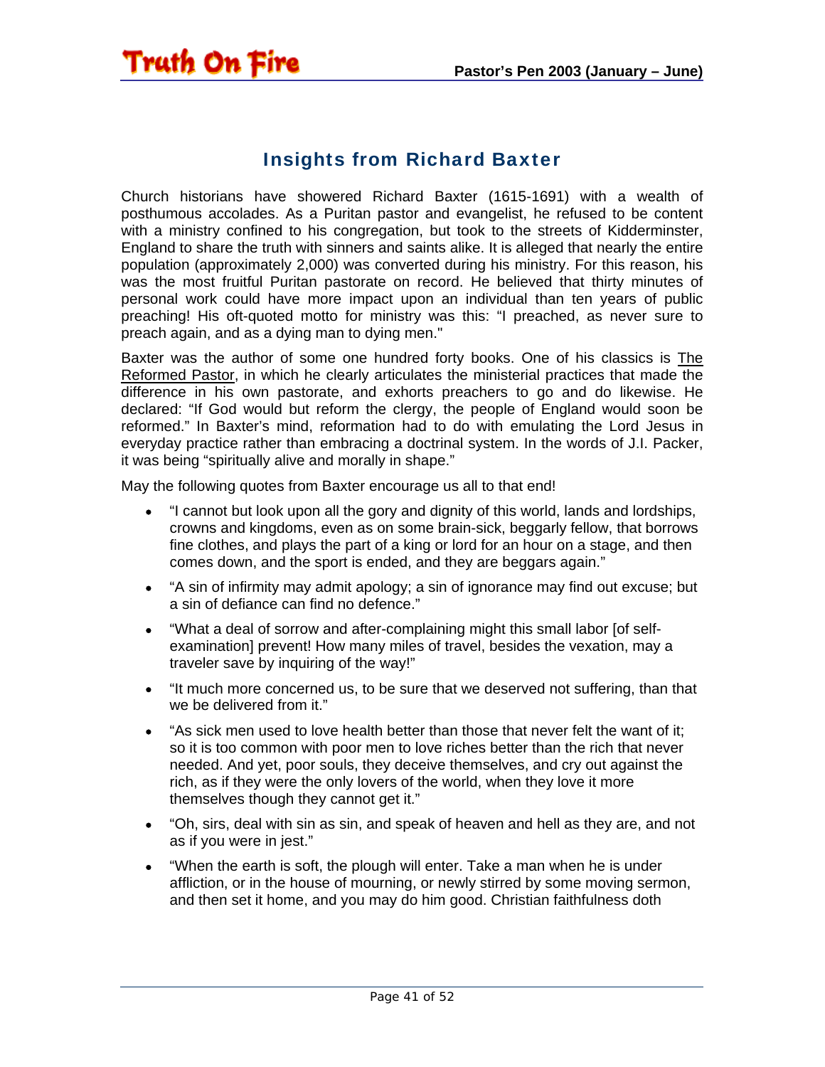## Insights from Richard Baxter

Church historians have showered Richard Baxter (1615-1691) with a wealth of posthumous accolades. As a Puritan pastor and evangelist, he refused to be content with a ministry confined to his congregation, but took to the streets of Kidderminster, England to share the truth with sinners and saints alike. It is alleged that nearly the entire population (approximately 2,000) was converted during his ministry. For this reason, his was the most fruitful Puritan pastorate on record. He believed that thirty minutes of personal work could have more impact upon an individual than ten years of public preaching! His oft-quoted motto for ministry was this: "I preached, as never sure to preach again, and as a dying man to dying men."

Baxter was the author of some one hundred forty books. One of his classics is The Reformed Pastor, in which he clearly articulates the ministerial practices that made the difference in his own pastorate, and exhorts preachers to go and do likewise. He declared: "If God would but reform the clergy, the people of England would soon be reformed." In Baxter's mind, reformation had to do with emulating the Lord Jesus in everyday practice rather than embracing a doctrinal system. In the words of J.I. Packer, it was being "spiritually alive and morally in shape."

May the following quotes from Baxter encourage us all to that end!

- "I cannot but look upon all the gory and dignity of this world, lands and lordships, crowns and kingdoms, even as on some brain-sick, beggarly fellow, that borrows fine clothes, and plays the part of a king or lord for an hour on a stage, and then comes down, and the sport is ended, and they are beggars again."
- "A sin of infirmity may admit apology; a sin of ignorance may find out excuse; but a sin of defiance can find no defence."
- "What a deal of sorrow and after-complaining might this small labor [of self-examination] prevent! How many miles of travel, besides the vexation, may a traveler save by inquiring of the way!"
- "It much more concerned us, to be sure that we deserved not suffering, than that we be delivered from it."
- "As sick men used to love health better than those that never felt the want of it; so it is too common with poor men to love riches better than the rich that never needed. And yet, poor souls, they deceive themselves, and cry out against the rich, as if they were the only lovers of the world, when they love it more themselves though they cannot get it."
- "Oh, sirs, deal with sin as sin, and speak of heaven and hell as they are, and not as if you were in jest."
- "When the earth is soft, the plough will enter. Take a man when he is under affliction, or in the house of mourning, or newly stirred by some moving sermon, and then set it home, and you may do him good. Christian faithfulness doth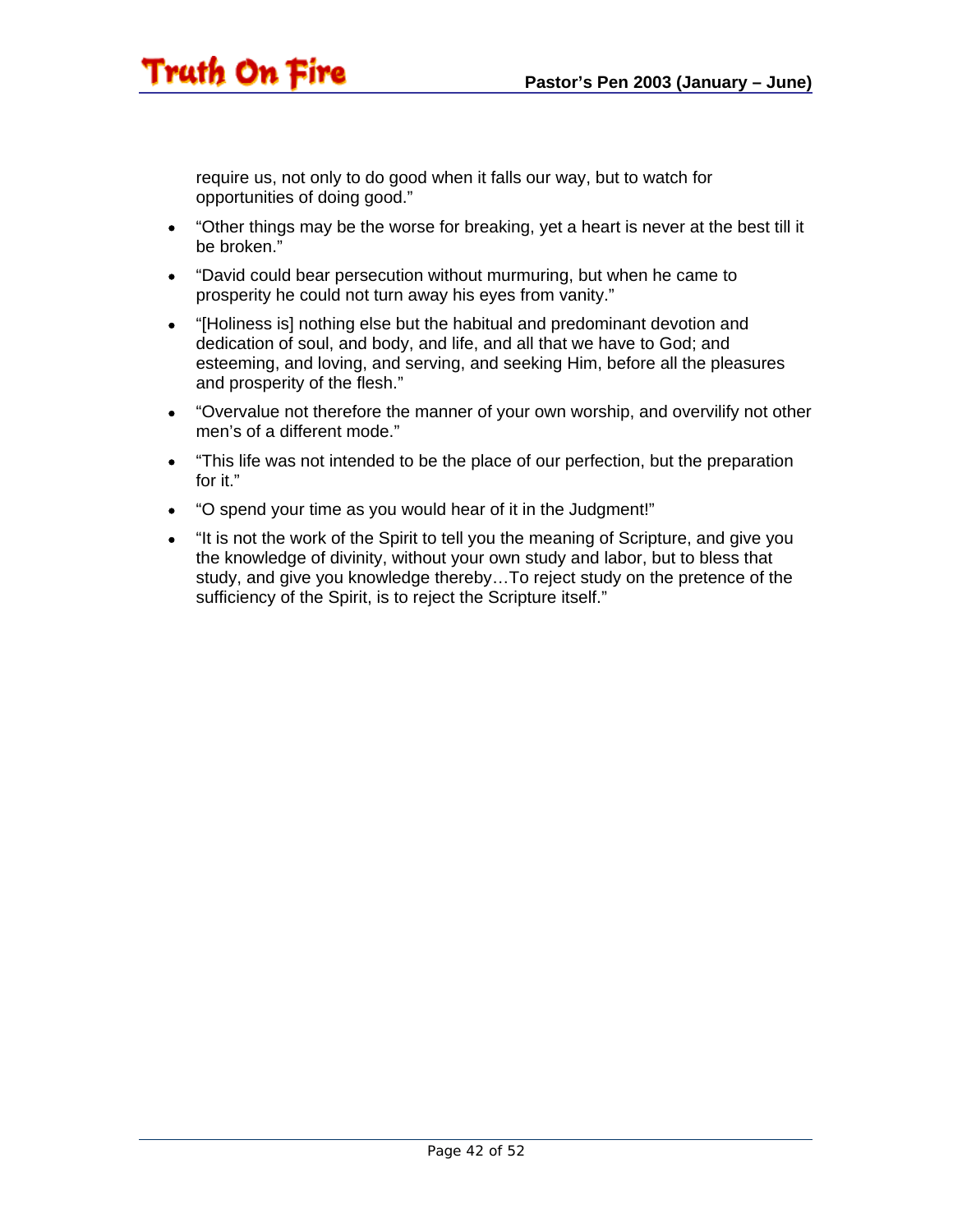require us, not only to do good when it falls our way, but to watch for opportunities of doing good."

- "Other things may be the worse for breaking, yet a heart is never at the best till it be broken."
- "David could bear persecution without murmuring, but when he came to prosperity he could not turn away his eyes from vanity."
- "[Holiness is] nothing else but the habitual and predominant devotion and dedication of soul, and body, and life, and all that we have to God; and esteeming, and loving, and serving, and seeking Him, before all the pleasures and prosperity of the flesh."
- "Overvalue not therefore the manner of your own worship, and overvilify not other men's of a different mode."
- "This life was not intended to be the place of our perfection, but the preparation for it."
- "O spend your time as you would hear of it in the Judgment!"
- "It is not the work of the Spirit to tell you the meaning of Scripture, and give you the knowledge of divinity, without your own study and labor, but to bless that study, and give you knowledge thereby…To reject study on the pretence of the sufficiency of the Spirit, is to reject the Scripture itself."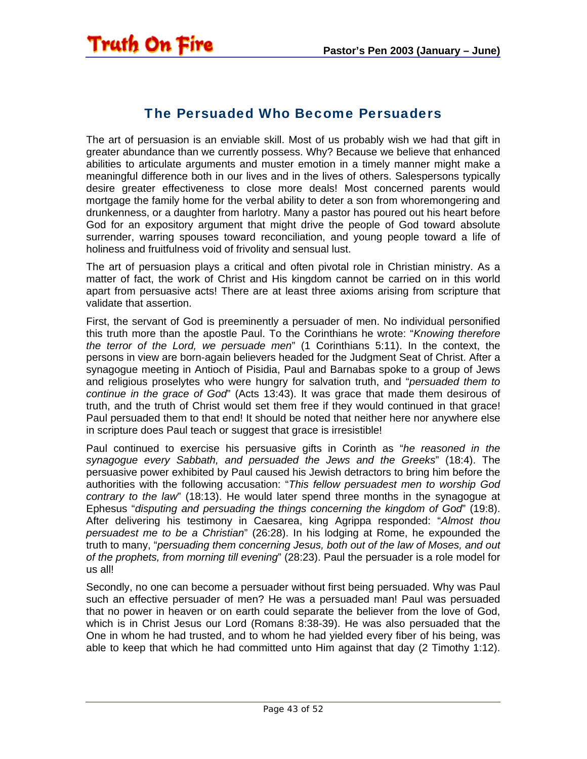## The Persuaded Who Become Persuaders

The art of persuasion is an enviable skill. Most of us probably wish we had that gift in greater abundance than we currently possess. Why? Because we believe that enhanced abilities to articulate arguments and muster emotion in a timely manner might make a meaningful difference both in our lives and in the lives of others. Salespersons typically desire greater effectiveness to close more deals! Most concerned parents would mortgage the family home for the verbal ability to deter a son from whoremongering and drunkenness, or a daughter from harlotry. Many a pastor has poured out his heart before God for an expository argument that might drive the people of God toward absolute surrender, warring spouses toward reconciliation, and young people toward a life of holiness and fruitfulness void of frivolity and sensual lust.

The art of persuasion plays a critical and often pivotal role in Christian ministry. As a matter of fact, the work of Christ and His kingdom cannot be carried on in this world apart from persuasive acts! There are at least three axioms arising from scripture that validate that assertion.

First, the servant of God is preeminently a persuader of men. No individual personified this truth more than the apostle Paul. To the Corinthians he wrote: "*Knowing therefore the terror of the Lord, we persuade men*" (1 Corinthians 5:11). In the context, the persons in view are born-again believers headed for the Judgment Seat of Christ. After a synagogue meeting in Antioch of Pisidia, Paul and Barnabas spoke to a group of Jews and religious proselytes who were hungry for salvation truth, and "*persuaded them to continue in the grace of God*" (Acts 13:43). It was grace that made them desirous of truth, and the truth of Christ would set them free if they would continued in that grace! Paul persuaded them to that end! It should be noted that neither here nor anywhere else in scripture does Paul teach or suggest that grace is irresistible!

Paul continued to exercise his persuasive gifts in Corinth as "*he reasoned in the synagogue every Sabbath, and persuaded the Jews and the Greeks*" (18:4). The persuasive power exhibited by Paul caused his Jewish detractors to bring him before the authorities with the following accusation: "*This fellow persuadest men to worship God contrary to the law*" (18:13). He would later spend three months in the synagogue at Ephesus "*disputing and persuading the things concerning the kingdom of God*" (19:8). After delivering his testimony in Caesarea, king Agrippa responded: "*Almost thou persuadest me to be a Christian*" (26:28). In his lodging at Rome, he expounded the truth to many, "*persuading them concerning Jesus, both out of the law of Moses, and out of the prophets, from morning till evening*" (28:23). Paul the persuader is a role model for us all!

Secondly, no one can become a persuader without first being persuaded. Why was Paul such an effective persuader of men? He was a persuaded man! Paul was persuaded that no power in heaven or on earth could separate the believer from the love of God, which is in Christ Jesus our Lord (Romans 8:38-39). He was also persuaded that the One in whom he had trusted, and to whom he had yielded every fiber of his being, was able to keep that which he had committed unto Him against that day (2 Timothy 1:12).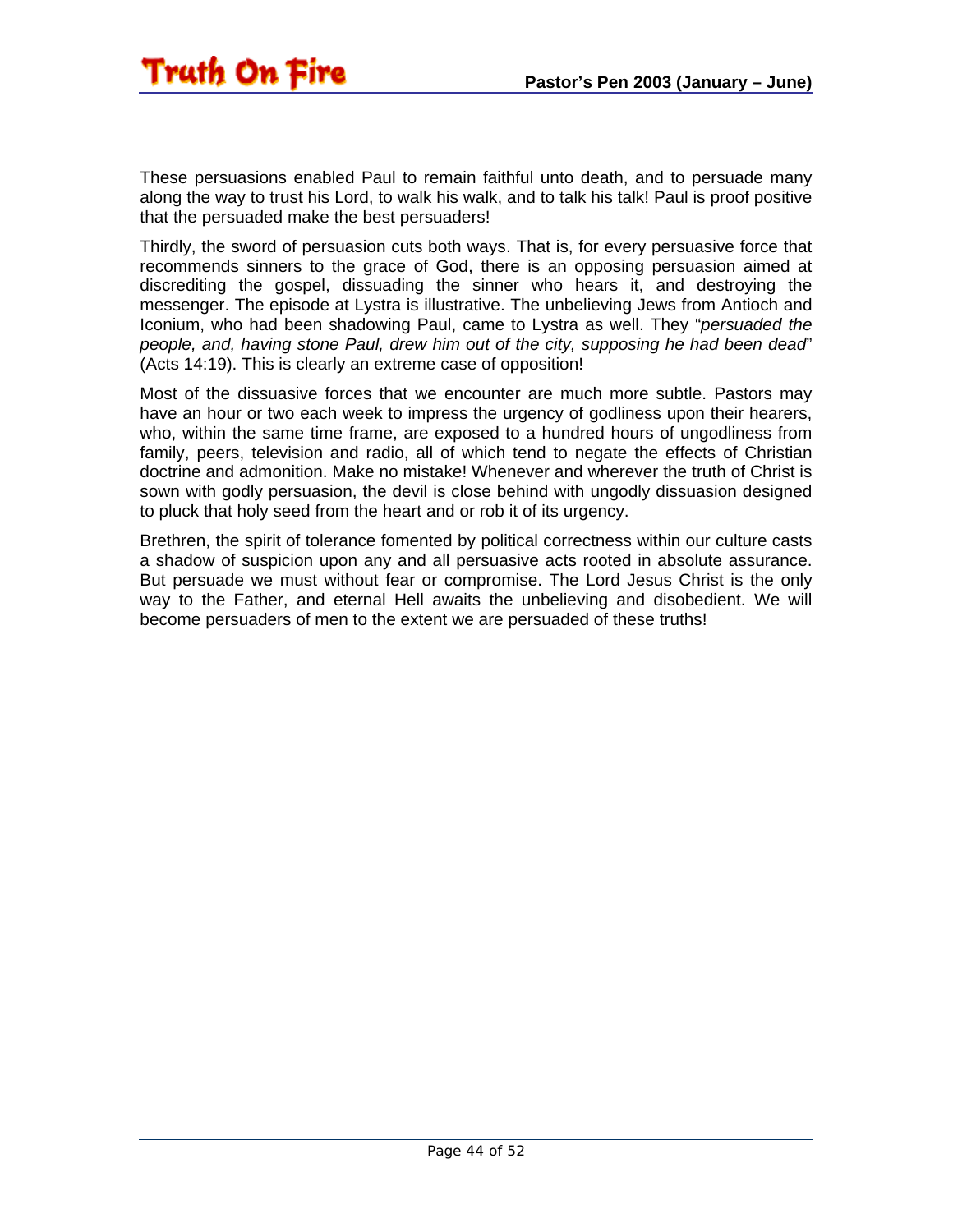These persuasions enabled Paul to remain faithful unto death, and to persuade many along the way to trust his Lord, to walk his walk, and to talk his talk! Paul is proof positive that the persuaded make the best persuaders!

Thirdly, the sword of persuasion cuts both ways. That is, for every persuasive force that recommends sinners to the grace of God, there is an opposing persuasion aimed at discrediting the gospel, dissuading the sinner who hears it, and destroying the messenger. The episode at Lystra is illustrative. The unbelieving Jews from Antioch and Iconium, who had been shadowing Paul, came to Lystra as well. They "*persuaded the people, and, having stone Paul, drew him out of the city, supposing he had been dead*" (Acts 14:19). This is clearly an extreme case of opposition!

Most of the dissuasive forces that we encounter are much more subtle. Pastors may have an hour or two each week to impress the urgency of godliness upon their hearers, who, within the same time frame, are exposed to a hundred hours of ungodliness from family, peers, television and radio, all of which tend to negate the effects of Christian doctrine and admonition. Make no mistake! Whenever and wherever the truth of Christ is sown with godly persuasion, the devil is close behind with ungodly dissuasion designed to pluck that holy seed from the heart and or rob it of its urgency.

Brethren, the spirit of tolerance fomented by political correctness within our culture casts a shadow of suspicion upon any and all persuasive acts rooted in absolute assurance. But persuade we must without fear or compromise. The Lord Jesus Christ is the only way to the Father, and eternal Hell awaits the unbelieving and disobedient. We will become persuaders of men to the extent we are persuaded of these truths!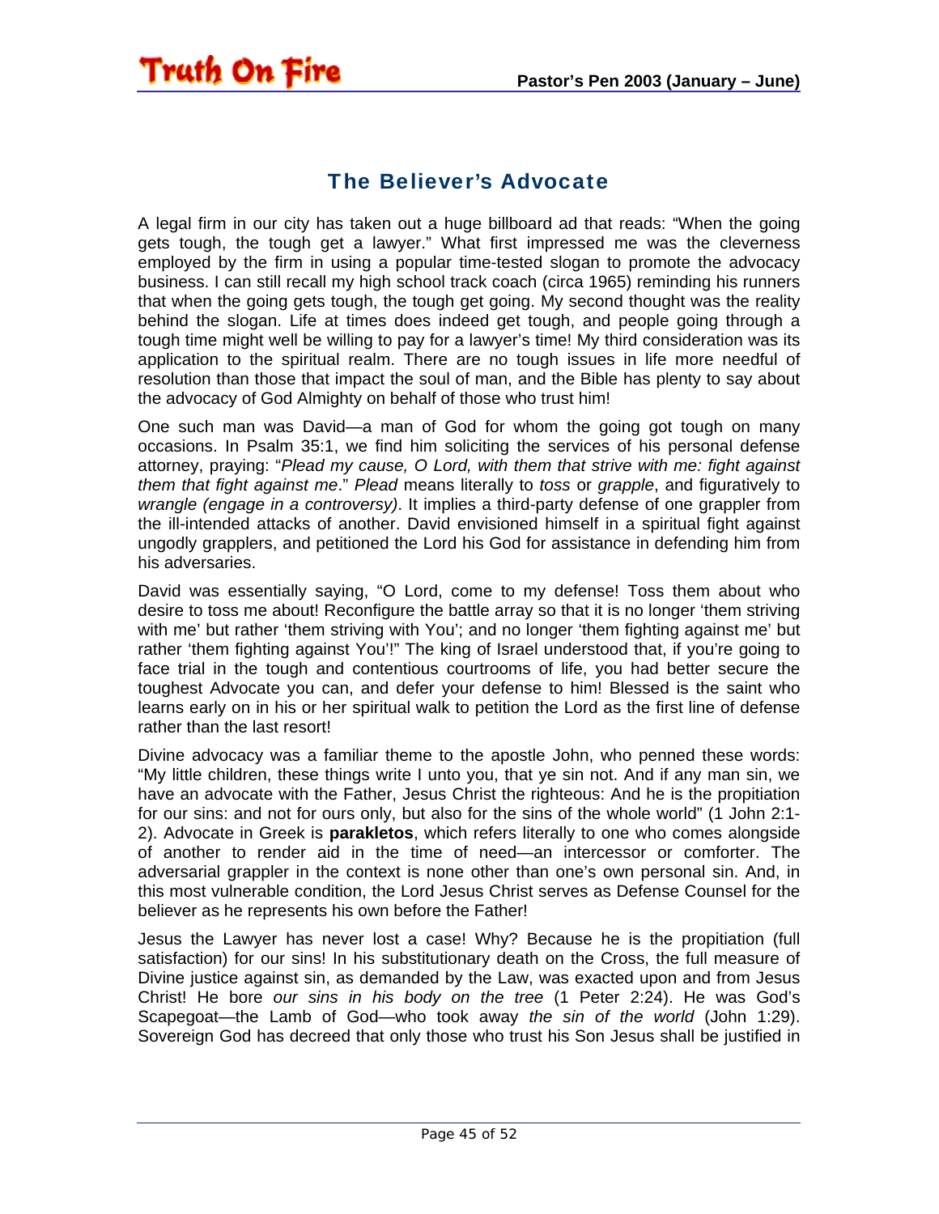## The Believer's Advocate

A legal firm in our city has taken out a huge billboard ad that reads: "When the going gets tough, the tough get a lawyer." What first impressed me was the cleverness employed by the firm in using a popular time-tested slogan to promote the advocacy business. I can still recall my high school track coach (circa 1965) reminding his runners that when the going gets tough, the tough get going. My second thought was the reality behind the slogan. Life at times does indeed get tough, and people going through a tough time might well be willing to pay for a lawyer's time! My third consideration was its application to the spiritual realm. There are no tough issues in life more needful of resolution than those that impact the soul of man, and the Bible has plenty to say about the advocacy of God Almighty on behalf of those who trust him!

One such man was David—a man of God for whom the going got tough on many occasions. In Psalm 35:1, we find him soliciting the services of his personal defense attorney, praying: "*Plead my cause, O Lord, with them that strive with me: fight against them that fight against me*." *Plead* means literally to *toss* or *grapple*, and figuratively to *wrangle (engage in a controversy)*. It implies a third-party defense of one grappler from the ill-intended attacks of another. David envisioned himself in a spiritual fight against ungodly grapplers, and petitioned the Lord his God for assistance in defending him from his adversaries.

David was essentially saying, "O Lord, come to my defense! Toss them about who desire to toss me about! Reconfigure the battle array so that it is no longer 'them striving with me' but rather 'them striving with You'; and no longer 'them fighting against me' but rather 'them fighting against You'!" The king of Israel understood that, if you're going to face trial in the tough and contentious courtrooms of life, you had better secure the toughest Advocate you can, and defer your defense to him! Blessed is the saint who learns early on in his or her spiritual walk to petition the Lord as the first line of defense rather than the last resort!

Divine advocacy was a familiar theme to the apostle John, who penned these words: "My little children, these things write I unto you, that ye sin not. And if any man sin, we have an advocate with the Father, Jesus Christ the righteous: And he is the propitiation for our sins: and not for ours only, but also for the sins of the whole world" (1 John 2:1-2). Advocate in Greek is **parakletos**, which refers literally to one who comes alongside of another to render aid in the time of need—an intercessor or comforter. The adversarial grappler in the context is none other than one's own personal sin. And, in this most vulnerable condition, the Lord Jesus Christ serves as Defense Counsel for the believer as he represents his own before the Father!

Jesus the Lawyer has never lost a case! Why? Because he is the propitiation (full satisfaction) for our sins! In his substitutionary death on the Cross, the full measure of Divine justice against sin, as demanded by the Law, was exacted upon and from Jesus Christ! He bore *our sins in his body on the tree* (1 Peter 2:24). He was God's Scapegoat—the Lamb of God—who took away *the sin of the world* (John 1:29). Sovereign God has decreed that only those who trust his Son Jesus shall be justified in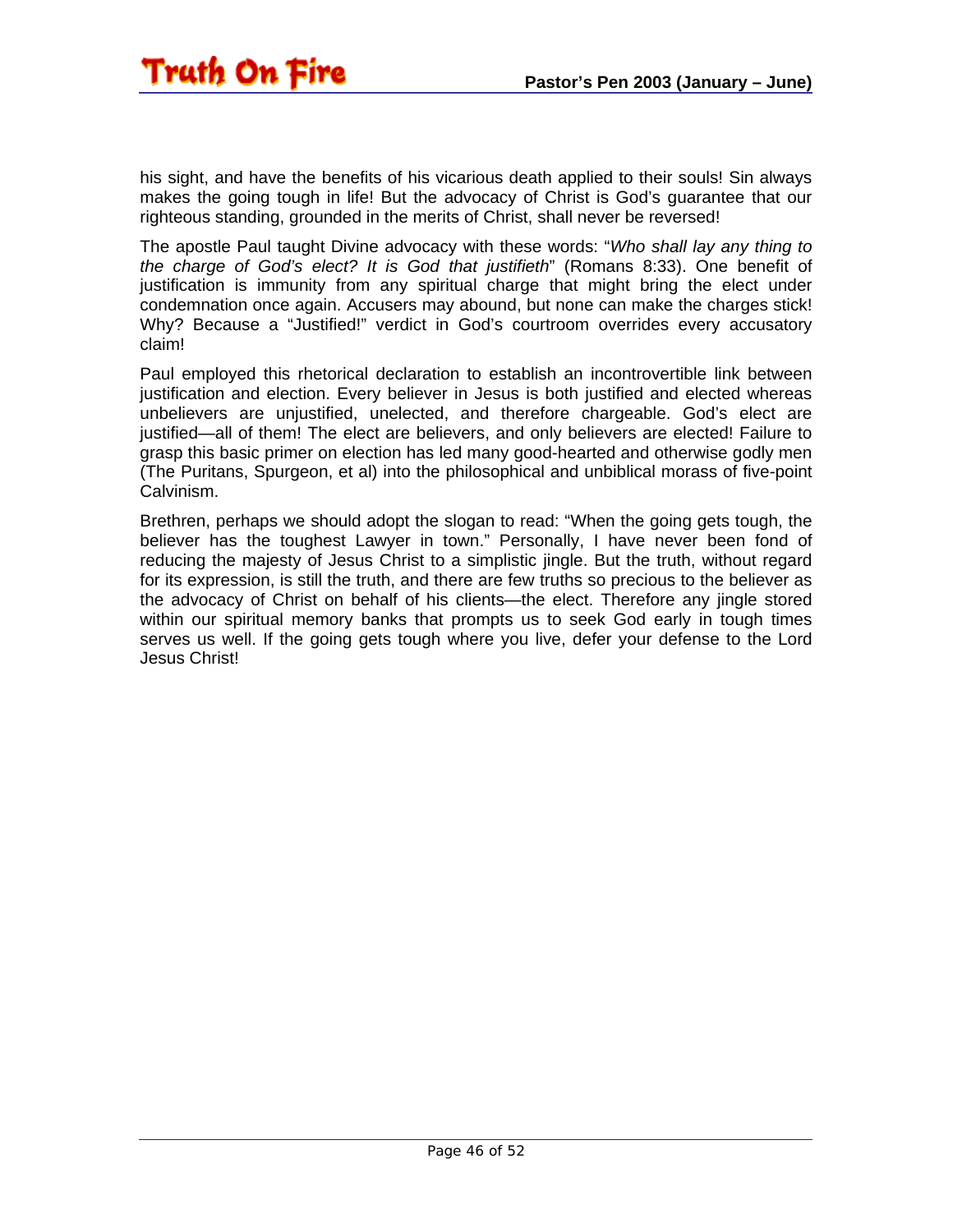his sight, and have the benefits of his vicarious death applied to their souls! Sin always makes the going tough in life! But the advocacy of Christ is God's guarantee that our righteous standing, grounded in the merits of Christ, shall never be reversed!

The apostle Paul taught Divine advocacy with these words: "*Who shall lay any thing to the charge of God's elect? It is God that justifieth*" (Romans 8:33). One benefit of justification is immunity from any spiritual charge that might bring the elect under condemnation once again. Accusers may abound, but none can make the charges stick! Why? Because a "Justified!" verdict in God's courtroom overrides every accusatory claim!

Paul employed this rhetorical declaration to establish an incontrovertible link between justification and election. Every believer in Jesus is both justified and elected whereas unbelievers are unjustified, unelected, and therefore chargeable. God's elect are justified—all of them! The elect are believers, and only believers are elected! Failure to grasp this basic primer on election has led many good-hearted and otherwise godly men (The Puritans, Spurgeon, et al) into the philosophical and unbiblical morass of five-point Calvinism.

Brethren, perhaps we should adopt the slogan to read: "When the going gets tough, the believer has the toughest Lawyer in town." Personally, I have never been fond of reducing the majesty of Jesus Christ to a simplistic jingle. But the truth, without regard for its expression, is still the truth, and there are few truths so precious to the believer as the advocacy of Christ on behalf of his clients—the elect. Therefore any jingle stored within our spiritual memory banks that prompts us to seek God early in tough times serves us well. If the going gets tough where you live, defer your defense to the Lord Jesus Christ!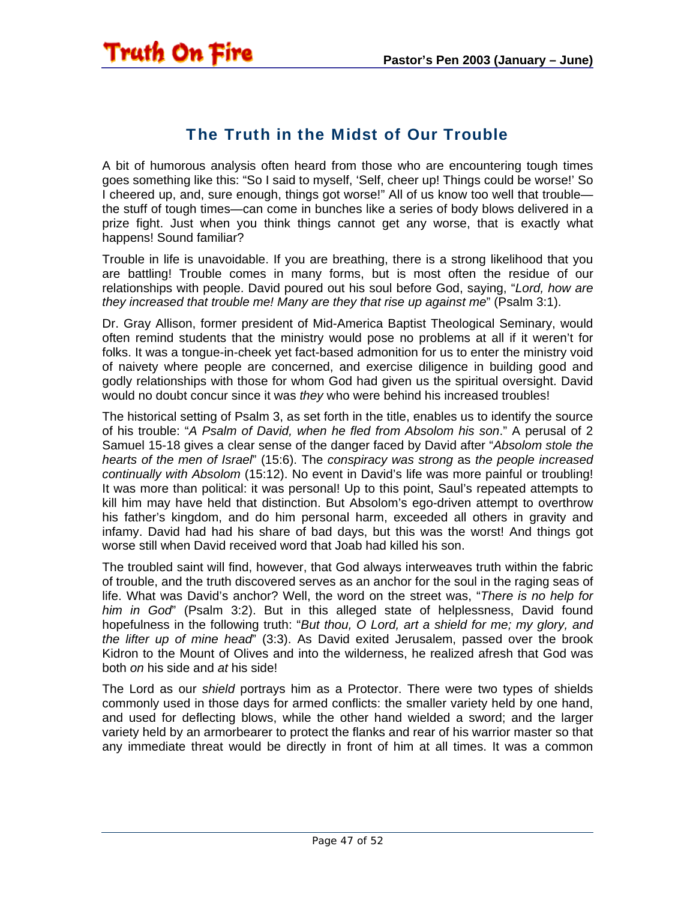## The Truth in the Midst of Our Trouble

A bit of humorous analysis often heard from those who are encountering tough times goes something like this: "So I said to myself, 'Self, cheer up! Things could be worse!' So I cheered up, and, sure enough, things got worse!" All of us know too well that trouble—the stuff of tough times—can come in bunches like a series of body blows delivered in a prize fight. Just when you think things cannot get any worse, that is exactly what happens! Sound familiar?

Trouble in life is unavoidable. If you are breathing, there is a strong likelihood that you are battling! Trouble comes in many forms, but is most often the residue of our relationships with people. David poured out his soul before God, saying, "*Lord, how are they increased that trouble me! Many are they that rise up against me*" (Psalm 3:1).

Dr. Gray Allison, former president of Mid-America Baptist Theological Seminary, would often remind students that the ministry would pose no problems at all if it weren't for folks. It was a tongue-in-cheek yet fact-based admonition for us to enter the ministry void of naivety where people are concerned, and exercise diligence in building good and godly relationships with those for whom God had given us the spiritual oversight. David would no doubt concur since it was *they* who were behind his increased troubles!

The historical setting of Psalm 3, as set forth in the title, enables us to identify the source of his trouble: "*A Psalm of David, when he fled from Absolom his son*." A perusal of 2 Samuel 15-18 gives a clear sense of the danger faced by David after "*Absolom stole the hearts of the men of Israel*" (15:6). The *conspiracy was strong* as *the people increased continually with Absolom* (15:12). No event in David's life was more painful or troubling! It was more than political: it was personal! Up to this point, Saul's repeated attempts to kill him may have held that distinction. But Absolom's ego-driven attempt to overthrow his father's kingdom, and do him personal harm, exceeded all others in gravity and infamy. David had had his share of bad days, but this was the worst! And things got worse still when David received word that Joab had killed his son.

The troubled saint will find, however, that God always interweaves truth within the fabric of trouble, and the truth discovered serves as an anchor for the soul in the raging seas of life. What was David's anchor? Well, the word on the street was, "*There is no help for him in God*" (Psalm 3:2). But in this alleged state of helplessness, David found hopefulness in the following truth: "*But thou, O Lord, art a shield for me; my glory, and the lifter up of mine head*" (3:3). As David exited Jerusalem, passed over the brook Kidron to the Mount of Olives and into the wilderness, he realized afresh that God was both *on* his side and *at* his side!

The Lord as our *shield* portrays him as a Protector. There were two types of shields commonly used in those days for armed conflicts: the smaller variety held by one hand, and used for deflecting blows, while the other hand wielded a sword; and the larger variety held by an armorbearer to protect the flanks and rear of his warrior master so that any immediate threat would be directly in front of him at all times. It was a common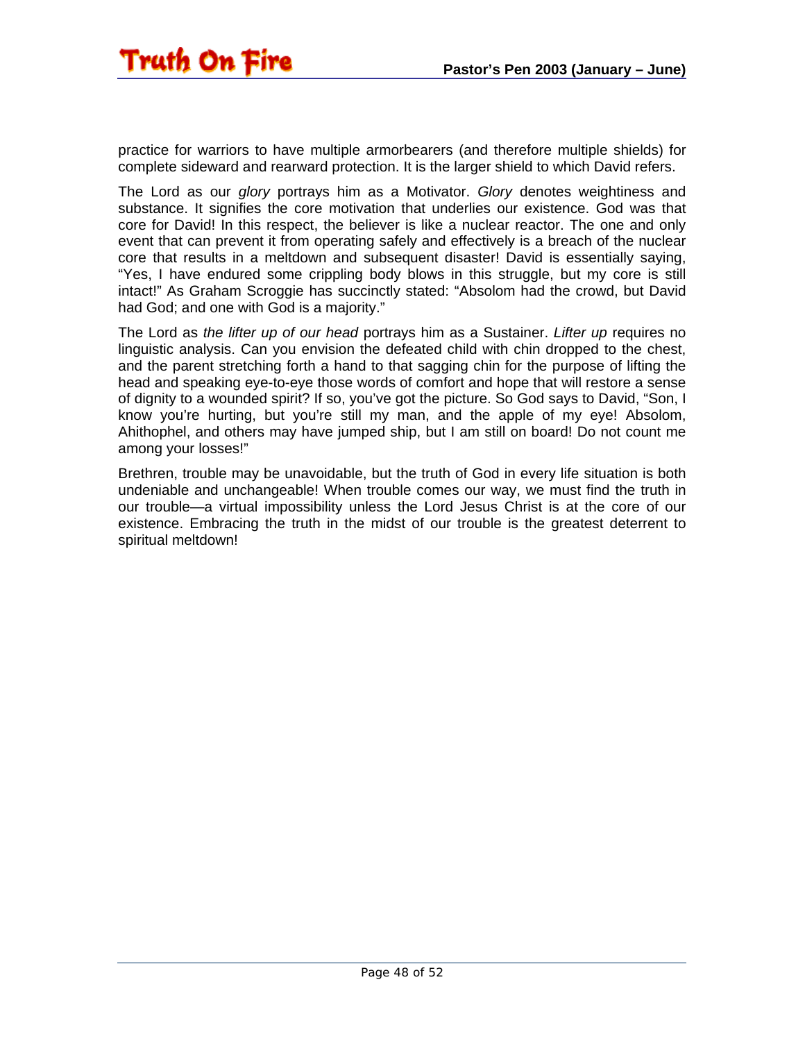practice for warriors to have multiple armorbearers (and therefore multiple shields) for complete sideward and rearward protection. It is the larger shield to which David refers.

The Lord as our *glory* portrays him as a Motivator. *Glory* denotes weightiness and substance. It signifies the core motivation that underlies our existence. God was that core for David! In this respect, the believer is like a nuclear reactor. The one and only event that can prevent it from operating safely and effectively is a breach of the nuclear core that results in a meltdown and subsequent disaster! David is essentially saying, "Yes, I have endured some crippling body blows in this struggle, but my core is still intact!" As Graham Scroggie has succinctly stated: "Absolom had the crowd, but David had God; and one with God is a majority."

The Lord as *the lifter up of our head* portrays him as a Sustainer. *Lifter up* requires no linguistic analysis. Can you envision the defeated child with chin dropped to the chest, and the parent stretching forth a hand to that sagging chin for the purpose of lifting the head and speaking eye-to-eye those words of comfort and hope that will restore a sense of dignity to a wounded spirit? If so, you've got the picture. So God says to David, "Son, I know you're hurting, but you're still my man, and the apple of my eye! Absolom, Ahithophel, and others may have jumped ship, but I am still on board! Do not count me among your losses!"

Brethren, trouble may be unavoidable, but the truth of God in every life situation is both undeniable and unchangeable! When trouble comes our way, we must find the truth in our trouble—a virtual impossibility unless the Lord Jesus Christ is at the core of our existence. Embracing the truth in the midst of our trouble is the greatest deterrent to spiritual meltdown!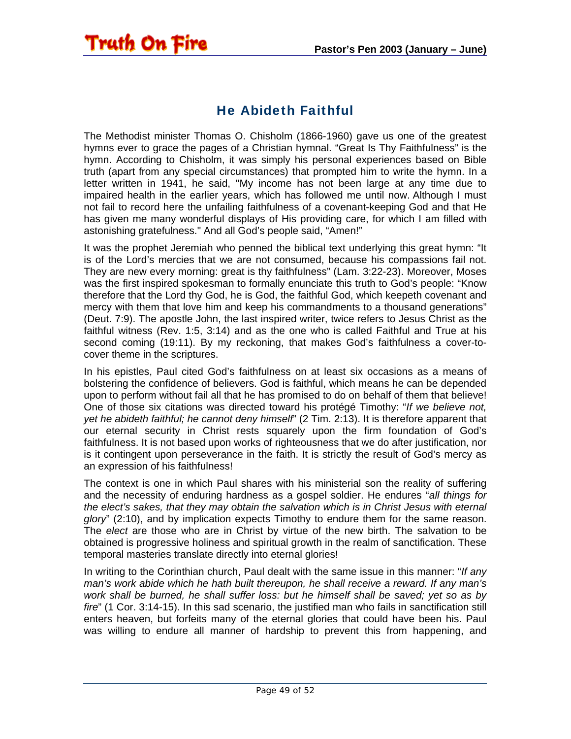## He Abideth Faithful

The Methodist minister Thomas O. Chisholm (1866-1960) gave us one of the greatest hymns ever to grace the pages of a Christian hymnal. “Great Is Thy Faithfulness” is the hymn. According to Chisholm, it was simply his personal experiences based on Bible truth (apart from any special circumstances) that prompted him to write the hymn. In a letter written in 1941, he said, "My income has not been large at any time due to impaired health in the earlier years, which has followed me until now. Although I must not fail to record here the unfailing faithfulness of a covenant-keeping God and that He has given me many wonderful displays of His providing care, for which I am filled with astonishing gratefulness." And all God’s people said, “Amen!”

It was the prophet Jeremiah who penned the biblical text underlying this great hymn: “It is of the Lord’s mercies that we are not consumed, because his compassions fail not. They are new every morning: great is thy faithfulness” (Lam. 3:22-23). Moreover, Moses was the first inspired spokesman to formally enunciate this truth to God’s people: “Know therefore that the Lord thy God, he is God, the faithful God, which keepeth covenant and mercy with them that love him and keep his commandments to a thousand generations” (Deut. 7:9). The apostle John, the last inspired writer, twice refers to Jesus Christ as the faithful witness (Rev. 1:5, 3:14) and as the one who is called Faithful and True at his second coming (19:11). By my reckoning, that makes God’s faithfulness a cover-to-cover theme in the scriptures.

In his epistles, Paul cited God’s faithfulness on at least six occasions as a means of bolstering the confidence of believers. God is faithful, which means he can be depended upon to perform without fail all that he has promised to do on behalf of them that believe! One of those six citations was directed toward his protégé Timothy: “*If we believe not, yet he abideth faithful; he cannot deny himself*” (2 Tim. 2:13). It is therefore apparent that our eternal security in Christ rests squarely upon the firm foundation of God’s faithfulness. It is not based upon works of righteousness that we do after justification, nor is it contingent upon perseverance in the faith. It is strictly the result of God’s mercy as an expression of his faithfulness!

The context is one in which Paul shares with his ministerial son the reality of suffering and the necessity of enduring hardness as a gospel soldier. He endures “*all things for the elect’s sakes, that they may obtain the salvation which is in Christ Jesus with eternal glory*” (2:10), and by implication expects Timothy to endure them for the same reason. The *elect* are those who are in Christ by virtue of the new birth. The salvation to be obtained is progressive holiness and spiritual growth in the realm of sanctification. These temporal masteries translate directly into eternal glories!

In writing to the Corinthian church, Paul dealt with the same issue in this manner: “*If any man’s work abide which he hath built thereupon, he shall receive a reward. If any man’s work shall be burned, he shall suffer loss: but he himself shall be saved; yet so as by fire*” (1 Cor. 3:14-15). In this sad scenario, the justified man who fails in sanctification still enters heaven, but forfeits many of the eternal glories that could have been his. Paul was willing to endure all manner of hardship to prevent this from happening, and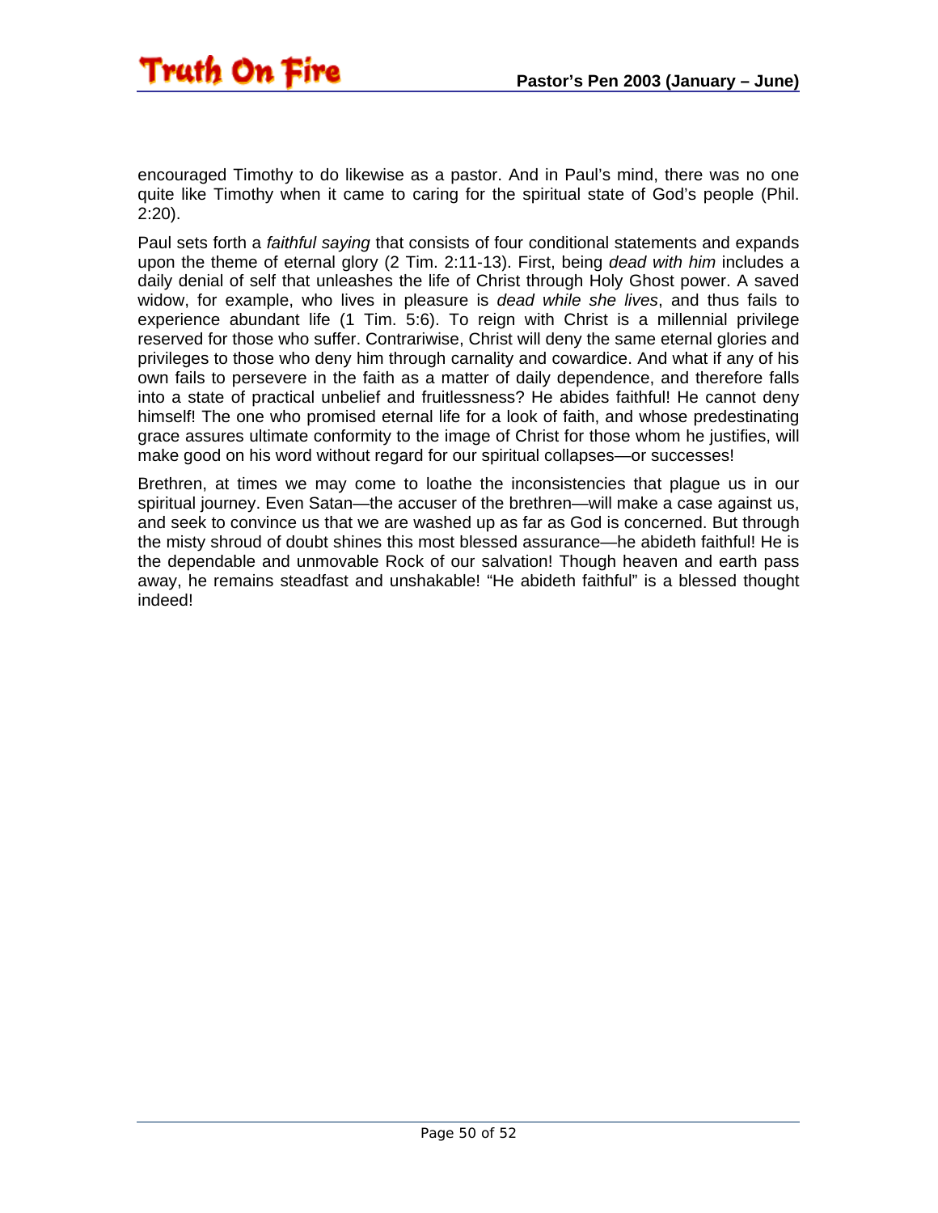encouraged Timothy to do likewise as a pastor. And in Paul's mind, there was no one quite like Timothy when it came to caring for the spiritual state of God's people (Phil. 2:20).

Paul sets forth a *faithful saying* that consists of four conditional statements and expands upon the theme of eternal glory (2 Tim. 2:11-13). First, being *dead with him* includes a daily denial of self that unleashes the life of Christ through Holy Ghost power. A saved widow, for example, who lives in pleasure is *dead while she lives*, and thus fails to experience abundant life (1 Tim. 5:6). To reign with Christ is a millennial privilege reserved for those who suffer. Contrariwise, Christ will deny the same eternal glories and privileges to those who deny him through carnality and cowardice. And what if any of his own fails to persevere in the faith as a matter of daily dependence, and therefore falls into a state of practical unbelief and fruitlessness? He abides faithful! He cannot deny himself! The one who promised eternal life for a look of faith, and whose predestinating grace assures ultimate conformity to the image of Christ for those whom he justifies, will make good on his word without regard for our spiritual collapses—or successes!

Brethren, at times we may come to loathe the inconsistencies that plague us in our spiritual journey. Even Satan—the accuser of the brethren—will make a case against us, and seek to convince us that we are washed up as far as God is concerned. But through the misty shroud of doubt shines this most blessed assurance—he abideth faithful! He is the dependable and unmovable Rock of our salvation! Though heaven and earth pass away, he remains steadfast and unshakable! "He abideth faithful" is a blessed thought indeed!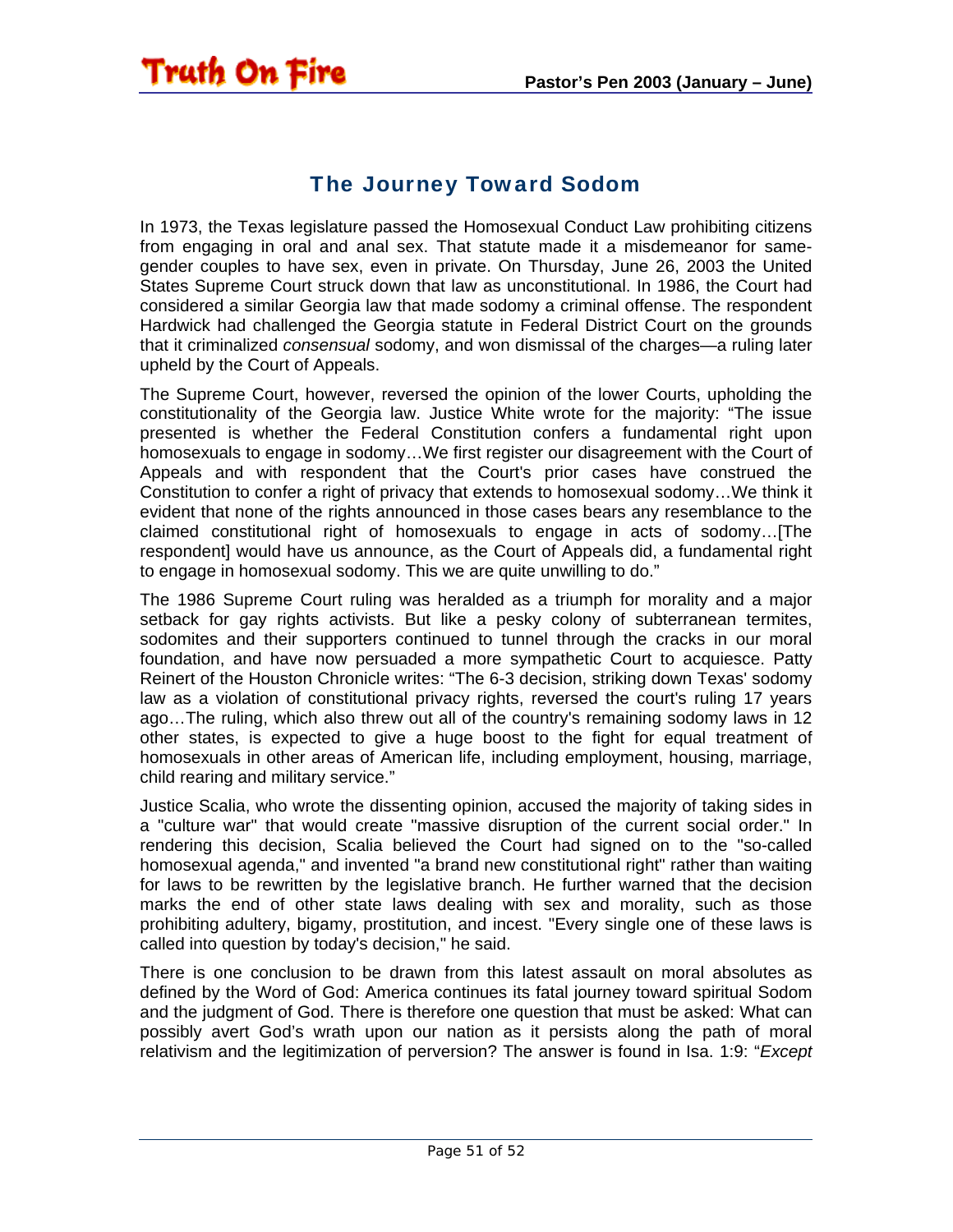## The Journey Toward Sodom

In 1973, the Texas legislature passed the Homosexual Conduct Law prohibiting citizens from engaging in oral and anal sex. That statute made it a misdemeanor for same-gender couples to have sex, even in private. On Thursday, June 26, 2003 the United States Supreme Court struck down that law as unconstitutional. In 1986, the Court had considered a similar Georgia law that made sodomy a criminal offense. The respondent Hardwick had challenged the Georgia statute in Federal District Court on the grounds that it criminalized *consensual* sodomy, and won dismissal of the charges—a ruling later upheld by the Court of Appeals.

The Supreme Court, however, reversed the opinion of the lower Courts, upholding the constitutionality of the Georgia law. Justice White wrote for the majority: "The issue presented is whether the Federal Constitution confers a fundamental right upon homosexuals to engage in sodomy…We first register our disagreement with the Court of Appeals and with respondent that the Court's prior cases have construed the Constitution to confer a right of privacy that extends to homosexual sodomy…We think it evident that none of the rights announced in those cases bears any resemblance to the claimed constitutional right of homosexuals to engage in acts of sodomy…[The respondent] would have us announce, as the Court of Appeals did, a fundamental right to engage in homosexual sodomy. This we are quite unwilling to do."

The 1986 Supreme Court ruling was heralded as a triumph for morality and a major setback for gay rights activists. But like a pesky colony of subterranean termites, sodomites and their supporters continued to tunnel through the cracks in our moral foundation, and have now persuaded a more sympathetic Court to acquiesce. Patty Reinert of the Houston Chronicle writes: "The 6-3 decision, striking down Texas' sodomy law as a violation of constitutional privacy rights, reversed the court's ruling 17 years ago…The ruling, which also threw out all of the country's remaining sodomy laws in 12 other states, is expected to give a huge boost to the fight for equal treatment of homosexuals in other areas of American life, including employment, housing, marriage, child rearing and military service."

Justice Scalia, who wrote the dissenting opinion, accused the majority of taking sides in a "culture war" that would create "massive disruption of the current social order." In rendering this decision, Scalia believed the Court had signed on to the "so-called homosexual agenda," and invented "a brand new constitutional right" rather than waiting for laws to be rewritten by the legislative branch. He further warned that the decision marks the end of other state laws dealing with sex and morality, such as those prohibiting adultery, bigamy, prostitution, and incest. "Every single one of these laws is called into question by today's decision," he said.

There is one conclusion to be drawn from this latest assault on moral absolutes as defined by the Word of God: America continues its fatal journey toward spiritual Sodom and the judgment of God. There is therefore one question that must be asked: What can possibly avert God's wrath upon our nation as it persists along the path of moral relativism and the legitimization of perversion? The answer is found in Isa. 1:9: "*Except*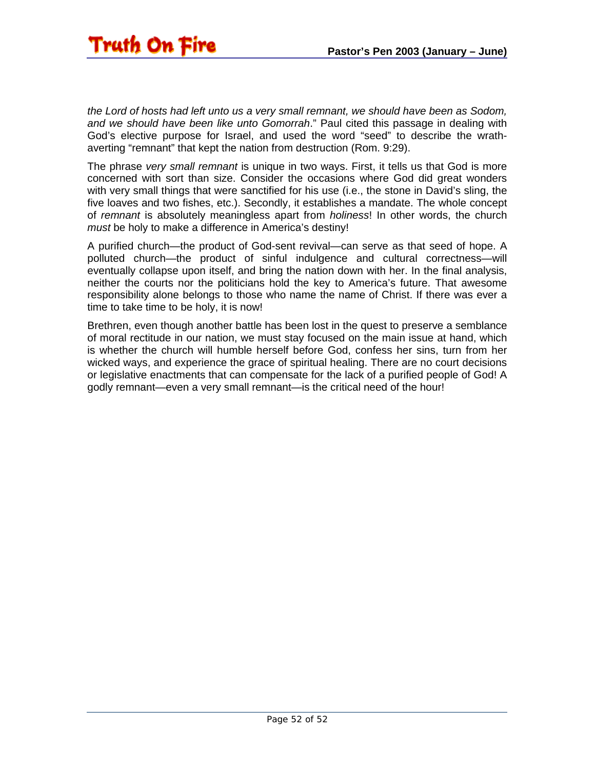*the Lord of hosts had left unto us a very small remnant, we should have been as Sodom, and we should have been like unto Gomorrah*." Paul cited this passage in dealing with God's elective purpose for Israel, and used the word "seed" to describe the wrath-averting "remnant" that kept the nation from destruction (Rom. 9:29).

The phrase *very small remnant* is unique in two ways. First, it tells us that God is more concerned with sort than size. Consider the occasions where God did great wonders with very small things that were sanctified for his use (i.e., the stone in David's sling, the five loaves and two fishes, etc.). Secondly, it establishes a mandate. The whole concept of *remnant* is absolutely meaningless apart from *holiness*! In other words, the church *must* be holy to make a difference in America's destiny!

A purified church—the product of God-sent revival—can serve as that seed of hope. A polluted church—the product of sinful indulgence and cultural correctness—will eventually collapse upon itself, and bring the nation down with her. In the final analysis, neither the courts nor the politicians hold the key to America's future. That awesome responsibility alone belongs to those who name the name of Christ. If there was ever a time to take time to be holy, it is now!

Brethren, even though another battle has been lost in the quest to preserve a semblance of moral rectitude in our nation, we must stay focused on the main issue at hand, which is whether the church will humble herself before God, confess her sins, turn from her wicked ways, and experience the grace of spiritual healing. There are no court decisions or legislative enactments that can compensate for the lack of a purified people of God! A godly remnant—even a very small remnant—is the critical need of the hour!